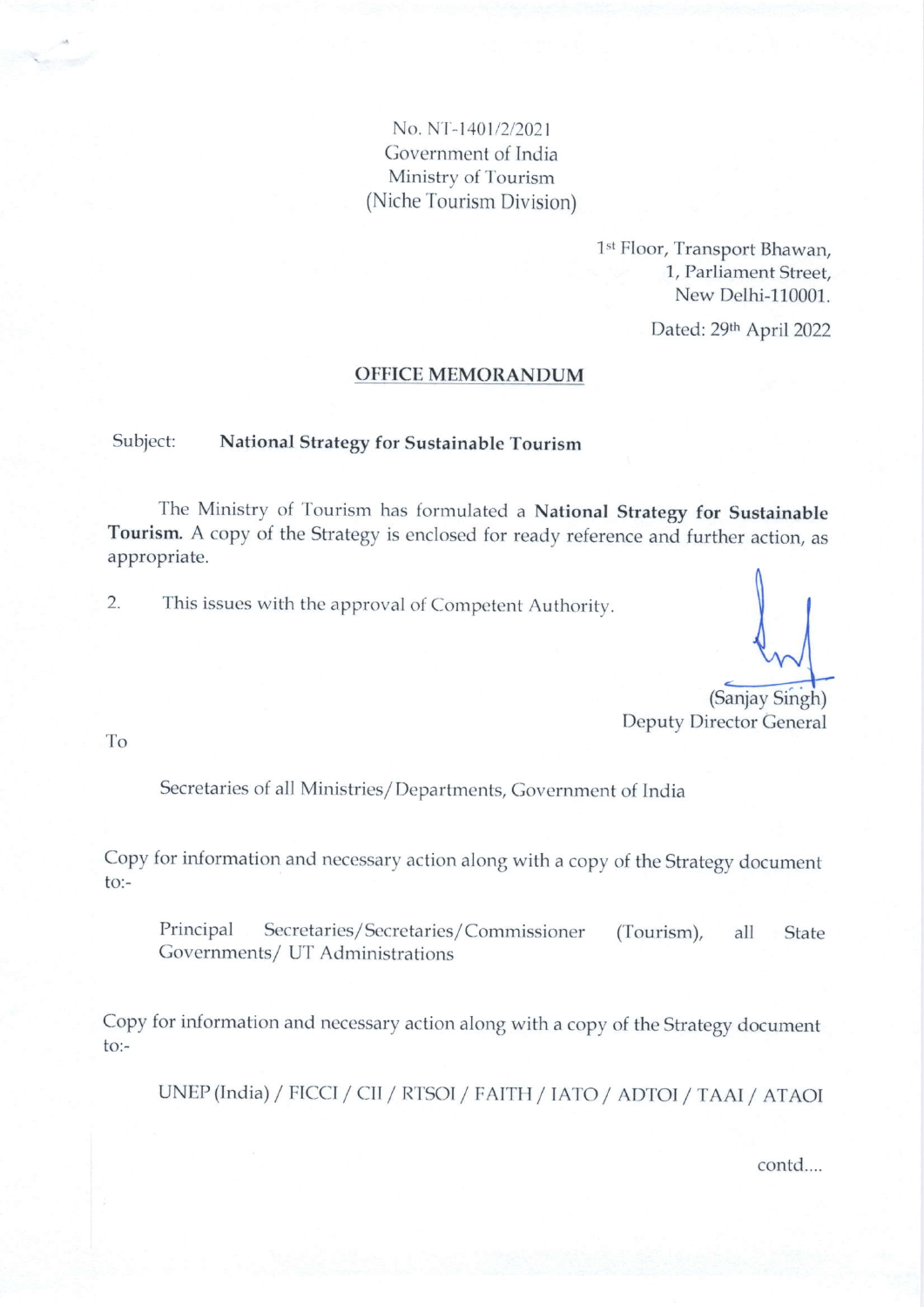No. NT-1401/2/2021
Government of India
Ministry of Tourism
(Niche Tourism Division)

1st Floor, Transport Bhawan,
1, Parliament Street,
New Delhi-110001.

Dated: 29th April 2022

## OFFICE MEMORANDUM

Subject: **National Strategy for Sustainable Tourism**

The Ministry of Tourism has formulated a **National Strategy for Sustainable Tourism.** A copy of the Strategy is enclosed for ready reference and further action, as appropriate.

2. This issues with the approval of Competent Authority.

(Sanjay Singh)
Deputy Director General

To

Secretaries of all Ministries/Departments, Government of India

Copy for information and necessary action along with a copy of the Strategy document to:-

Principal Secretaries/Secretaries/Commissioner (Tourism), all State Governments/ UT Administrations

Copy for information and necessary action along with a copy of the Strategy document to:-

UNEP (India) / FICCI / CII / RTSOI / FAITH / IATO / ADTOI / TAAI / ATAOI

contd....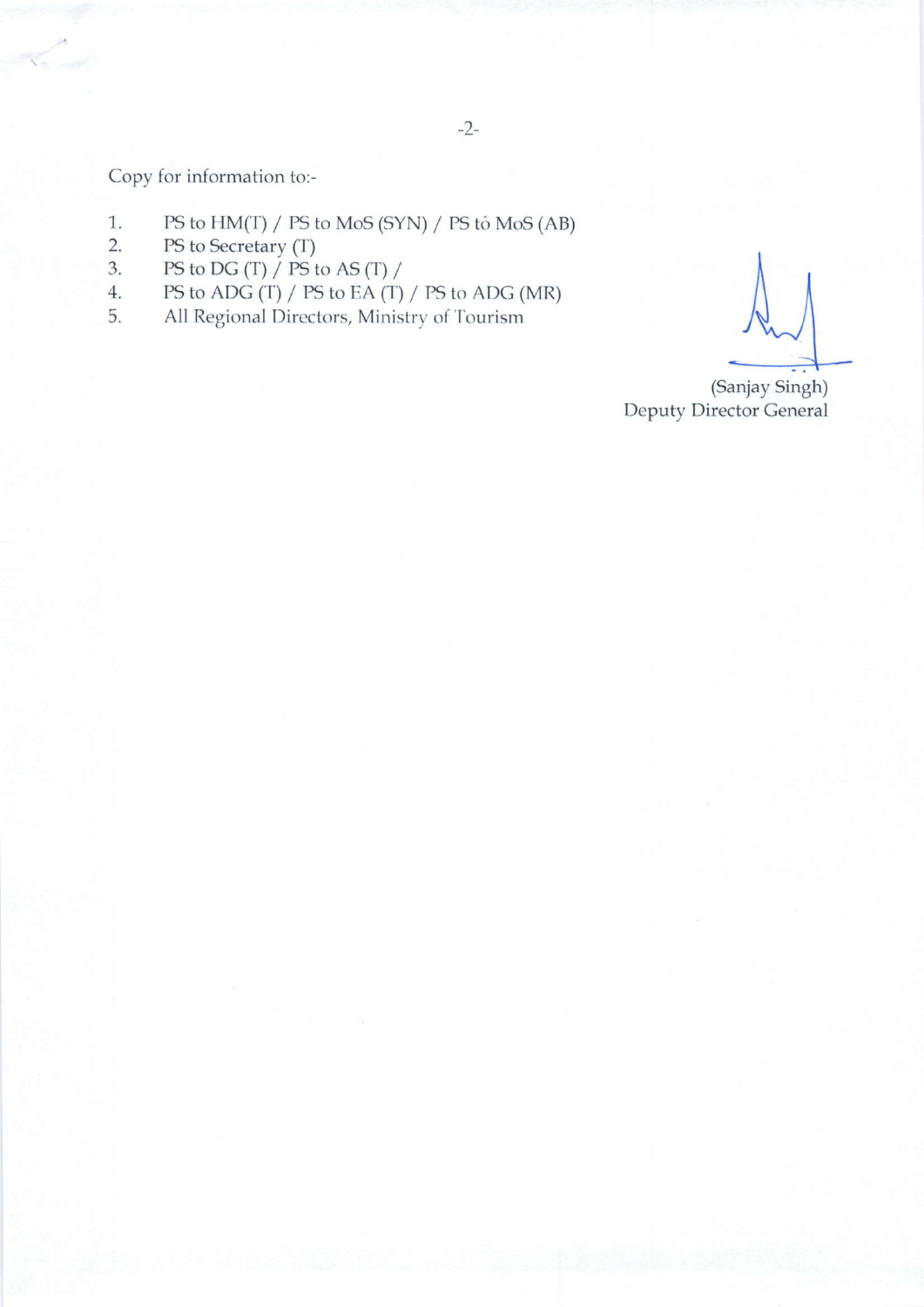Copy for information to:-

1. PS to HM(T) / PS to MoS (SYN) / PS tó MoS (AB)
2. PS to Secretary (T)
3. PS to DG (T) / PS to AS (T) /
4. PS to ADG (T) / PS to EA (T) / PS to ADG (MR)
5. All Regional Directors, Ministry of Tourism

(Sanjay Singh)
Deputy Director General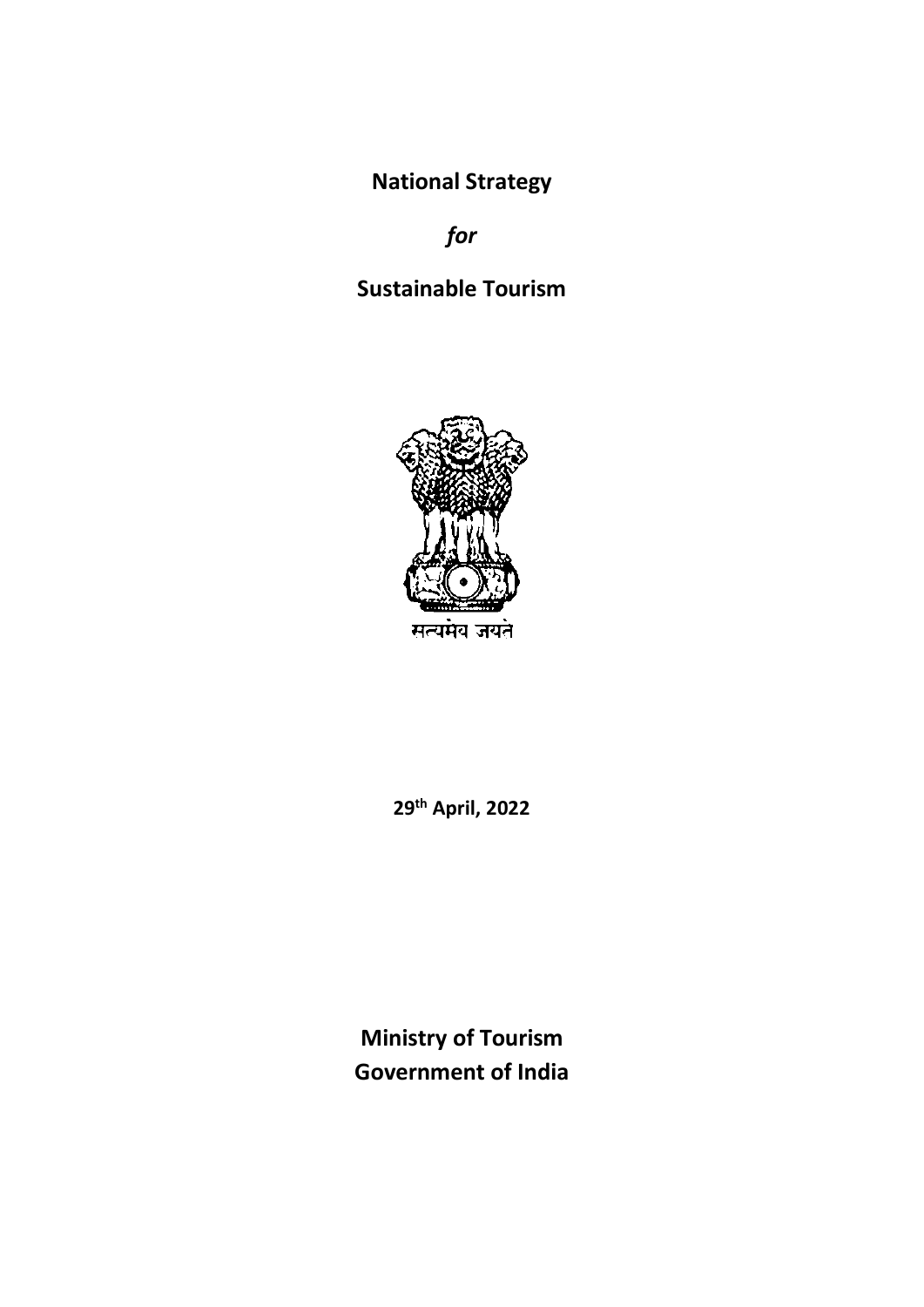**National Strategy**

***for***

**Sustainable Tourism**

सत्यमेव जयते

**29th April, 2022**

**Ministry of Tourism**
**Government of India**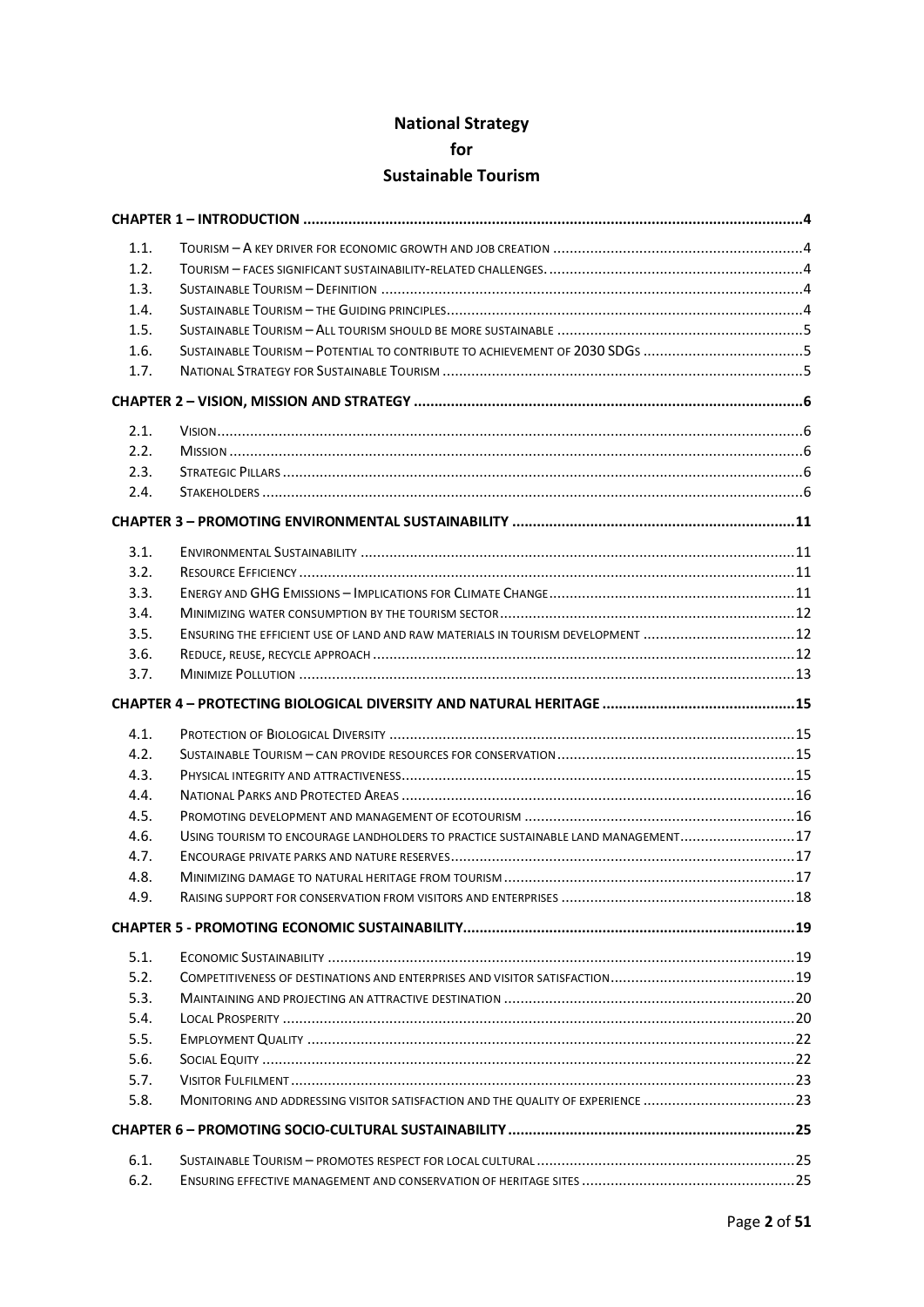# National Strategy
# for
# Sustainable Tourism

| | | |
|---|---|---|
| **CHAPTER 1 – INTRODUCTION** | | **4** |
| 1.1. | Tourism – A key driver for economic growth and job creation | 4 |
| 1.2. | Tourism – faces significant sustainability-related challenges. | 4 |
| 1.3. | Sustainable Tourism – Definition | 4 |
| 1.4. | Sustainable Tourism – the Guiding principles | 4 |
| 1.5. | Sustainable Tourism – All tourism should be more sustainable | 5 |
| 1.6. | Sustainable Tourism – Potential to contribute to achievement of 2030 SDGs | 5 |
| 1.7. | National Strategy for Sustainable Tourism | 5 |
| **CHAPTER 2 – VISION, MISSION AND STRATEGY** | | **6** |
| 2.1. | Vision | 6 |
| 2.2. | Mission | 6 |
| 2.3. | Strategic Pillars | 6 |
| 2.4. | Stakeholders | 6 |
| **CHAPTER 3 – PROMOTING ENVIRONMENTAL SUSTAINABILITY** | | **11** |
| 3.1. | Environmental Sustainability | 11 |
| 3.2. | Resource Efficiency | 11 |
| 3.3. | Energy and GHG Emissions – Implications for Climate Change | 11 |
| 3.4. | Minimizing water consumption by the tourism sector | 12 |
| 3.5. | Ensuring the efficient use of land and raw materials in tourism development | 12 |
| 3.6. | Reduce, reuse, recycle approach | 12 |
| 3.7. | Minimize Pollution | 13 |
| **CHAPTER 4 – PROTECTING BIOLOGICAL DIVERSITY AND NATURAL HERITAGE** | | **15** |
| 4.1. | Protection of Biological Diversity | 15 |
| 4.2. | Sustainable Tourism – can provide resources for conservation | 15 |
| 4.3. | Physical integrity and attractiveness | 15 |
| 4.4. | National Parks and Protected Areas | 16 |
| 4.5. | Promoting development and management of ecotourism | 16 |
| 4.6. | Using tourism to encourage landholders to practice sustainable land management | 17 |
| 4.7. | Encourage private parks and nature reserves | 17 |
| 4.8. | Minimizing damage to natural heritage from tourism | 17 |
| 4.9. | Raising support for conservation from visitors and enterprises | 18 |
| **CHAPTER 5 - PROMOTING ECONOMIC SUSTAINABILITY** | | **19** |
| 5.1. | Economic Sustainability | 19 |
| 5.2. | Competitiveness of destinations and enterprises and visitor satisfaction | 19 |
| 5.3. | Maintaining and projecting an attractive destination | 20 |
| 5.4. | Local Prosperity | 20 |
| 5.5. | Employment Quality | 22 |
| 5.6. | Social Equity | 22 |
| 5.7. | Visitor Fulfilment | 23 |
| 5.8. | Monitoring and addressing visitor satisfaction and the quality of experience | 23 |
| **CHAPTER 6 – PROMOTING SOCIO-CULTURAL SUSTAINABILITY** | | **25** |
| 6.1. | Sustainable Tourism – promotes respect for local cultural | 25 |
| 6.2. | Ensuring effective management and conservation of heritage sites | 25 |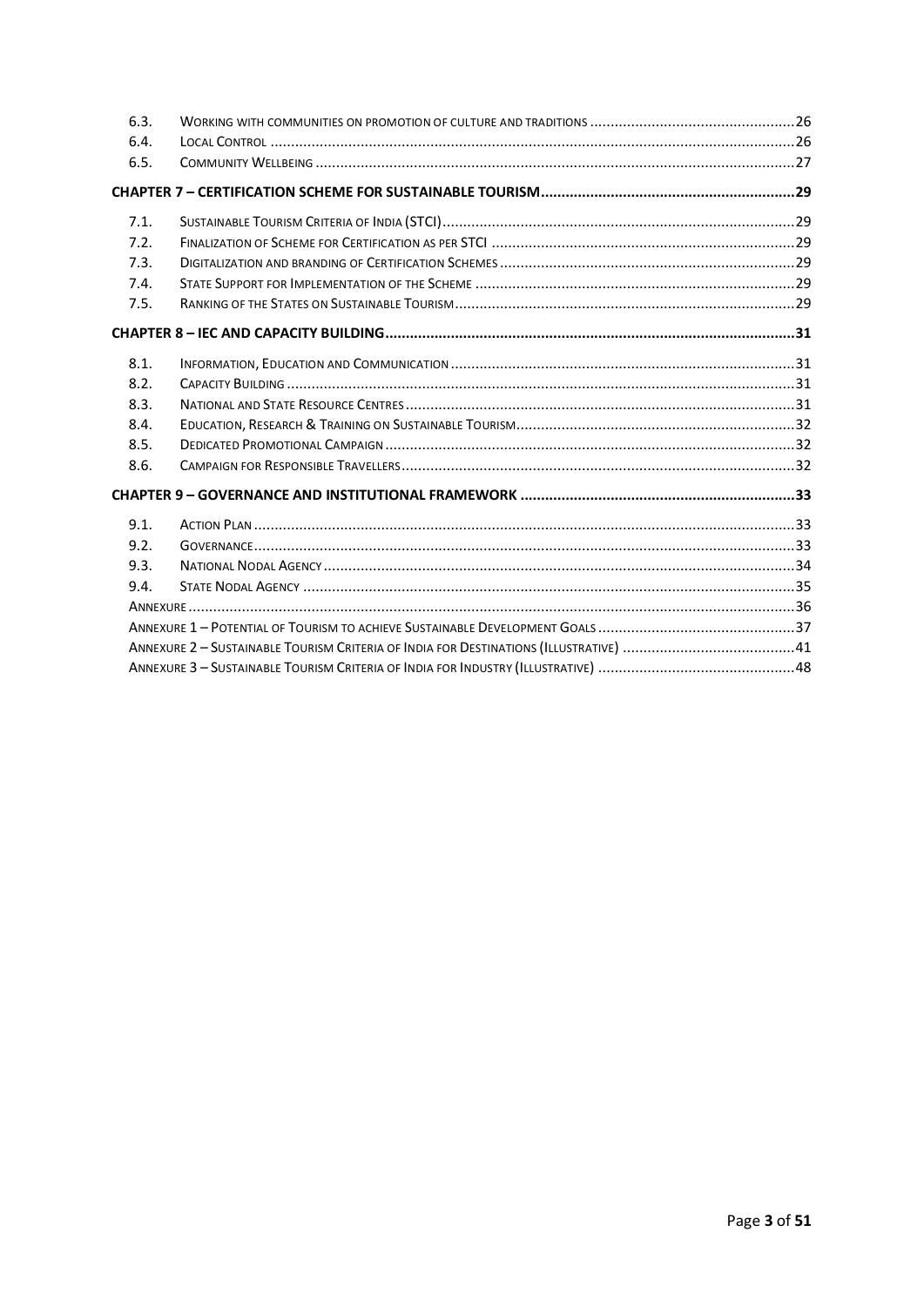| | | |
|---|---|---|
| 6.3. | WORKING WITH COMMUNITIES ON PROMOTION OF CULTURE AND TRADITIONS | 26 |
| 6.4. | LOCAL CONTROL | 26 |
| 6.5. | COMMUNITY WELLBEING | 27 |

**CHAPTER 7 – CERTIFICATION SCHEME FOR SUSTAINABLE TOURISM .......... 29**

| | | |
|---|---|---|
| 7.1. | SUSTAINABLE TOURISM CRITERIA OF INDIA (STCI) | 29 |
| 7.2. | FINALIZATION OF SCHEME FOR CERTIFICATION AS PER STCI | 29 |
| 7.3. | DIGITALIZATION AND BRANDING OF CERTIFICATION SCHEMES | 29 |
| 7.4. | STATE SUPPORT FOR IMPLEMENTATION OF THE SCHEME | 29 |
| 7.5. | RANKING OF THE STATES ON SUSTAINABLE TOURISM | 29 |

**CHAPTER 8 – IEC AND CAPACITY BUILDING .......... 31**

| | | |
|---|---|---|
| 8.1. | INFORMATION, EDUCATION AND COMMUNICATION | 31 |
| 8.2. | CAPACITY BUILDING | 31 |
| 8.3. | NATIONAL AND STATE RESOURCE CENTRES | 31 |
| 8.4. | EDUCATION, RESEARCH & TRAINING ON SUSTAINABLE TOURISM | 32 |
| 8.5. | DEDICATED PROMOTIONAL CAMPAIGN | 32 |
| 8.6. | CAMPAIGN FOR RESPONSIBLE TRAVELLERS | 32 |

**CHAPTER 9 – GOVERNANCE AND INSTITUTIONAL FRAMEWORK .......... 33**

| | | |
|---|---|---|
| 9.1. | ACTION PLAN | 33 |
| 9.2. | GOVERNANCE | 33 |
| 9.3. | NATIONAL NODAL AGENCY | 34 |
| 9.4. | STATE NODAL AGENCY | 35 |
| | ANNEXURE | 36 |
| | ANNEXURE 1 – POTENTIAL OF TOURISM TO ACHIEVE SUSTAINABLE DEVELOPMENT GOALS | 37 |
| | ANNEXURE 2 – SUSTAINABLE TOURISM CRITERIA OF INDIA FOR DESTINATIONS (ILLUSTRATIVE) | 41 |
| | ANNEXURE 3 – SUSTAINABLE TOURISM CRITERIA OF INDIA FOR INDUSTRY (ILLUSTRATIVE) | 48 |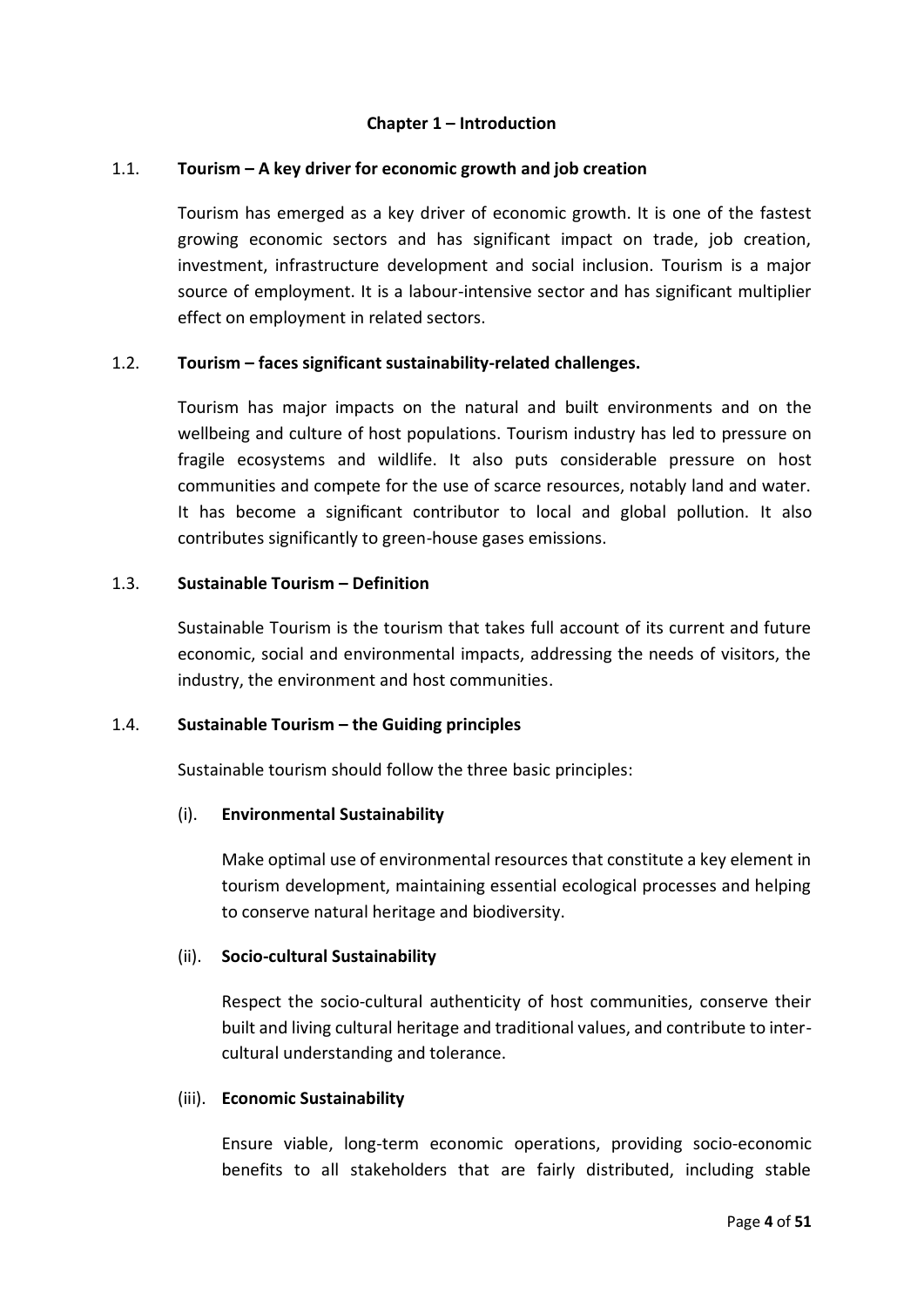# Chapter 1 – Introduction

## 1.1. Tourism – A key driver for economic growth and job creation

Tourism has emerged as a key driver of economic growth. It is one of the fastest growing economic sectors and has significant impact on trade, job creation, investment, infrastructure development and social inclusion. Tourism is a major source of employment. It is a labour-intensive sector and has significant multiplier effect on employment in related sectors.

## 1.2. Tourism – faces significant sustainability-related challenges.

Tourism has major impacts on the natural and built environments and on the wellbeing and culture of host populations. Tourism industry has led to pressure on fragile ecosystems and wildlife. It also puts considerable pressure on host communities and compete for the use of scarce resources, notably land and water. It has become a significant contributor to local and global pollution. It also contributes significantly to green-house gases emissions.

## 1.3. Sustainable Tourism – Definition

Sustainable Tourism is the tourism that takes full account of its current and future economic, social and environmental impacts, addressing the needs of visitors, the industry, the environment and host communities.

## 1.4. Sustainable Tourism – the Guiding principles

Sustainable tourism should follow the three basic principles:

### (i). Environmental Sustainability

Make optimal use of environmental resources that constitute a key element in tourism development, maintaining essential ecological processes and helping to conserve natural heritage and biodiversity.

### (ii). Socio-cultural Sustainability

Respect the socio-cultural authenticity of host communities, conserve their built and living cultural heritage and traditional values, and contribute to inter-cultural understanding and tolerance.

### (iii). Economic Sustainability

Ensure viable, long-term economic operations, providing socio-economic benefits to all stakeholders that are fairly distributed, including stable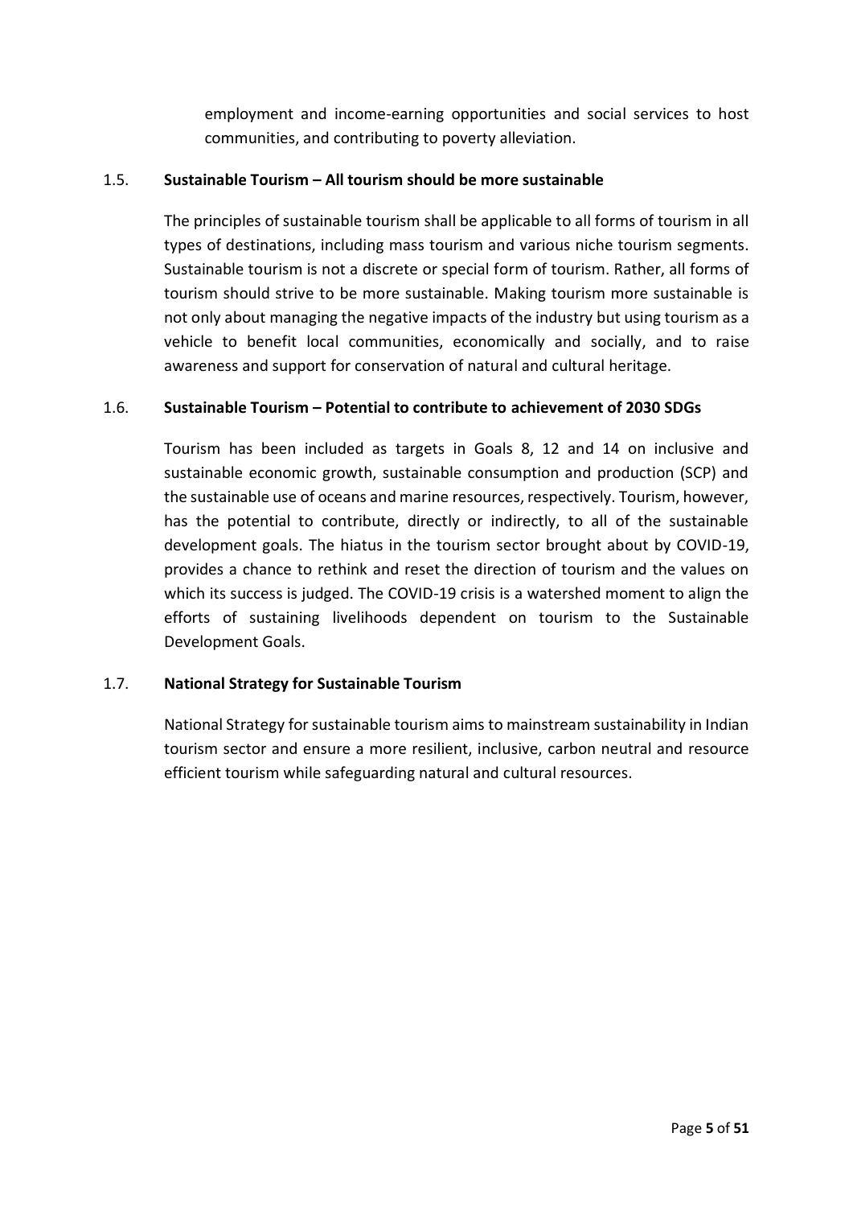employment and income-earning opportunities and social services to host communities, and contributing to poverty alleviation.

### 1.5. Sustainable Tourism – All tourism should be more sustainable

The principles of sustainable tourism shall be applicable to all forms of tourism in all types of destinations, including mass tourism and various niche tourism segments. Sustainable tourism is not a discrete or special form of tourism. Rather, all forms of tourism should strive to be more sustainable. Making tourism more sustainable is not only about managing the negative impacts of the industry but using tourism as a vehicle to benefit local communities, economically and socially, and to raise awareness and support for conservation of natural and cultural heritage.

### 1.6. Sustainable Tourism – Potential to contribute to achievement of 2030 SDGs

Tourism has been included as targets in Goals 8, 12 and 14 on inclusive and sustainable economic growth, sustainable consumption and production (SCP) and the sustainable use of oceans and marine resources, respectively. Tourism, however, has the potential to contribute, directly or indirectly, to all of the sustainable development goals. The hiatus in the tourism sector brought about by COVID-19, provides a chance to rethink and reset the direction of tourism and the values on which its success is judged. The COVID-19 crisis is a watershed moment to align the efforts of sustaining livelihoods dependent on tourism to the Sustainable Development Goals.

### 1.7. National Strategy for Sustainable Tourism

National Strategy for sustainable tourism aims to mainstream sustainability in Indian tourism sector and ensure a more resilient, inclusive, carbon neutral and resource efficient tourism while safeguarding natural and cultural resources.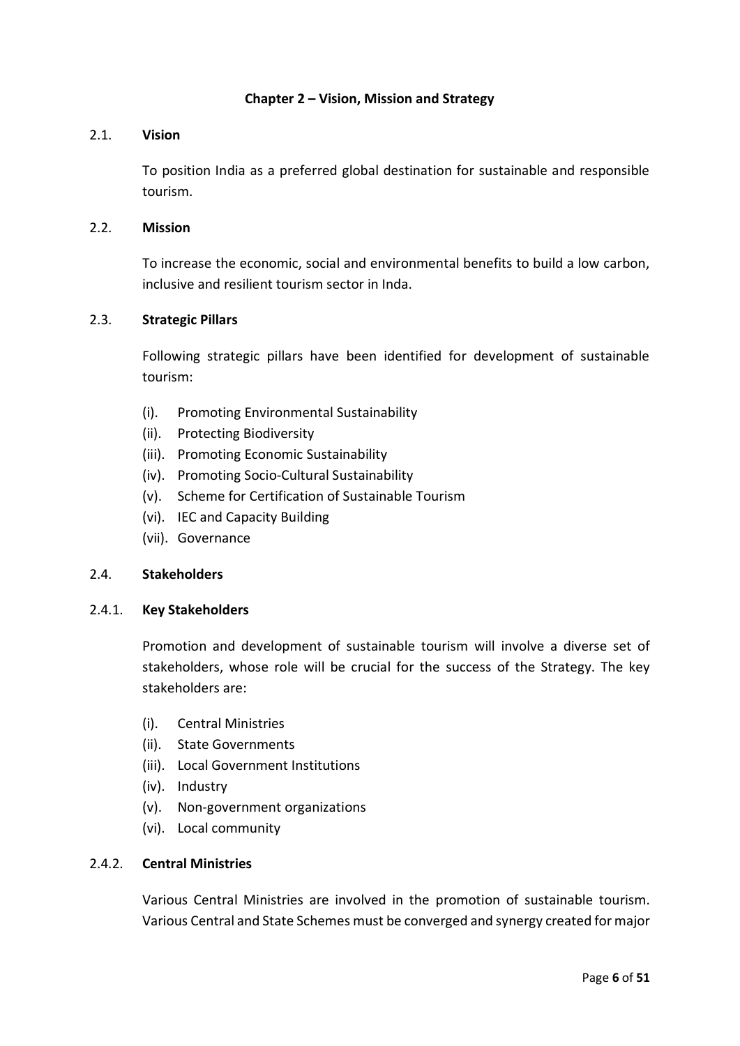# Chapter 2 – Vision, Mission and Strategy

## 2.1. Vision

To position India as a preferred global destination for sustainable and responsible tourism.

## 2.2. Mission

To increase the economic, social and environmental benefits to build a low carbon, inclusive and resilient tourism sector in Inda.

## 2.3. Strategic Pillars

Following strategic pillars have been identified for development of sustainable tourism:

(i). Promoting Environmental Sustainability
(ii). Protecting Biodiversity
(iii). Promoting Economic Sustainability
(iv). Promoting Socio-Cultural Sustainability
(v). Scheme for Certification of Sustainable Tourism
(vi). IEC and Capacity Building
(vii). Governance

## 2.4. Stakeholders

### 2.4.1. Key Stakeholders

Promotion and development of sustainable tourism will involve a diverse set of stakeholders, whose role will be crucial for the success of the Strategy. The key stakeholders are:

(i). Central Ministries
(ii). State Governments
(iii). Local Government Institutions
(iv). Industry
(v). Non-government organizations
(vi). Local community

### 2.4.2. Central Ministries

Various Central Ministries are involved in the promotion of sustainable tourism. Various Central and State Schemes must be converged and synergy created for major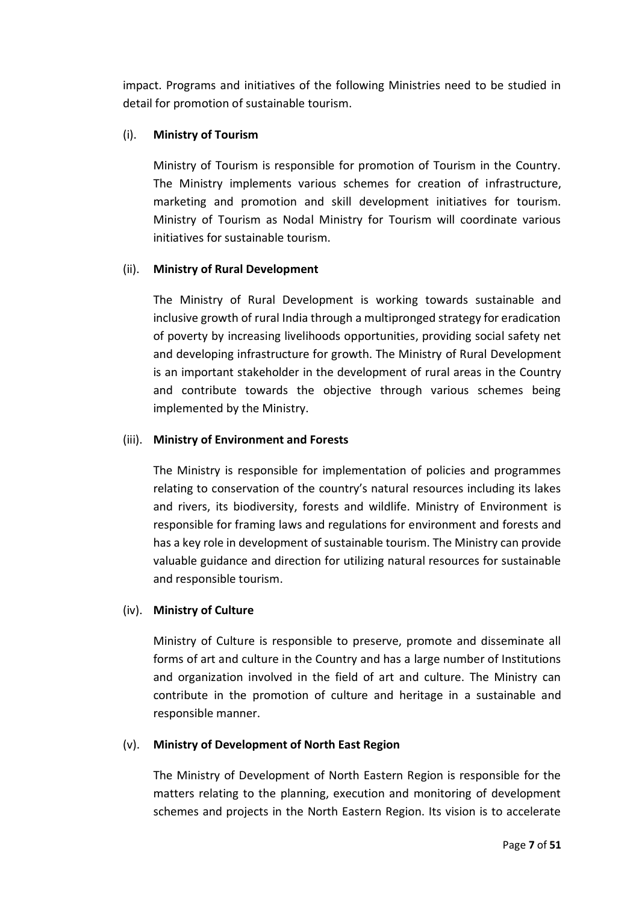impact. Programs and initiatives of the following Ministries need to be studied in detail for promotion of sustainable tourism.

(i). **Ministry of Tourism**

Ministry of Tourism is responsible for promotion of Tourism in the Country. The Ministry implements various schemes for creation of infrastructure, marketing and promotion and skill development initiatives for tourism. Ministry of Tourism as Nodal Ministry for Tourism will coordinate various initiatives for sustainable tourism.

(ii). **Ministry of Rural Development**

The Ministry of Rural Development is working towards sustainable and inclusive growth of rural India through a multipronged strategy for eradication of poverty by increasing livelihoods opportunities, providing social safety net and developing infrastructure for growth. The Ministry of Rural Development is an important stakeholder in the development of rural areas in the Country and contribute towards the objective through various schemes being implemented by the Ministry.

(iii). **Ministry of Environment and Forests**

The Ministry is responsible for implementation of policies and programmes relating to conservation of the country's natural resources including its lakes and rivers, its biodiversity, forests and wildlife. Ministry of Environment is responsible for framing laws and regulations for environment and forests and has a key role in development of sustainable tourism. The Ministry can provide valuable guidance and direction for utilizing natural resources for sustainable and responsible tourism.

(iv). **Ministry of Culture**

Ministry of Culture is responsible to preserve, promote and disseminate all forms of art and culture in the Country and has a large number of Institutions and organization involved in the field of art and culture. The Ministry can contribute in the promotion of culture and heritage in a sustainable and responsible manner.

(v). **Ministry of Development of North East Region**

The Ministry of Development of North Eastern Region is responsible for the matters relating to the planning, execution and monitoring of development schemes and projects in the North Eastern Region. Its vision is to accelerate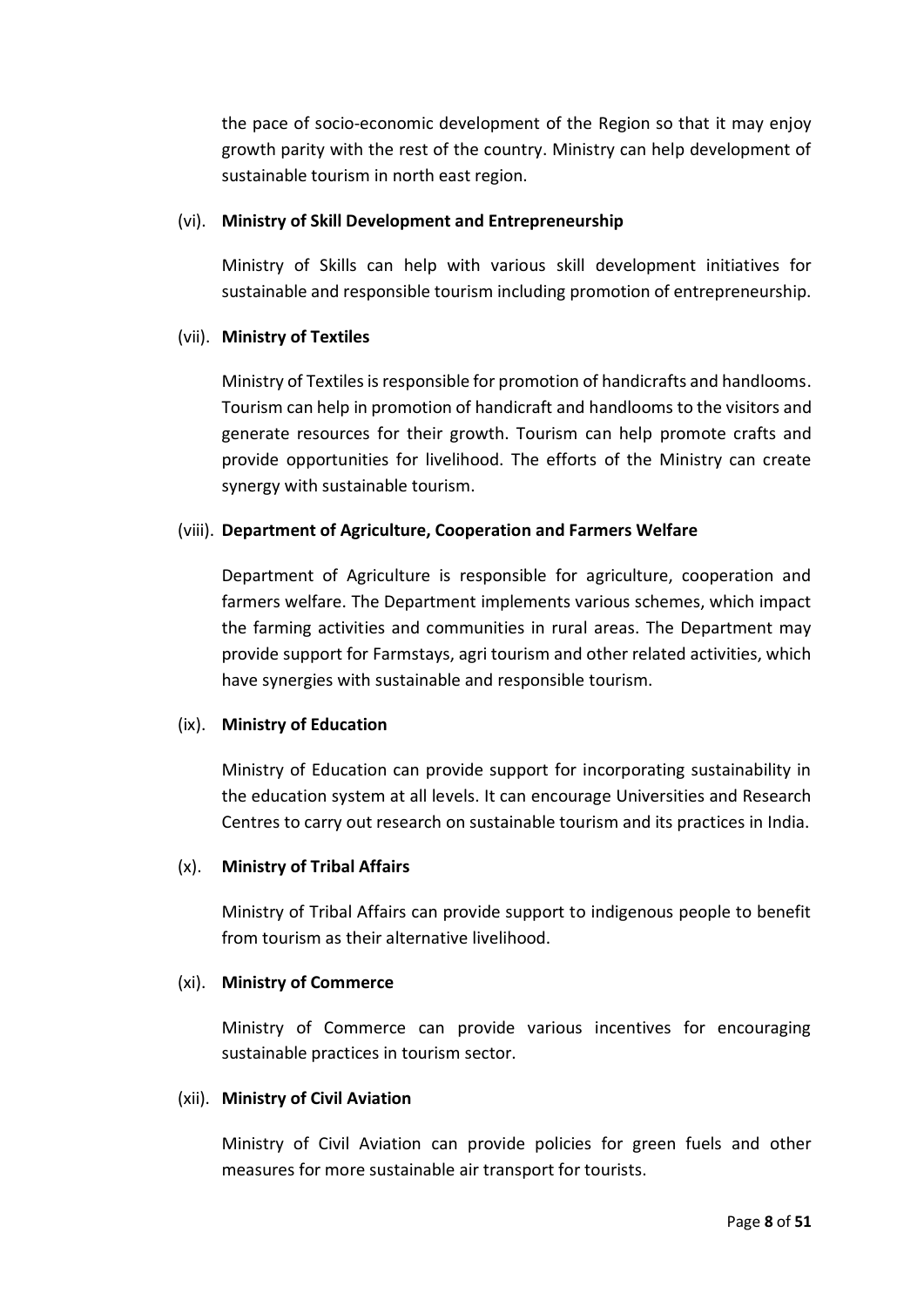the pace of socio-economic development of the Region so that it may enjoy growth parity with the rest of the country. Ministry can help development of sustainable tourism in north east region.

(vi). **Ministry of Skill Development and Entrepreneurship**

Ministry of Skills can help with various skill development initiatives for sustainable and responsible tourism including promotion of entrepreneurship.

(vii). **Ministry of Textiles**

Ministry of Textiles is responsible for promotion of handicrafts and handlooms. Tourism can help in promotion of handicraft and handlooms to the visitors and generate resources for their growth. Tourism can help promote crafts and provide opportunities for livelihood. The efforts of the Ministry can create synergy with sustainable tourism.

(viii). **Department of Agriculture, Cooperation and Farmers Welfare**

Department of Agriculture is responsible for agriculture, cooperation and farmers welfare. The Department implements various schemes, which impact the farming activities and communities in rural areas. The Department may provide support for Farmstays, agri tourism and other related activities, which have synergies with sustainable and responsible tourism.

(ix). **Ministry of Education**

Ministry of Education can provide support for incorporating sustainability in the education system at all levels. It can encourage Universities and Research Centres to carry out research on sustainable tourism and its practices in India.

(x). **Ministry of Tribal Affairs**

Ministry of Tribal Affairs can provide support to indigenous people to benefit from tourism as their alternative livelihood.

(xi). **Ministry of Commerce**

Ministry of Commerce can provide various incentives for encouraging sustainable practices in tourism sector.

(xii). **Ministry of Civil Aviation**

Ministry of Civil Aviation can provide policies for green fuels and other measures for more sustainable air transport for tourists.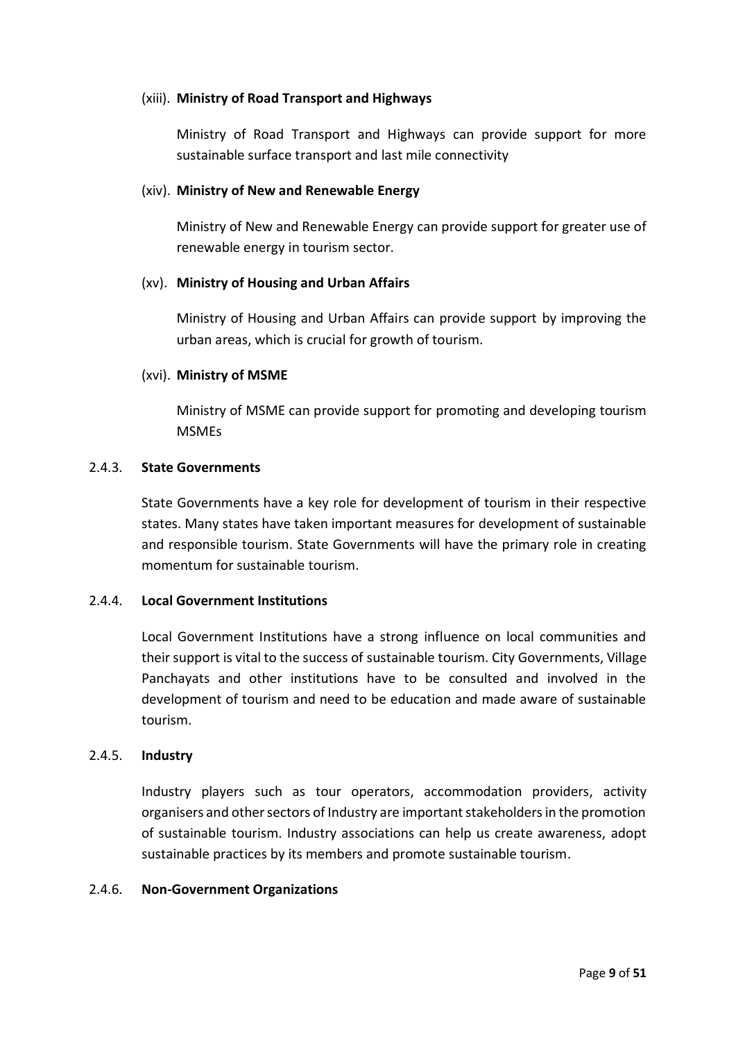(xiii). **Ministry of Road Transport and Highways**

Ministry of Road Transport and Highways can provide support for more sustainable surface transport and last mile connectivity

(xiv). **Ministry of New and Renewable Energy**

Ministry of New and Renewable Energy can provide support for greater use of renewable energy in tourism sector.

(xv). **Ministry of Housing and Urban Affairs**

Ministry of Housing and Urban Affairs can provide support by improving the urban areas, which is crucial for growth of tourism.

(xvi). **Ministry of MSME**

Ministry of MSME can provide support for promoting and developing tourism MSMEs

### 2.4.3. State Governments

State Governments have a key role for development of tourism in their respective states. Many states have taken important measures for development of sustainable and responsible tourism. State Governments will have the primary role in creating momentum for sustainable tourism.

### 2.4.4. Local Government Institutions

Local Government Institutions have a strong influence on local communities and their support is vital to the success of sustainable tourism. City Governments, Village Panchayats and other institutions have to be consulted and involved in the development of tourism and need to be education and made aware of sustainable tourism.

### 2.4.5. Industry

Industry players such as tour operators, accommodation providers, activity organisers and other sectors of Industry are important stakeholders in the promotion of sustainable tourism. Industry associations can help us create awareness, adopt sustainable practices by its members and promote sustainable tourism.

### 2.4.6. Non-Government Organizations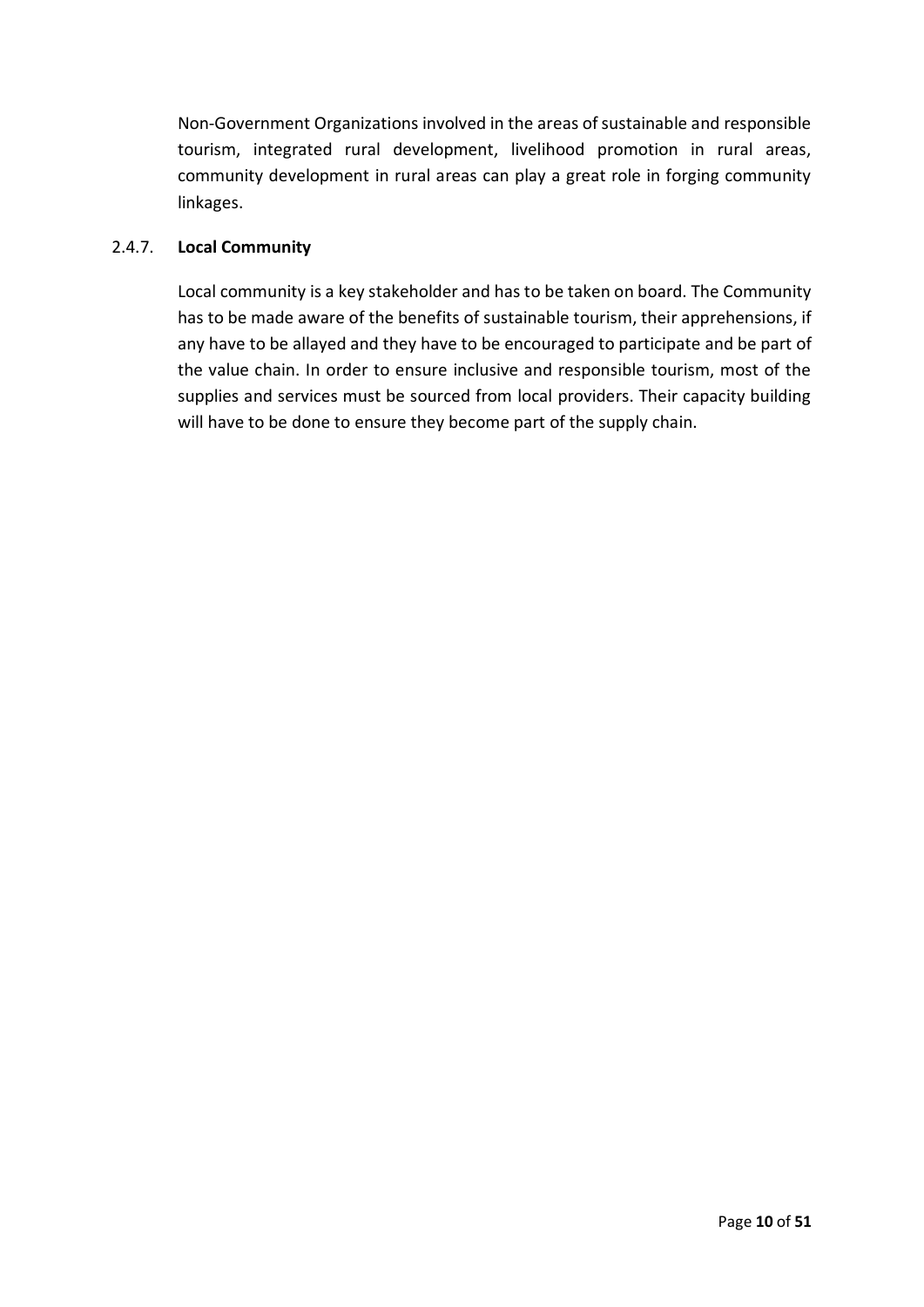Non-Government Organizations involved in the areas of sustainable and responsible tourism, integrated rural development, livelihood promotion in rural areas, community development in rural areas can play a great role in forging community linkages.

### 2.4.7. **Local Community**

Local community is a key stakeholder and has to be taken on board. The Community has to be made aware of the benefits of sustainable tourism, their apprehensions, if any have to be allayed and they have to be encouraged to participate and be part of the value chain. In order to ensure inclusive and responsible tourism, most of the supplies and services must be sourced from local providers. Their capacity building will have to be done to ensure they become part of the supply chain.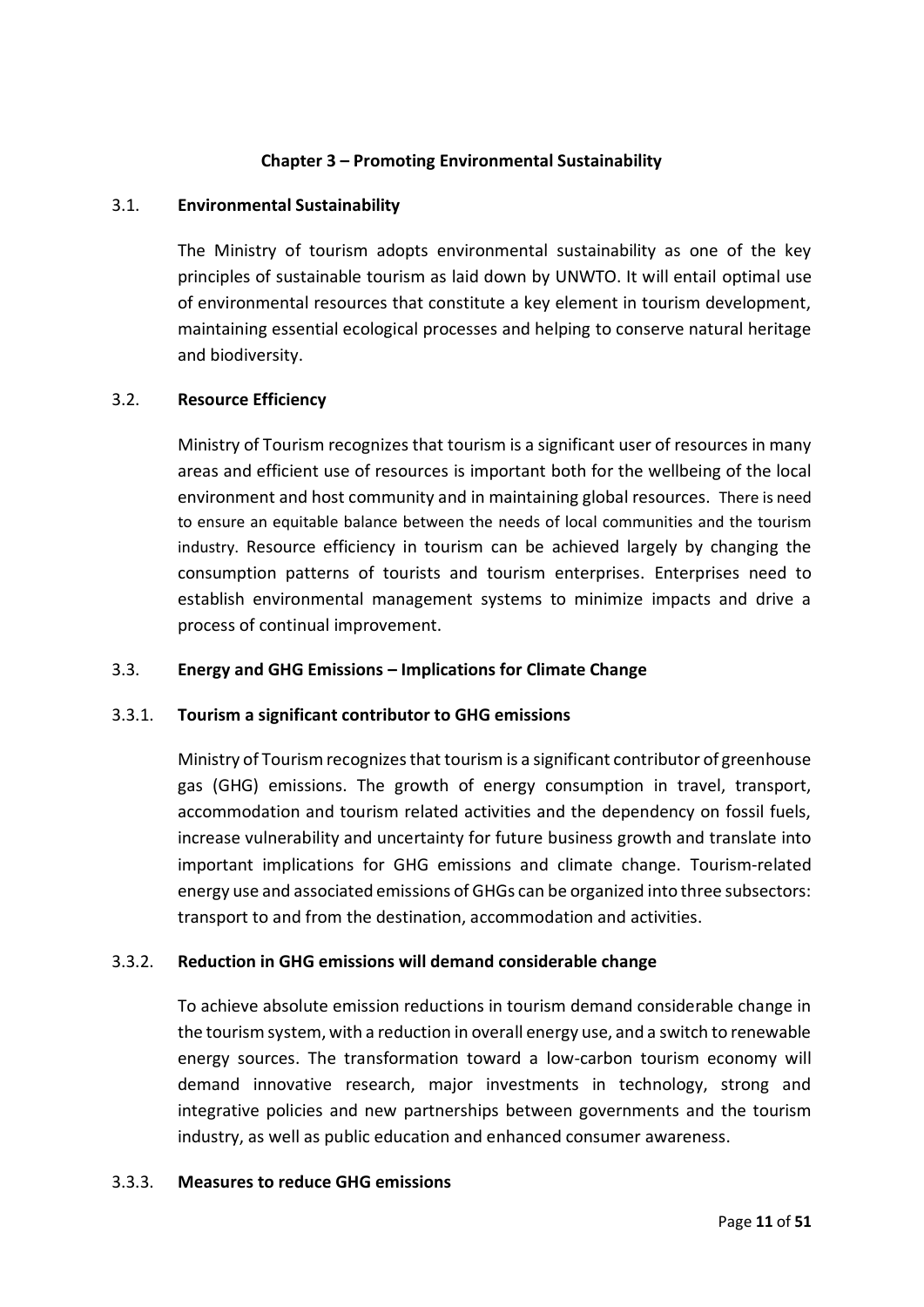## Chapter 3 – Promoting Environmental Sustainability

### 3.1. Environmental Sustainability

The Ministry of tourism adopts environmental sustainability as one of the key principles of sustainable tourism as laid down by UNWTO. It will entail optimal use of environmental resources that constitute a key element in tourism development, maintaining essential ecological processes and helping to conserve natural heritage and biodiversity.

### 3.2. Resource Efficiency

Ministry of Tourism recognizes that tourism is a significant user of resources in many areas and efficient use of resources is important both for the wellbeing of the local environment and host community and in maintaining global resources. There is need to ensure an equitable balance between the needs of local communities and the tourism industry. Resource efficiency in tourism can be achieved largely by changing the consumption patterns of tourists and tourism enterprises. Enterprises need to establish environmental management systems to minimize impacts and drive a process of continual improvement.

### 3.3. Energy and GHG Emissions – Implications for Climate Change

#### 3.3.1. Tourism a significant contributor to GHG emissions

Ministry of Tourism recognizes that tourism is a significant contributor of greenhouse gas (GHG) emissions. The growth of energy consumption in travel, transport, accommodation and tourism related activities and the dependency on fossil fuels, increase vulnerability and uncertainty for future business growth and translate into important implications for GHG emissions and climate change. Tourism-related energy use and associated emissions of GHGs can be organized into three subsectors: transport to and from the destination, accommodation and activities.

#### 3.3.2. Reduction in GHG emissions will demand considerable change

To achieve absolute emission reductions in tourism demand considerable change in the tourism system, with a reduction in overall energy use, and a switch to renewable energy sources. The transformation toward a low-carbon tourism economy will demand innovative research, major investments in technology, strong and integrative policies and new partnerships between governments and the tourism industry, as well as public education and enhanced consumer awareness.

#### 3.3.3. Measures to reduce GHG emissions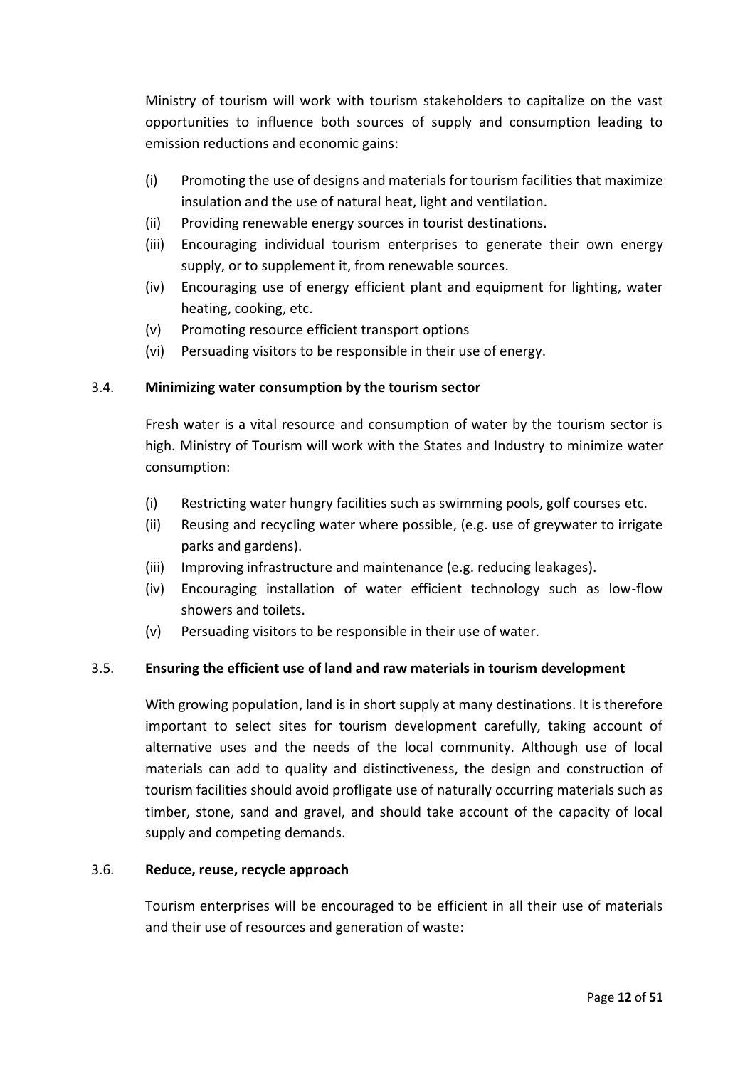Ministry of tourism will work with tourism stakeholders to capitalize on the vast opportunities to influence both sources of supply and consumption leading to emission reductions and economic gains:

(i) Promoting the use of designs and materials for tourism facilities that maximize insulation and the use of natural heat, light and ventilation.
(ii) Providing renewable energy sources in tourist destinations.
(iii) Encouraging individual tourism enterprises to generate their own energy supply, or to supplement it, from renewable sources.
(iv) Encouraging use of energy efficient plant and equipment for lighting, water heating, cooking, etc.
(v) Promoting resource efficient transport options
(vi) Persuading visitors to be responsible in their use of energy.

### 3.4. Minimizing water consumption by the tourism sector

Fresh water is a vital resource and consumption of water by the tourism sector is high. Ministry of Tourism will work with the States and Industry to minimize water consumption:

(i) Restricting water hungry facilities such as swimming pools, golf courses etc.
(ii) Reusing and recycling water where possible, (e.g. use of greywater to irrigate parks and gardens).
(iii) Improving infrastructure and maintenance (e.g. reducing leakages).
(iv) Encouraging installation of water efficient technology such as low-flow showers and toilets.
(v) Persuading visitors to be responsible in their use of water.

### 3.5. Ensuring the efficient use of land and raw materials in tourism development

With growing population, land is in short supply at many destinations. It is therefore important to select sites for tourism development carefully, taking account of alternative uses and the needs of the local community. Although use of local materials can add to quality and distinctiveness, the design and construction of tourism facilities should avoid profligate use of naturally occurring materials such as timber, stone, sand and gravel, and should take account of the capacity of local supply and competing demands.

### 3.6. Reduce, reuse, recycle approach

Tourism enterprises will be encouraged to be efficient in all their use of materials and their use of resources and generation of waste: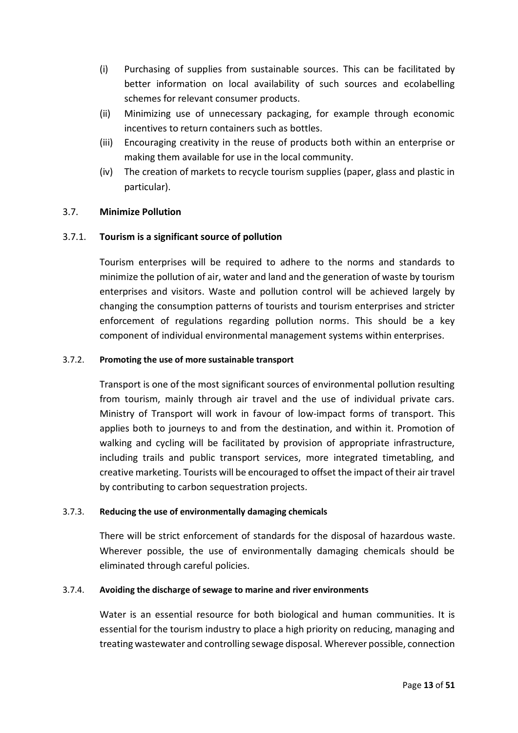(i) Purchasing of supplies from sustainable sources. This can be facilitated by better information on local availability of such sources and ecolabelling schemes for relevant consumer products.

(ii) Minimizing use of unnecessary packaging, for example through economic incentives to return containers such as bottles.

(iii) Encouraging creativity in the reuse of products both within an enterprise or making them available for use in the local community.

(iv) The creation of markets to recycle tourism supplies (paper, glass and plastic in particular).

### 3.7. Minimize Pollution

#### 3.7.1. Tourism is a significant source of pollution

Tourism enterprises will be required to adhere to the norms and standards to minimize the pollution of air, water and land and the generation of waste by tourism enterprises and visitors. Waste and pollution control will be achieved largely by changing the consumption patterns of tourists and tourism enterprises and stricter enforcement of regulations regarding pollution norms. This should be a key component of individual environmental management systems within enterprises.

#### 3.7.2. Promoting the use of more sustainable transport

Transport is one of the most significant sources of environmental pollution resulting from tourism, mainly through air travel and the use of individual private cars. Ministry of Transport will work in favour of low-impact forms of transport. This applies both to journeys to and from the destination, and within it. Promotion of walking and cycling will be facilitated by provision of appropriate infrastructure, including trails and public transport services, more integrated timetabling, and creative marketing. Tourists will be encouraged to offset the impact of their air travel by contributing to carbon sequestration projects.

#### 3.7.3. Reducing the use of environmentally damaging chemicals

There will be strict enforcement of standards for the disposal of hazardous waste. Wherever possible, the use of environmentally damaging chemicals should be eliminated through careful policies.

#### 3.7.4. Avoiding the discharge of sewage to marine and river environments

Water is an essential resource for both biological and human communities. It is essential for the tourism industry to place a high priority on reducing, managing and treating wastewater and controlling sewage disposal. Wherever possible, connection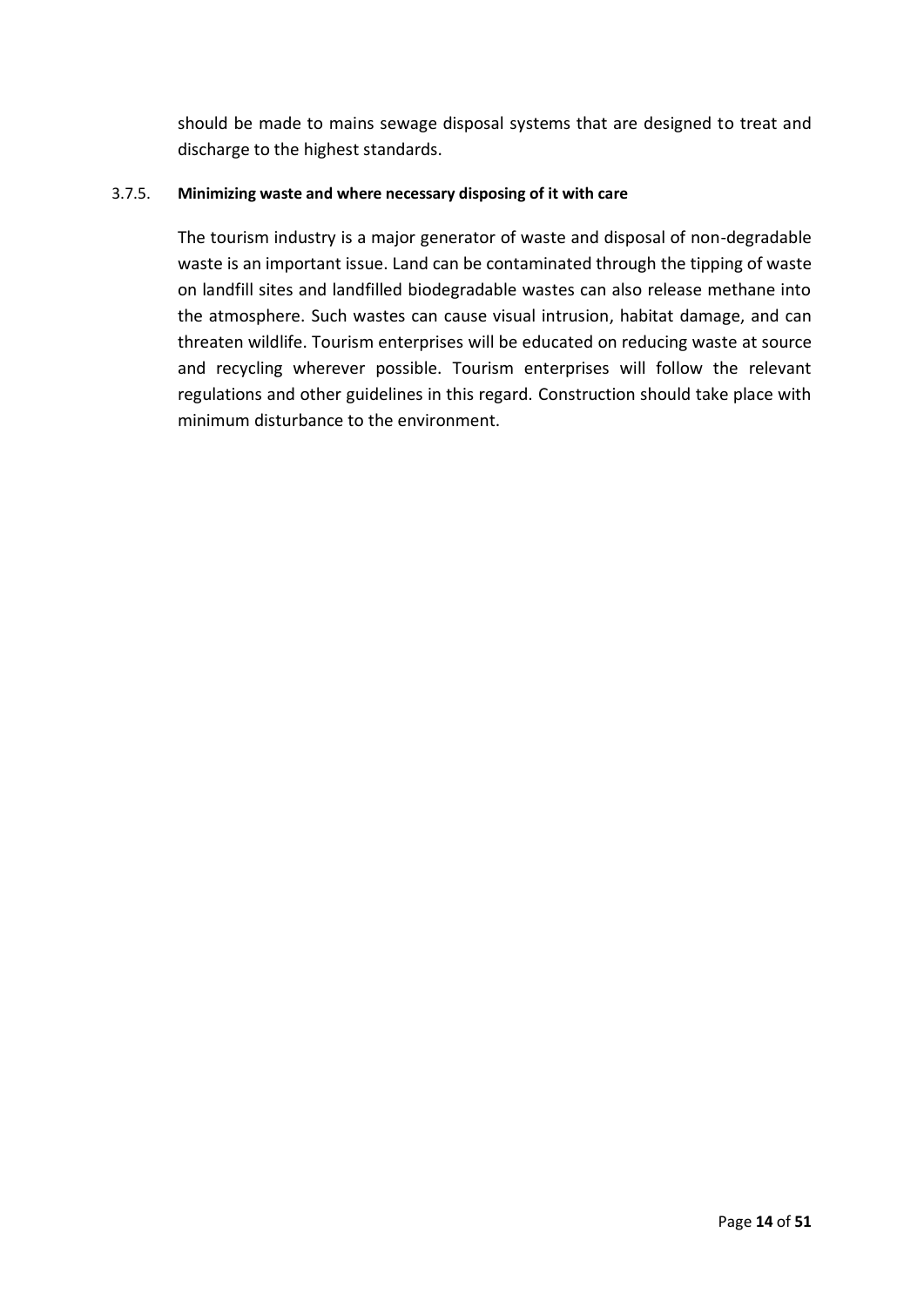should be made to mains sewage disposal systems that are designed to treat and discharge to the highest standards.

#### 3.7.5. **Minimizing waste and where necessary disposing of it with care**

The tourism industry is a major generator of waste and disposal of non-degradable waste is an important issue. Land can be contaminated through the tipping of waste on landfill sites and landfilled biodegradable wastes can also release methane into the atmosphere. Such wastes can cause visual intrusion, habitat damage, and can threaten wildlife. Tourism enterprises will be educated on reducing waste at source and recycling wherever possible. Tourism enterprises will follow the relevant regulations and other guidelines in this regard. Construction should take place with minimum disturbance to the environment.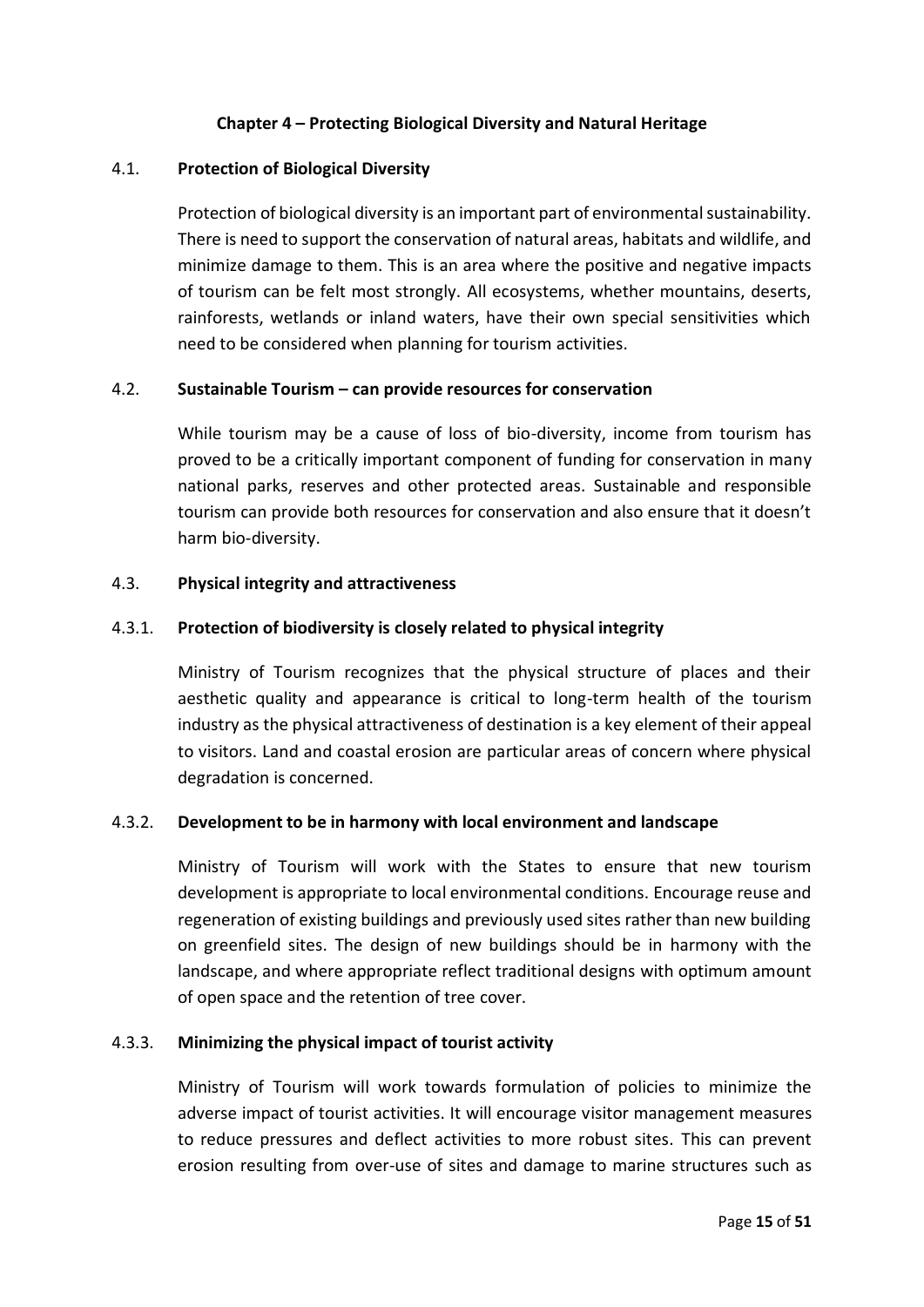## Chapter 4 – Protecting Biological Diversity and Natural Heritage

### 4.1. Protection of Biological Diversity

Protection of biological diversity is an important part of environmental sustainability. There is need to support the conservation of natural areas, habitats and wildlife, and minimize damage to them. This is an area where the positive and negative impacts of tourism can be felt most strongly. All ecosystems, whether mountains, deserts, rainforests, wetlands or inland waters, have their own special sensitivities which need to be considered when planning for tourism activities.

### 4.2. Sustainable Tourism – can provide resources for conservation

While tourism may be a cause of loss of bio-diversity, income from tourism has proved to be a critically important component of funding for conservation in many national parks, reserves and other protected areas. Sustainable and responsible tourism can provide both resources for conservation and also ensure that it doesn't harm bio-diversity.

### 4.3. Physical integrity and attractiveness

#### 4.3.1. Protection of biodiversity is closely related to physical integrity

Ministry of Tourism recognizes that the physical structure of places and their aesthetic quality and appearance is critical to long-term health of the tourism industry as the physical attractiveness of destination is a key element of their appeal to visitors. Land and coastal erosion are particular areas of concern where physical degradation is concerned.

#### 4.3.2. Development to be in harmony with local environment and landscape

Ministry of Tourism will work with the States to ensure that new tourism development is appropriate to local environmental conditions. Encourage reuse and regeneration of existing buildings and previously used sites rather than new building on greenfield sites. The design of new buildings should be in harmony with the landscape, and where appropriate reflect traditional designs with optimum amount of open space and the retention of tree cover.

#### 4.3.3. Minimizing the physical impact of tourist activity

Ministry of Tourism will work towards formulation of policies to minimize the adverse impact of tourist activities. It will encourage visitor management measures to reduce pressures and deflect activities to more robust sites. This can prevent erosion resulting from over-use of sites and damage to marine structures such as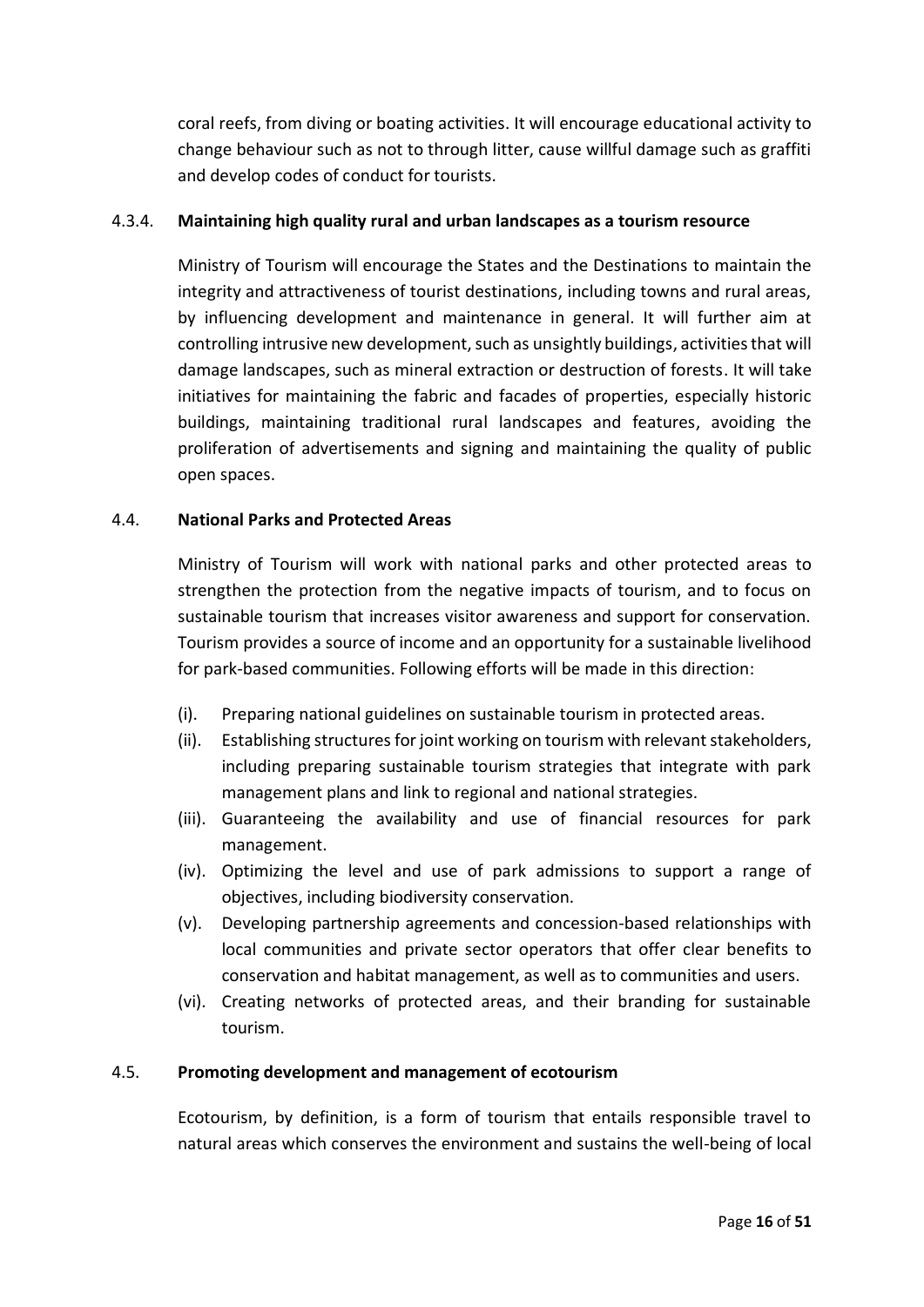coral reefs, from diving or boating activities. It will encourage educational activity to change behaviour such as not to through litter, cause willful damage such as graffiti and develop codes of conduct for tourists.

#### 4.3.4. **Maintaining high quality rural and urban landscapes as a tourism resource**

Ministry of Tourism will encourage the States and the Destinations to maintain the integrity and attractiveness of tourist destinations, including towns and rural areas, by influencing development and maintenance in general. It will further aim at controlling intrusive new development, such as unsightly buildings, activities that will damage landscapes, such as mineral extraction or destruction of forests. It will take initiatives for maintaining the fabric and facades of properties, especially historic buildings, maintaining traditional rural landscapes and features, avoiding the proliferation of advertisements and signing and maintaining the quality of public open spaces.

### 4.4. **National Parks and Protected Areas**

Ministry of Tourism will work with national parks and other protected areas to strengthen the protection from the negative impacts of tourism, and to focus on sustainable tourism that increases visitor awareness and support for conservation. Tourism provides a source of income and an opportunity for a sustainable livelihood for park-based communities. Following efforts will be made in this direction:

(i). Preparing national guidelines on sustainable tourism in protected areas.

(ii). Establishing structures for joint working on tourism with relevant stakeholders, including preparing sustainable tourism strategies that integrate with park management plans and link to regional and national strategies.

(iii). Guaranteeing the availability and use of financial resources for park management.

(iv). Optimizing the level and use of park admissions to support a range of objectives, including biodiversity conservation.

(v). Developing partnership agreements and concession-based relationships with local communities and private sector operators that offer clear benefits to conservation and habitat management, as well as to communities and users.

(vi). Creating networks of protected areas, and their branding for sustainable tourism.

### 4.5. **Promoting development and management of ecotourism**

Ecotourism, by definition, is a form of tourism that entails responsible travel to natural areas which conserves the environment and sustains the well-being of local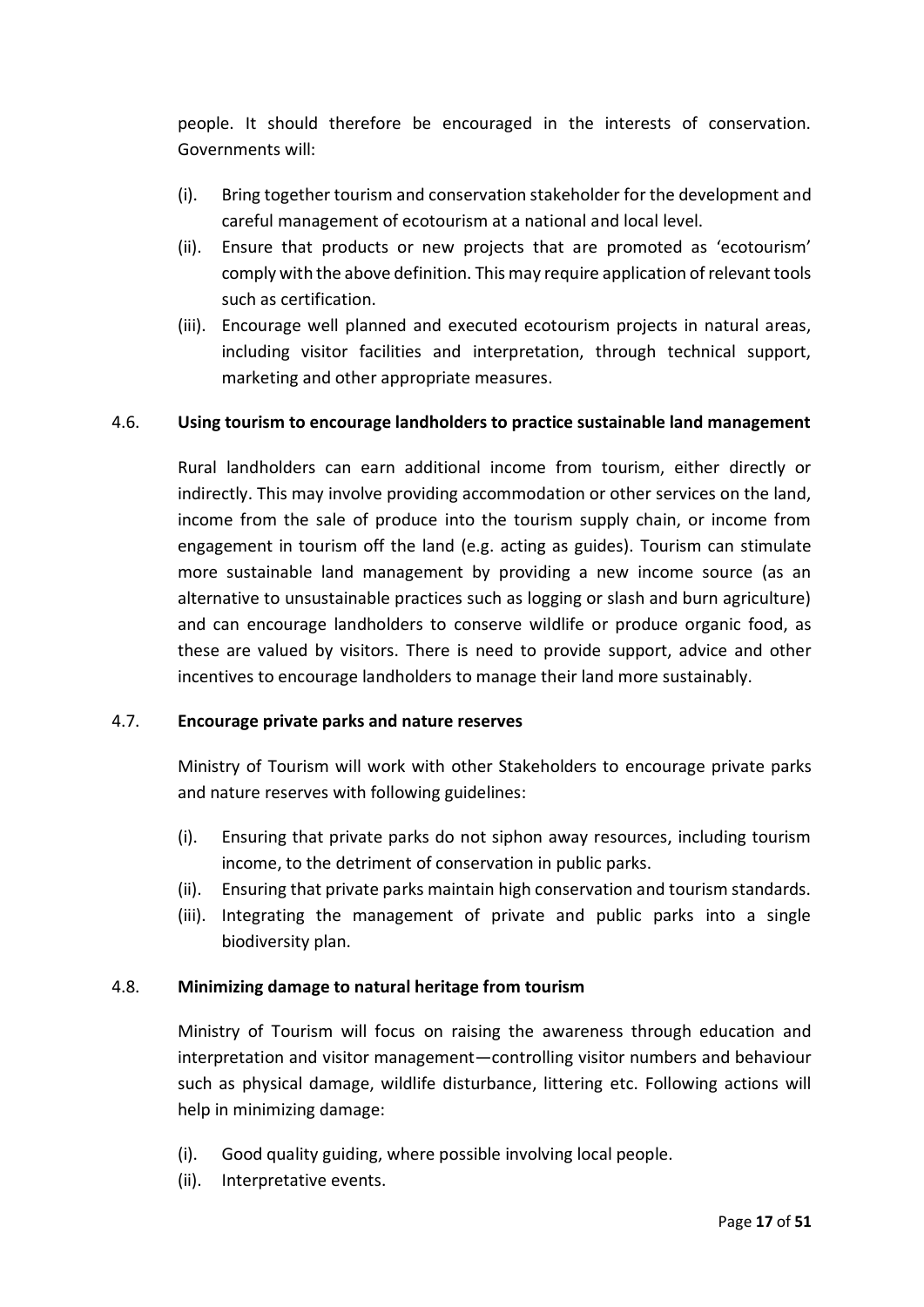people. It should therefore be encouraged in the interests of conservation. Governments will:

(i). Bring together tourism and conservation stakeholder for the development and careful management of ecotourism at a national and local level.

(ii). Ensure that products or new projects that are promoted as 'ecotourism' comply with the above definition. This may require application of relevant tools such as certification.

(iii). Encourage well planned and executed ecotourism projects in natural areas, including visitor facilities and interpretation, through technical support, marketing and other appropriate measures.

### 4.6. Using tourism to encourage landholders to practice sustainable land management

Rural landholders can earn additional income from tourism, either directly or indirectly. This may involve providing accommodation or other services on the land, income from the sale of produce into the tourism supply chain, or income from engagement in tourism off the land (e.g. acting as guides). Tourism can stimulate more sustainable land management by providing a new income source (as an alternative to unsustainable practices such as logging or slash and burn agriculture) and can encourage landholders to conserve wildlife or produce organic food, as these are valued by visitors. There is need to provide support, advice and other incentives to encourage landholders to manage their land more sustainably.

### 4.7. Encourage private parks and nature reserves

Ministry of Tourism will work with other Stakeholders to encourage private parks and nature reserves with following guidelines:

(i). Ensuring that private parks do not siphon away resources, including tourism income, to the detriment of conservation in public parks.

(ii). Ensuring that private parks maintain high conservation and tourism standards.

(iii). Integrating the management of private and public parks into a single biodiversity plan.

### 4.8. Minimizing damage to natural heritage from tourism

Ministry of Tourism will focus on raising the awareness through education and interpretation and visitor management—controlling visitor numbers and behaviour such as physical damage, wildlife disturbance, littering etc. Following actions will help in minimizing damage:

(i). Good quality guiding, where possible involving local people.

(ii). Interpretative events.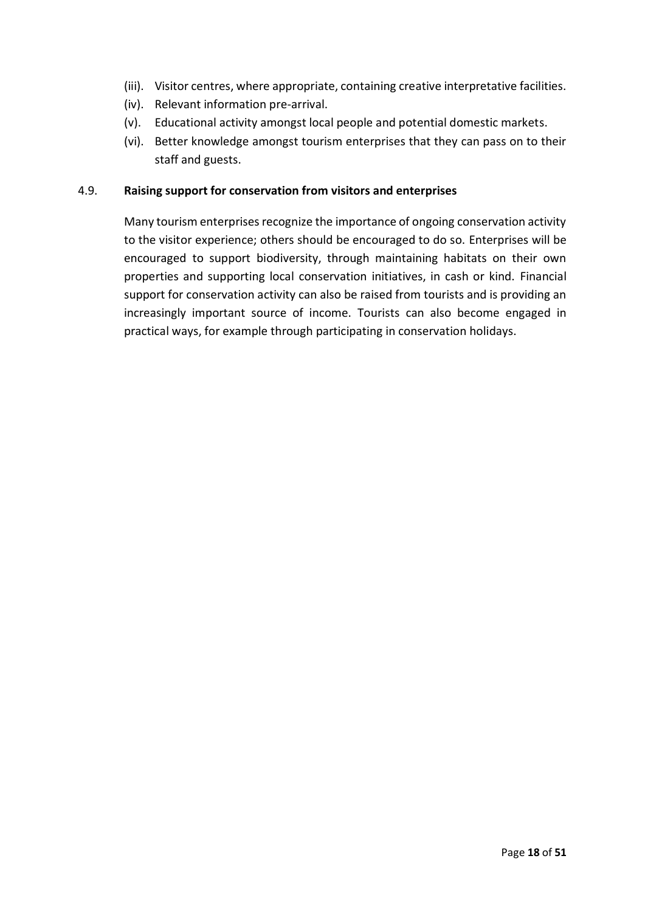(iii). Visitor centres, where appropriate, containing creative interpretative facilities.

(iv). Relevant information pre-arrival.

(v). Educational activity amongst local people and potential domestic markets.

(vi). Better knowledge amongst tourism enterprises that they can pass on to their staff and guests.

### 4.9. Raising support for conservation from visitors and enterprises

Many tourism enterprises recognize the importance of ongoing conservation activity to the visitor experience; others should be encouraged to do so. Enterprises will be encouraged to support biodiversity, through maintaining habitats on their own properties and supporting local conservation initiatives, in cash or kind. Financial support for conservation activity can also be raised from tourists and is providing an increasingly important source of income. Tourists can also become engaged in practical ways, for example through participating in conservation holidays.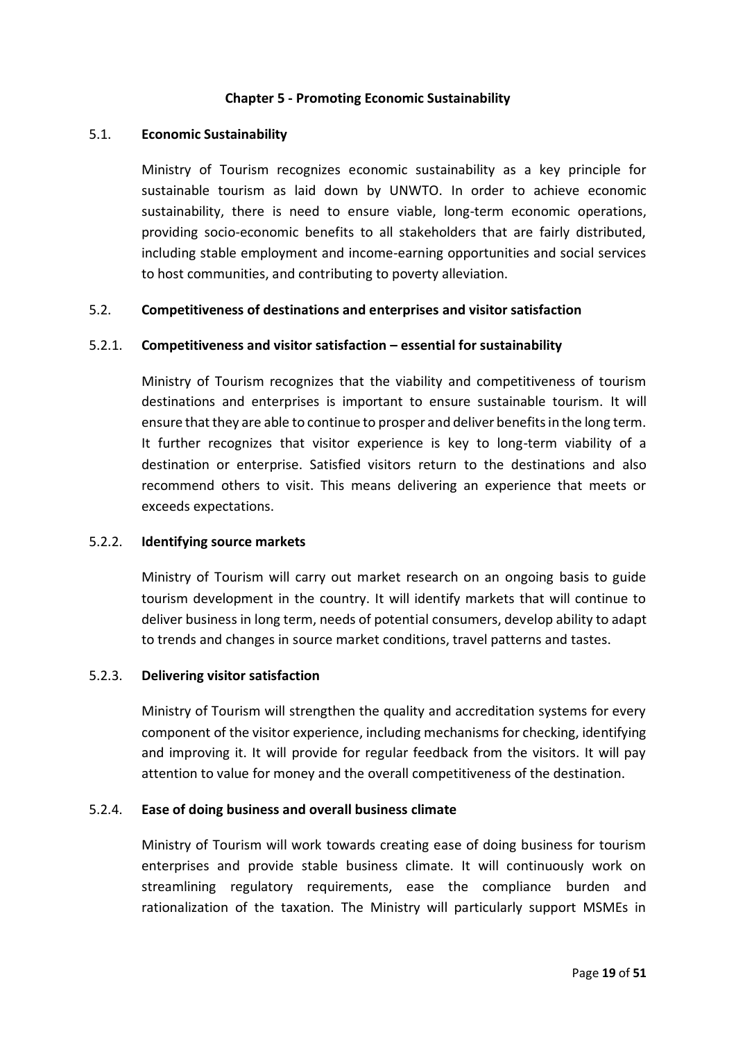# Chapter 5 - Promoting Economic Sustainability

## 5.1. Economic Sustainability

Ministry of Tourism recognizes economic sustainability as a key principle for sustainable tourism as laid down by UNWTO. In order to achieve economic sustainability, there is need to ensure viable, long-term economic operations, providing socio-economic benefits to all stakeholders that are fairly distributed, including stable employment and income-earning opportunities and social services to host communities, and contributing to poverty alleviation.

## 5.2. Competitiveness of destinations and enterprises and visitor satisfaction

### 5.2.1. Competitiveness and visitor satisfaction – essential for sustainability

Ministry of Tourism recognizes that the viability and competitiveness of tourism destinations and enterprises is important to ensure sustainable tourism. It will ensure that they are able to continue to prosper and deliver benefits in the long term. It further recognizes that visitor experience is key to long-term viability of a destination or enterprise. Satisfied visitors return to the destinations and also recommend others to visit. This means delivering an experience that meets or exceeds expectations.

### 5.2.2. Identifying source markets

Ministry of Tourism will carry out market research on an ongoing basis to guide tourism development in the country. It will identify markets that will continue to deliver business in long term, needs of potential consumers, develop ability to adapt to trends and changes in source market conditions, travel patterns and tastes.

### 5.2.3. Delivering visitor satisfaction

Ministry of Tourism will strengthen the quality and accreditation systems for every component of the visitor experience, including mechanisms for checking, identifying and improving it. It will provide for regular feedback from the visitors. It will pay attention to value for money and the overall competitiveness of the destination.

### 5.2.4. Ease of doing business and overall business climate

Ministry of Tourism will work towards creating ease of doing business for tourism enterprises and provide stable business climate. It will continuously work on streamlining regulatory requirements, ease the compliance burden and rationalization of the taxation. The Ministry will particularly support MSMEs in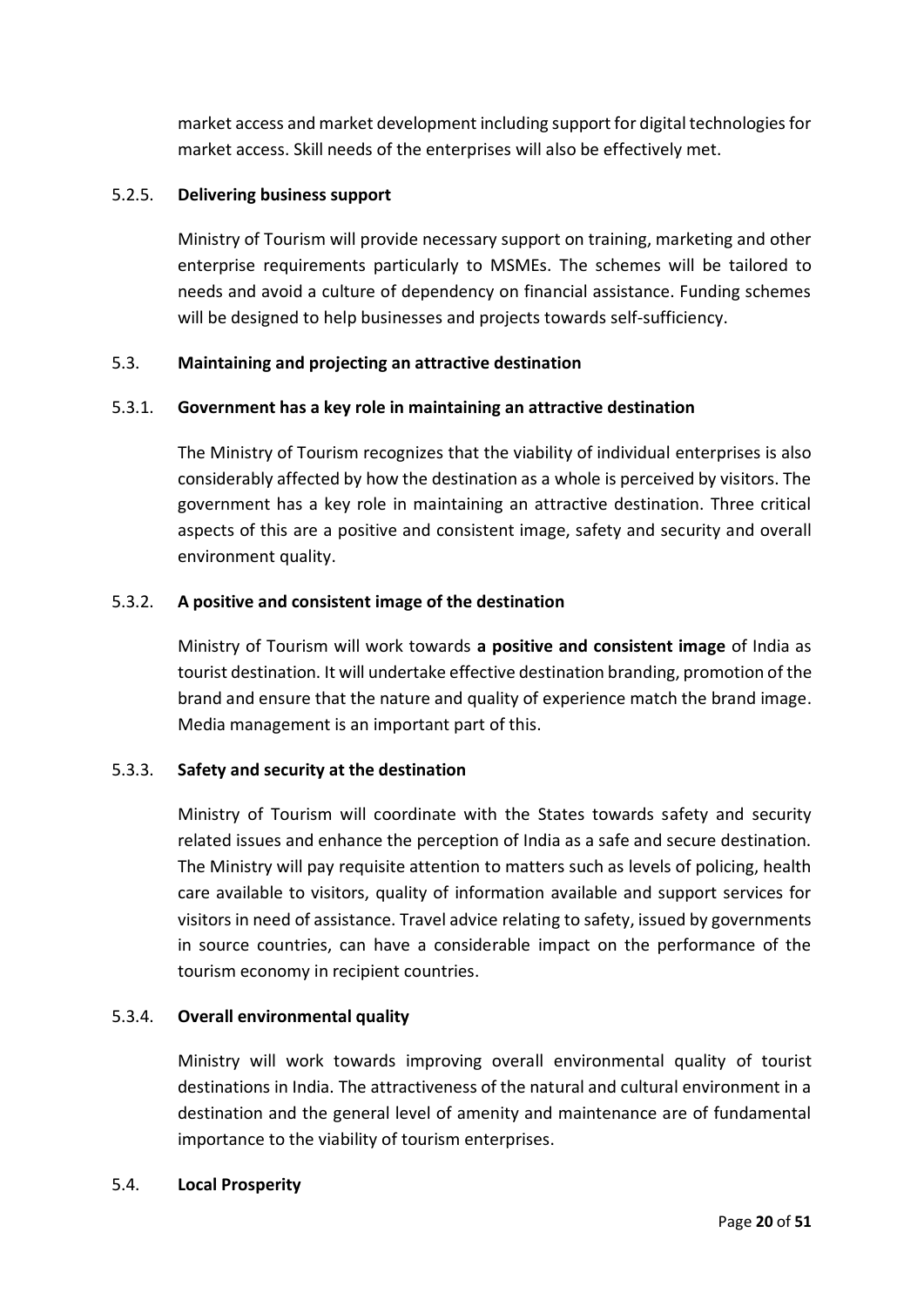market access and market development including support for digital technologies for market access. Skill needs of the enterprises will also be effectively met.

#### 5.2.5. Delivering business support

Ministry of Tourism will provide necessary support on training, marketing and other enterprise requirements particularly to MSMEs. The schemes will be tailored to needs and avoid a culture of dependency on financial assistance. Funding schemes will be designed to help businesses and projects towards self-sufficiency.

### 5.3. Maintaining and projecting an attractive destination

#### 5.3.1. Government has a key role in maintaining an attractive destination

The Ministry of Tourism recognizes that the viability of individual enterprises is also considerably affected by how the destination as a whole is perceived by visitors. The government has a key role in maintaining an attractive destination. Three critical aspects of this are a positive and consistent image, safety and security and overall environment quality.

#### 5.3.2. A positive and consistent image of the destination

Ministry of Tourism will work towards **a positive and consistent image** of India as tourist destination. It will undertake effective destination branding, promotion of the brand and ensure that the nature and quality of experience match the brand image. Media management is an important part of this.

#### 5.3.3. Safety and security at the destination

Ministry of Tourism will coordinate with the States towards safety and security related issues and enhance the perception of India as a safe and secure destination. The Ministry will pay requisite attention to matters such as levels of policing, health care available to visitors, quality of information available and support services for visitors in need of assistance. Travel advice relating to safety, issued by governments in source countries, can have a considerable impact on the performance of the tourism economy in recipient countries.

#### 5.3.4. Overall environmental quality

Ministry will work towards improving overall environmental quality of tourist destinations in India. The attractiveness of the natural and cultural environment in a destination and the general level of amenity and maintenance are of fundamental importance to the viability of tourism enterprises.

### 5.4. Local Prosperity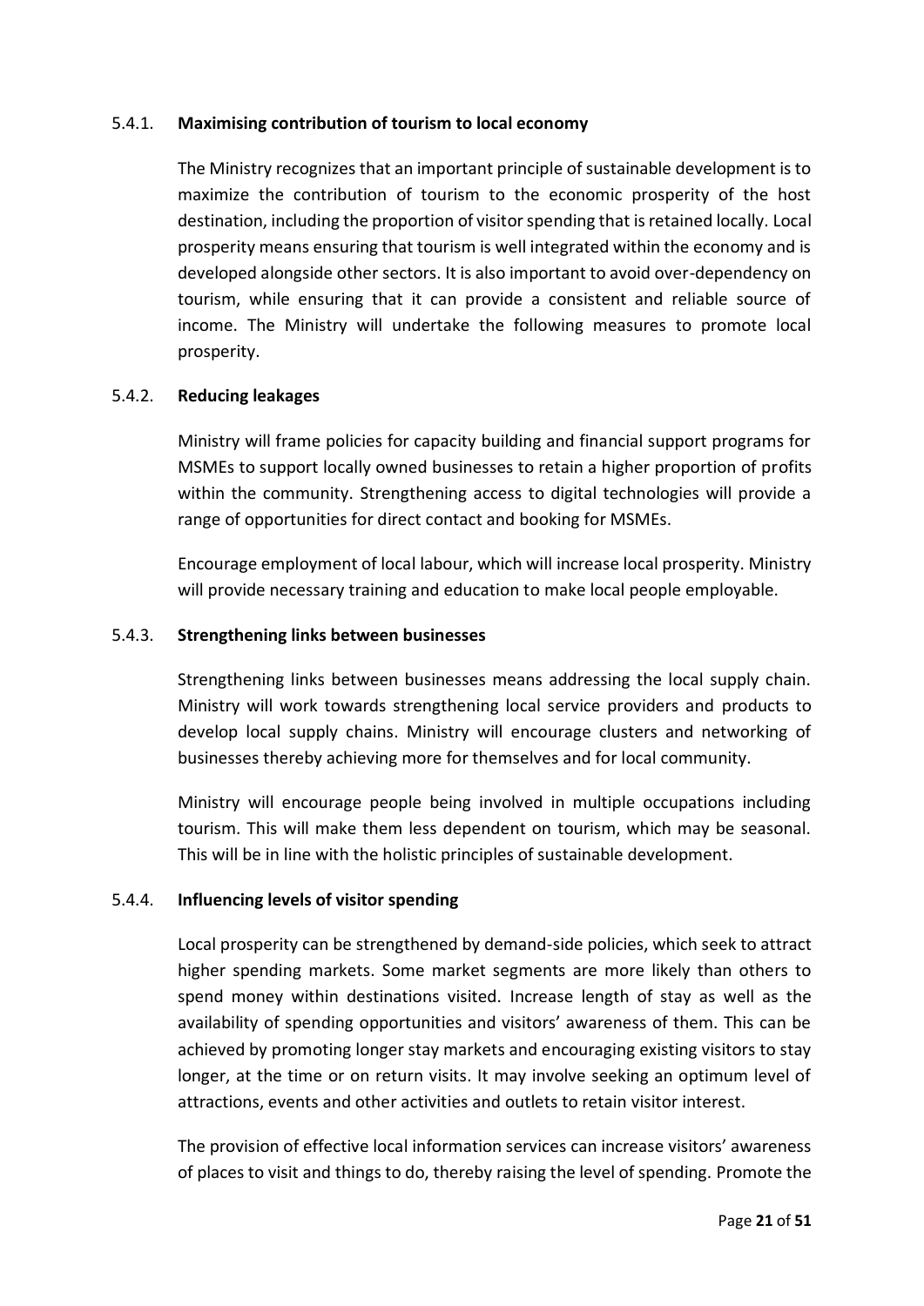### 5.4.1. **Maximising contribution of tourism to local economy**

The Ministry recognizes that an important principle of sustainable development is to maximize the contribution of tourism to the economic prosperity of the host destination, including the proportion of visitor spending that is retained locally. Local prosperity means ensuring that tourism is well integrated within the economy and is developed alongside other sectors. It is also important to avoid over-dependency on tourism, while ensuring that it can provide a consistent and reliable source of income. The Ministry will undertake the following measures to promote local prosperity.

### 5.4.2. **Reducing leakages**

Ministry will frame policies for capacity building and financial support programs for MSMEs to support locally owned businesses to retain a higher proportion of profits within the community. Strengthening access to digital technologies will provide a range of opportunities for direct contact and booking for MSMEs.

Encourage employment of local labour, which will increase local prosperity. Ministry will provide necessary training and education to make local people employable.

### 5.4.3. **Strengthening links between businesses**

Strengthening links between businesses means addressing the local supply chain. Ministry will work towards strengthening local service providers and products to develop local supply chains. Ministry will encourage clusters and networking of businesses thereby achieving more for themselves and for local community.

Ministry will encourage people being involved in multiple occupations including tourism. This will make them less dependent on tourism, which may be seasonal. This will be in line with the holistic principles of sustainable development.

### 5.4.4. **Influencing levels of visitor spending**

Local prosperity can be strengthened by demand-side policies, which seek to attract higher spending markets. Some market segments are more likely than others to spend money within destinations visited. Increase length of stay as well as the availability of spending opportunities and visitors' awareness of them. This can be achieved by promoting longer stay markets and encouraging existing visitors to stay longer, at the time or on return visits. It may involve seeking an optimum level of attractions, events and other activities and outlets to retain visitor interest.

The provision of effective local information services can increase visitors' awareness of places to visit and things to do, thereby raising the level of spending. Promote the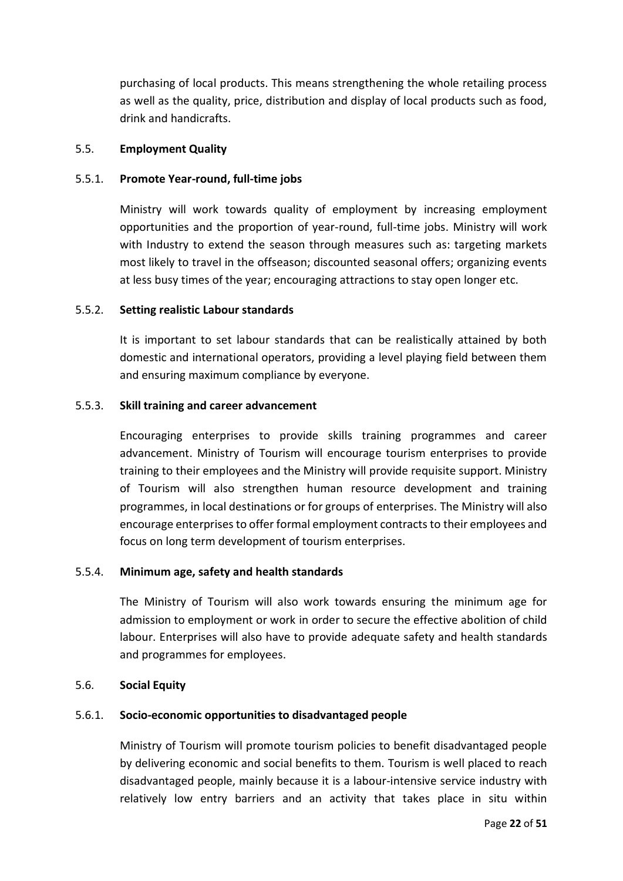purchasing of local products. This means strengthening the whole retailing process as well as the quality, price, distribution and display of local products such as food, drink and handicrafts.

## 5.5. Employment Quality

### 5.5.1. Promote Year-round, full-time jobs

Ministry will work towards quality of employment by increasing employment opportunities and the proportion of year-round, full-time jobs. Ministry will work with Industry to extend the season through measures such as: targeting markets most likely to travel in the offseason; discounted seasonal offers; organizing events at less busy times of the year; encouraging attractions to stay open longer etc.

### 5.5.2. Setting realistic Labour standards

It is important to set labour standards that can be realistically attained by both domestic and international operators, providing a level playing field between them and ensuring maximum compliance by everyone.

### 5.5.3. Skill training and career advancement

Encouraging enterprises to provide skills training programmes and career advancement. Ministry of Tourism will encourage tourism enterprises to provide training to their employees and the Ministry will provide requisite support. Ministry of Tourism will also strengthen human resource development and training programmes, in local destinations or for groups of enterprises. The Ministry will also encourage enterprises to offer formal employment contracts to their employees and focus on long term development of tourism enterprises.

### 5.5.4. Minimum age, safety and health standards

The Ministry of Tourism will also work towards ensuring the minimum age for admission to employment or work in order to secure the effective abolition of child labour. Enterprises will also have to provide adequate safety and health standards and programmes for employees.

## 5.6. Social Equity

### 5.6.1. Socio-economic opportunities to disadvantaged people

Ministry of Tourism will promote tourism policies to benefit disadvantaged people by delivering economic and social benefits to them. Tourism is well placed to reach disadvantaged people, mainly because it is a labour-intensive service industry with relatively low entry barriers and an activity that takes place in situ within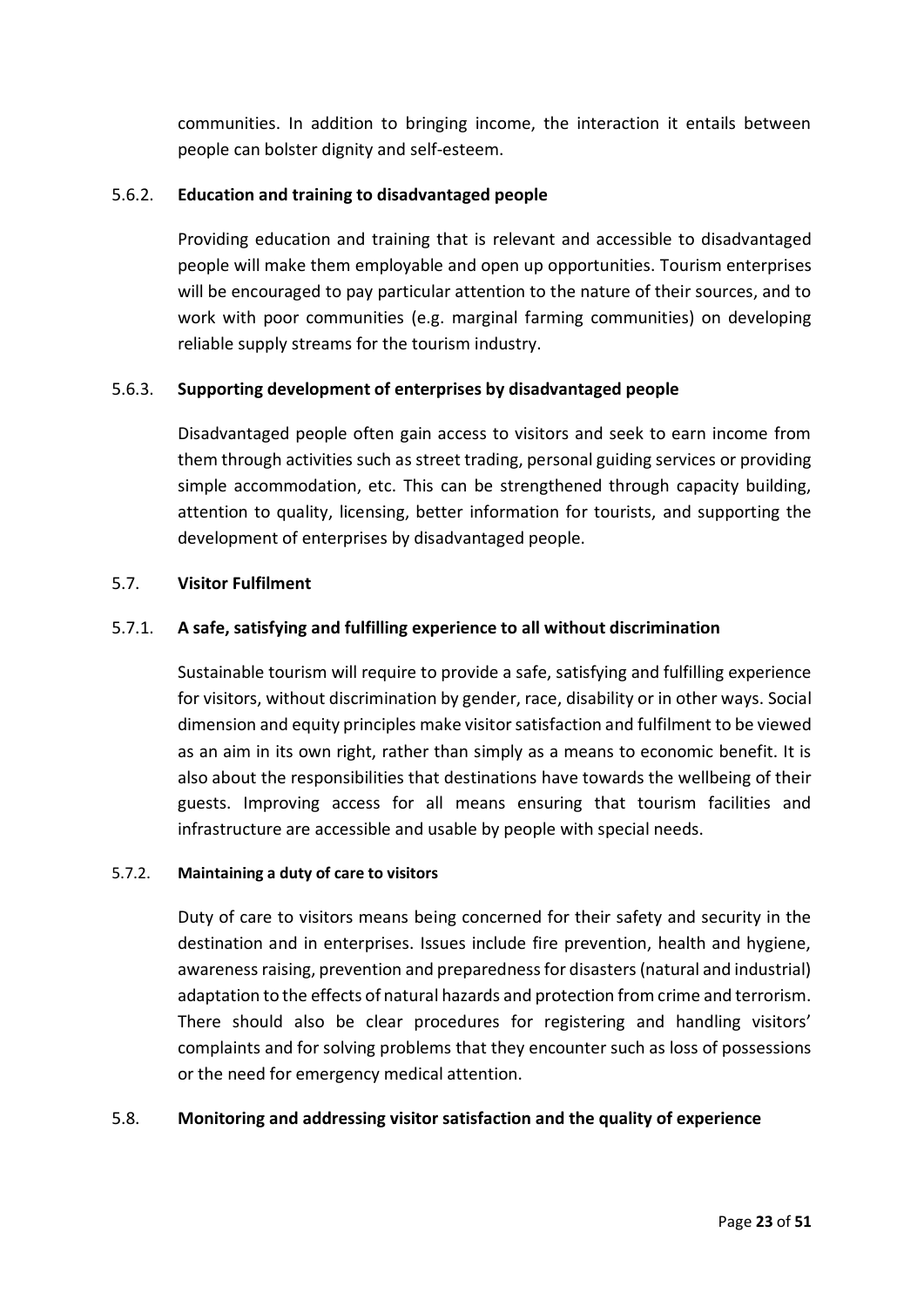communities. In addition to bringing income, the interaction it entails between people can bolster dignity and self-esteem.

#### 5.6.2. Education and training to disadvantaged people

Providing education and training that is relevant and accessible to disadvantaged people will make them employable and open up opportunities. Tourism enterprises will be encouraged to pay particular attention to the nature of their sources, and to work with poor communities (e.g. marginal farming communities) on developing reliable supply streams for the tourism industry.

#### 5.6.3. Supporting development of enterprises by disadvantaged people

Disadvantaged people often gain access to visitors and seek to earn income from them through activities such as street trading, personal guiding services or providing simple accommodation, etc. This can be strengthened through capacity building, attention to quality, licensing, better information for tourists, and supporting the development of enterprises by disadvantaged people.

### 5.7. Visitor Fulfilment

#### 5.7.1. A safe, satisfying and fulfilling experience to all without discrimination

Sustainable tourism will require to provide a safe, satisfying and fulfilling experience for visitors, without discrimination by gender, race, disability or in other ways. Social dimension and equity principles make visitor satisfaction and fulfilment to be viewed as an aim in its own right, rather than simply as a means to economic benefit. It is also about the responsibilities that destinations have towards the wellbeing of their guests. Improving access for all means ensuring that tourism facilities and infrastructure are accessible and usable by people with special needs.

#### 5.7.2. Maintaining a duty of care to visitors

Duty of care to visitors means being concerned for their safety and security in the destination and in enterprises. Issues include fire prevention, health and hygiene, awareness raising, prevention and preparedness for disasters (natural and industrial) adaptation to the effects of natural hazards and protection from crime and terrorism. There should also be clear procedures for registering and handling visitors' complaints and for solving problems that they encounter such as loss of possessions or the need for emergency medical attention.

### 5.8. Monitoring and addressing visitor satisfaction and the quality of experience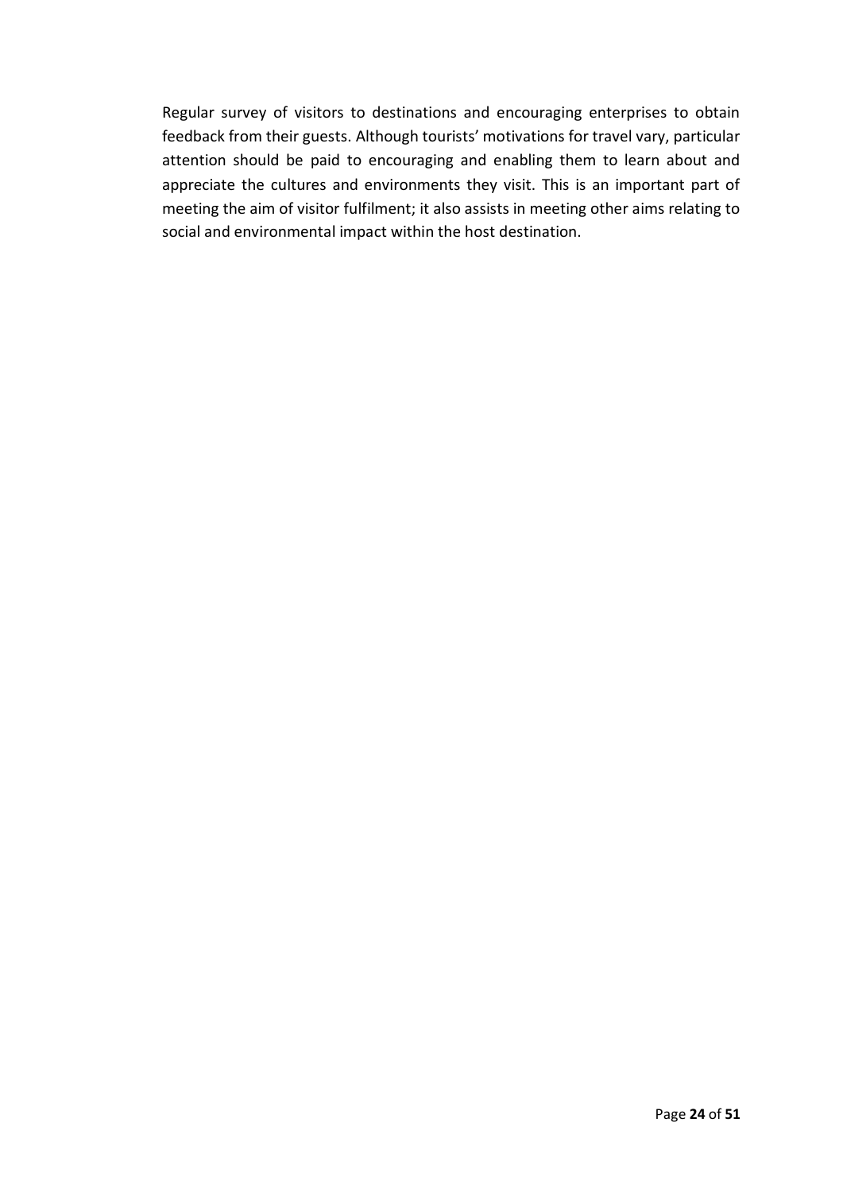Regular survey of visitors to destinations and encouraging enterprises to obtain feedback from their guests. Although tourists' motivations for travel vary, particular attention should be paid to encouraging and enabling them to learn about and appreciate the cultures and environments they visit. This is an important part of meeting the aim of visitor fulfilment; it also assists in meeting other aims relating to social and environmental impact within the host destination.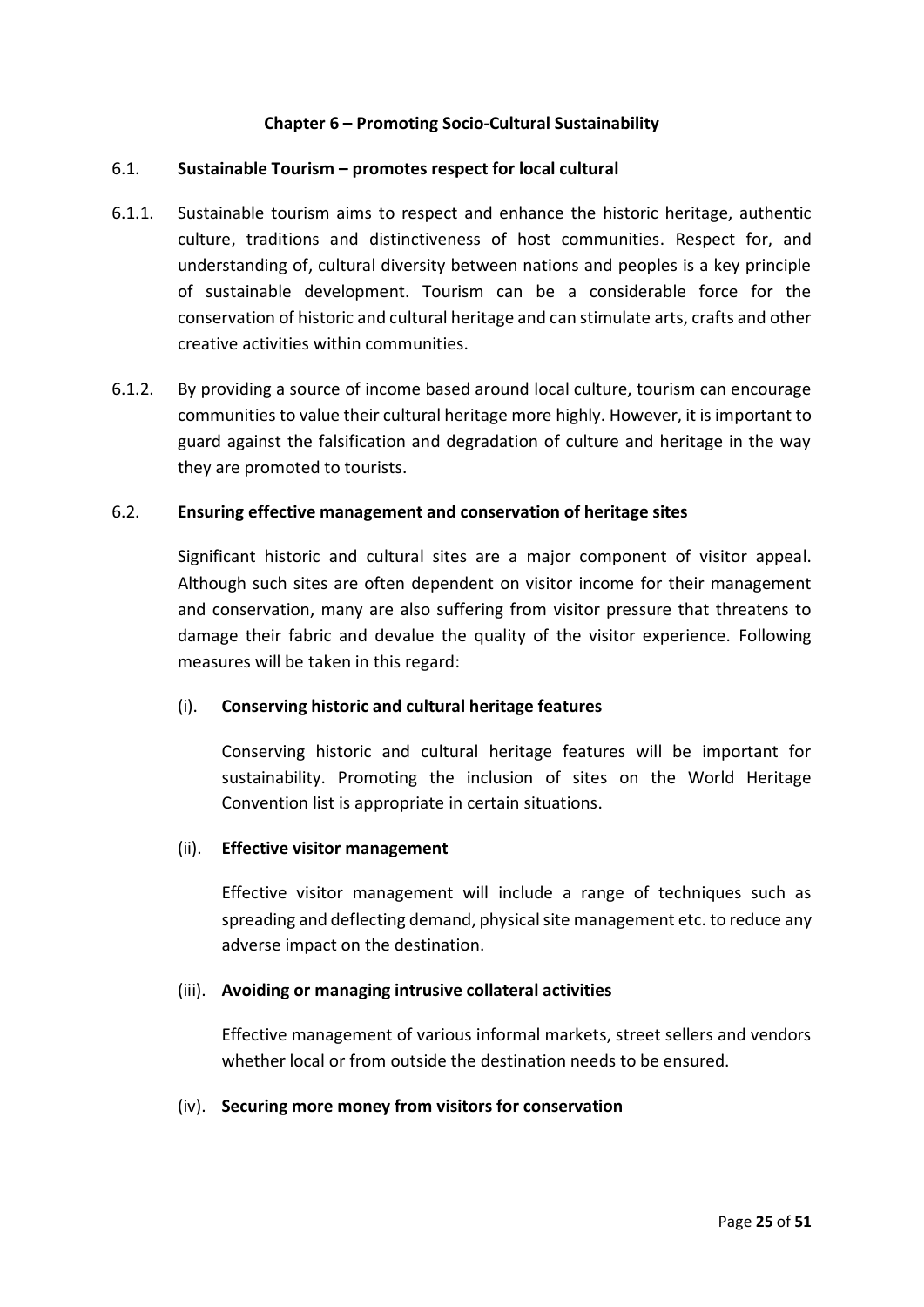## Chapter 6 – Promoting Socio-Cultural Sustainability

### 6.1. Sustainable Tourism – promotes respect for local cultural

6.1.1. Sustainable tourism aims to respect and enhance the historic heritage, authentic culture, traditions and distinctiveness of host communities. Respect for, and understanding of, cultural diversity between nations and peoples is a key principle of sustainable development. Tourism can be a considerable force for the conservation of historic and cultural heritage and can stimulate arts, crafts and other creative activities within communities.

6.1.2. By providing a source of income based around local culture, tourism can encourage communities to value their cultural heritage more highly. However, it is important to guard against the falsification and degradation of culture and heritage in the way they are promoted to tourists.

### 6.2. Ensuring effective management and conservation of heritage sites

Significant historic and cultural sites are a major component of visitor appeal. Although such sites are often dependent on visitor income for their management and conservation, many are also suffering from visitor pressure that threatens to damage their fabric and devalue the quality of the visitor experience. Following measures will be taken in this regard:

(i). **Conserving historic and cultural heritage features**

Conserving historic and cultural heritage features will be important for sustainability. Promoting the inclusion of sites on the World Heritage Convention list is appropriate in certain situations.

(ii). **Effective visitor management**

Effective visitor management will include a range of techniques such as spreading and deflecting demand, physical site management etc. to reduce any adverse impact on the destination.

(iii). **Avoiding or managing intrusive collateral activities**

Effective management of various informal markets, street sellers and vendors whether local or from outside the destination needs to be ensured.

(iv). **Securing more money from visitors for conservation**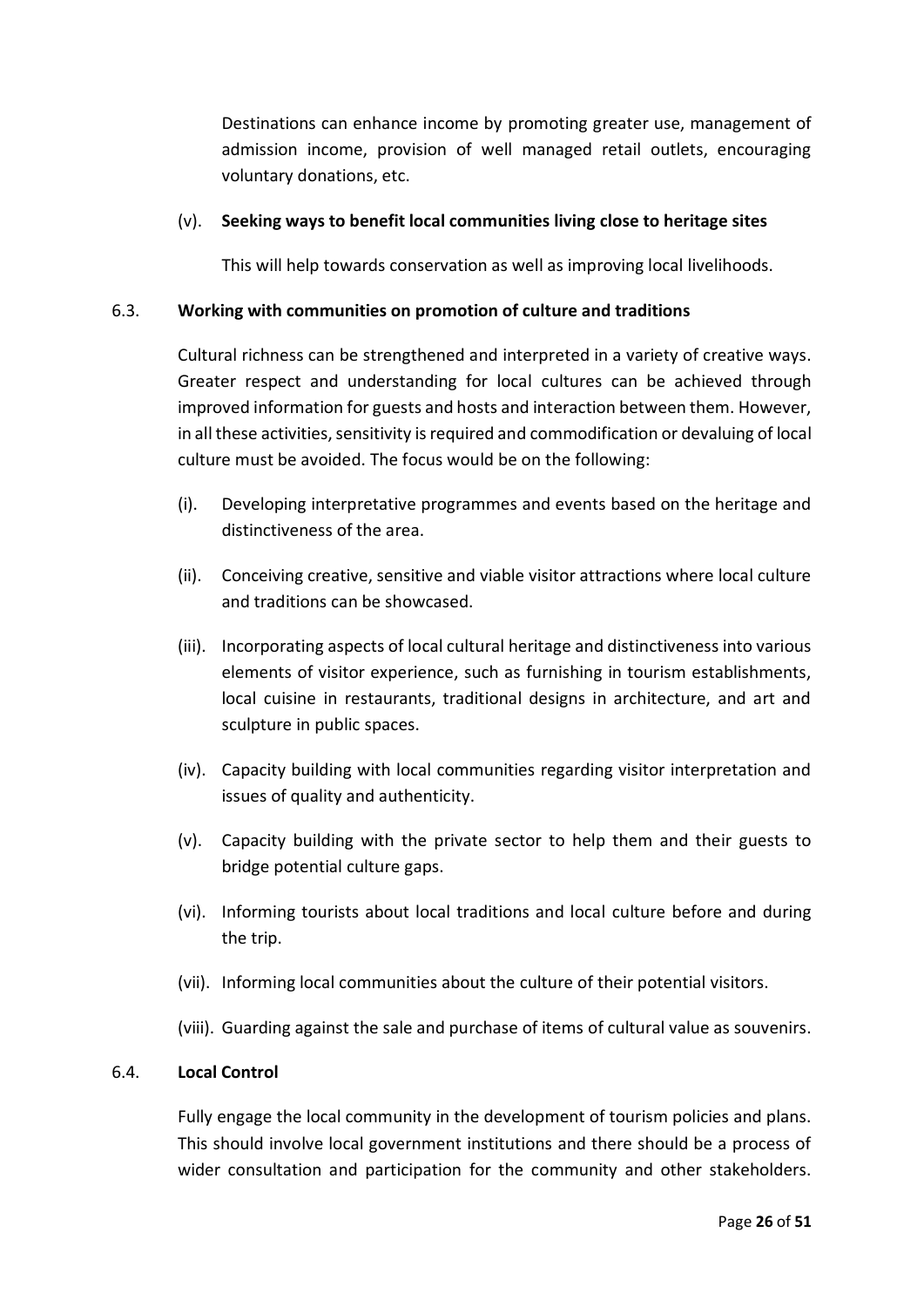Destinations can enhance income by promoting greater use, management of admission income, provision of well managed retail outlets, encouraging voluntary donations, etc.

(v). **Seeking ways to benefit local communities living close to heritage sites**

This will help towards conservation as well as improving local livelihoods.

### 6.3. Working with communities on promotion of culture and traditions

Cultural richness can be strengthened and interpreted in a variety of creative ways. Greater respect and understanding for local cultures can be achieved through improved information for guests and hosts and interaction between them. However, in all these activities, sensitivity is required and commodification or devaluing of local culture must be avoided. The focus would be on the following:

(i). Developing interpretative programmes and events based on the heritage and distinctiveness of the area.

(ii). Conceiving creative, sensitive and viable visitor attractions where local culture and traditions can be showcased.

(iii). Incorporating aspects of local cultural heritage and distinctiveness into various elements of visitor experience, such as furnishing in tourism establishments, local cuisine in restaurants, traditional designs in architecture, and art and sculpture in public spaces.

(iv). Capacity building with local communities regarding visitor interpretation and issues of quality and authenticity.

(v). Capacity building with the private sector to help them and their guests to bridge potential culture gaps.

(vi). Informing tourists about local traditions and local culture before and during the trip.

(vii). Informing local communities about the culture of their potential visitors.

(viii). Guarding against the sale and purchase of items of cultural value as souvenirs.

### 6.4. Local Control

Fully engage the local community in the development of tourism policies and plans. This should involve local government institutions and there should be a process of wider consultation and participation for the community and other stakeholders.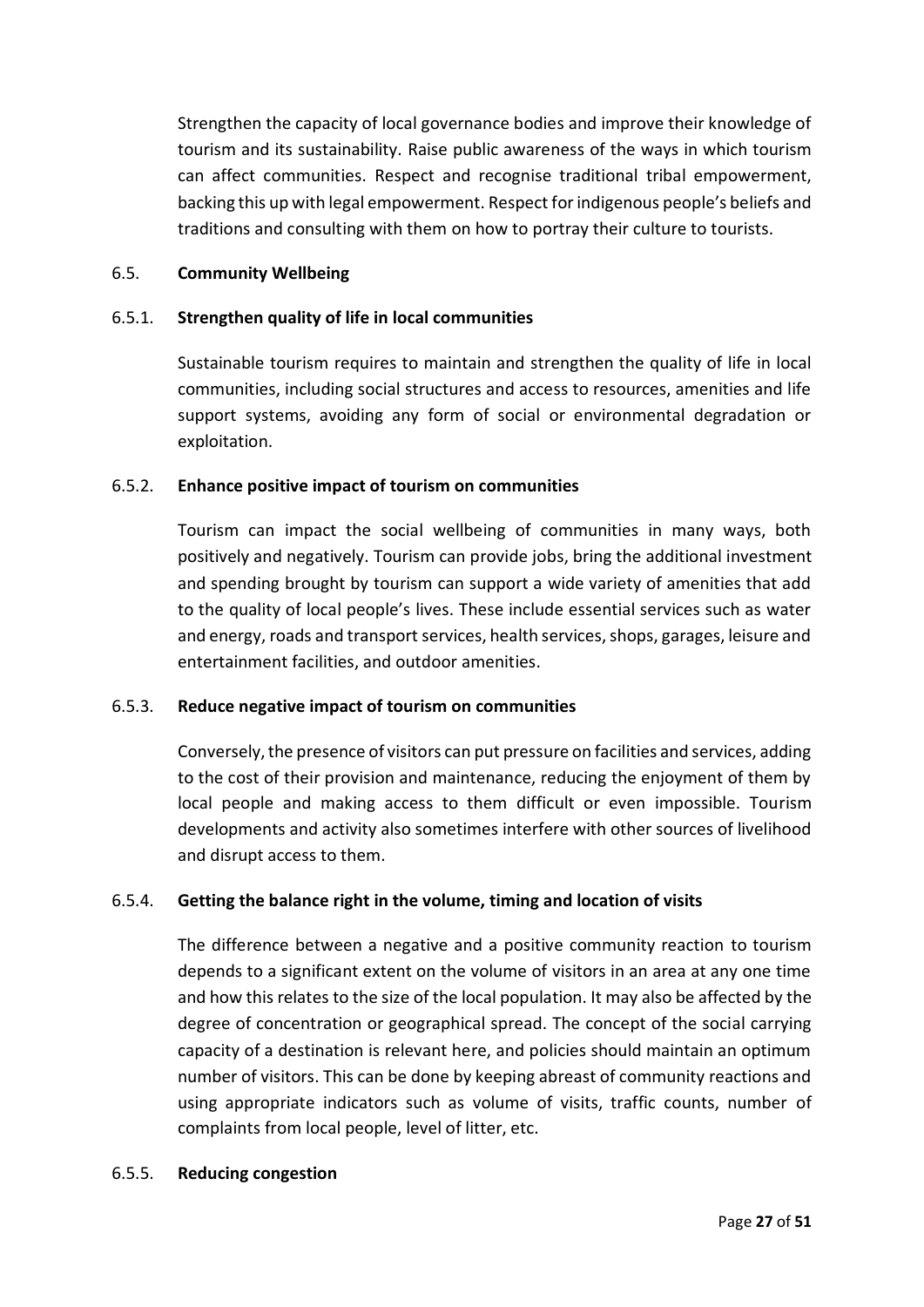Strengthen the capacity of local governance bodies and improve their knowledge of tourism and its sustainability. Raise public awareness of the ways in which tourism can affect communities. Respect and recognise traditional tribal empowerment, backing this up with legal empowerment. Respect for indigenous people's beliefs and traditions and consulting with them on how to portray their culture to tourists.

## 6.5. Community Wellbeing

### 6.5.1. Strengthen quality of life in local communities

Sustainable tourism requires to maintain and strengthen the quality of life in local communities, including social structures and access to resources, amenities and life support systems, avoiding any form of social or environmental degradation or exploitation.

### 6.5.2. Enhance positive impact of tourism on communities

Tourism can impact the social wellbeing of communities in many ways, both positively and negatively. Tourism can provide jobs, bring the additional investment and spending brought by tourism can support a wide variety of amenities that add to the quality of local people's lives. These include essential services such as water and energy, roads and transport services, health services, shops, garages, leisure and entertainment facilities, and outdoor amenities.

### 6.5.3. Reduce negative impact of tourism on communities

Conversely, the presence of visitors can put pressure on facilities and services, adding to the cost of their provision and maintenance, reducing the enjoyment of them by local people and making access to them difficult or even impossible. Tourism developments and activity also sometimes interfere with other sources of livelihood and disrupt access to them.

### 6.5.4. Getting the balance right in the volume, timing and location of visits

The difference between a negative and a positive community reaction to tourism depends to a significant extent on the volume of visitors in an area at any one time and how this relates to the size of the local population. It may also be affected by the degree of concentration or geographical spread. The concept of the social carrying capacity of a destination is relevant here, and policies should maintain an optimum number of visitors. This can be done by keeping abreast of community reactions and using appropriate indicators such as volume of visits, traffic counts, number of complaints from local people, level of litter, etc.

### 6.5.5. Reducing congestion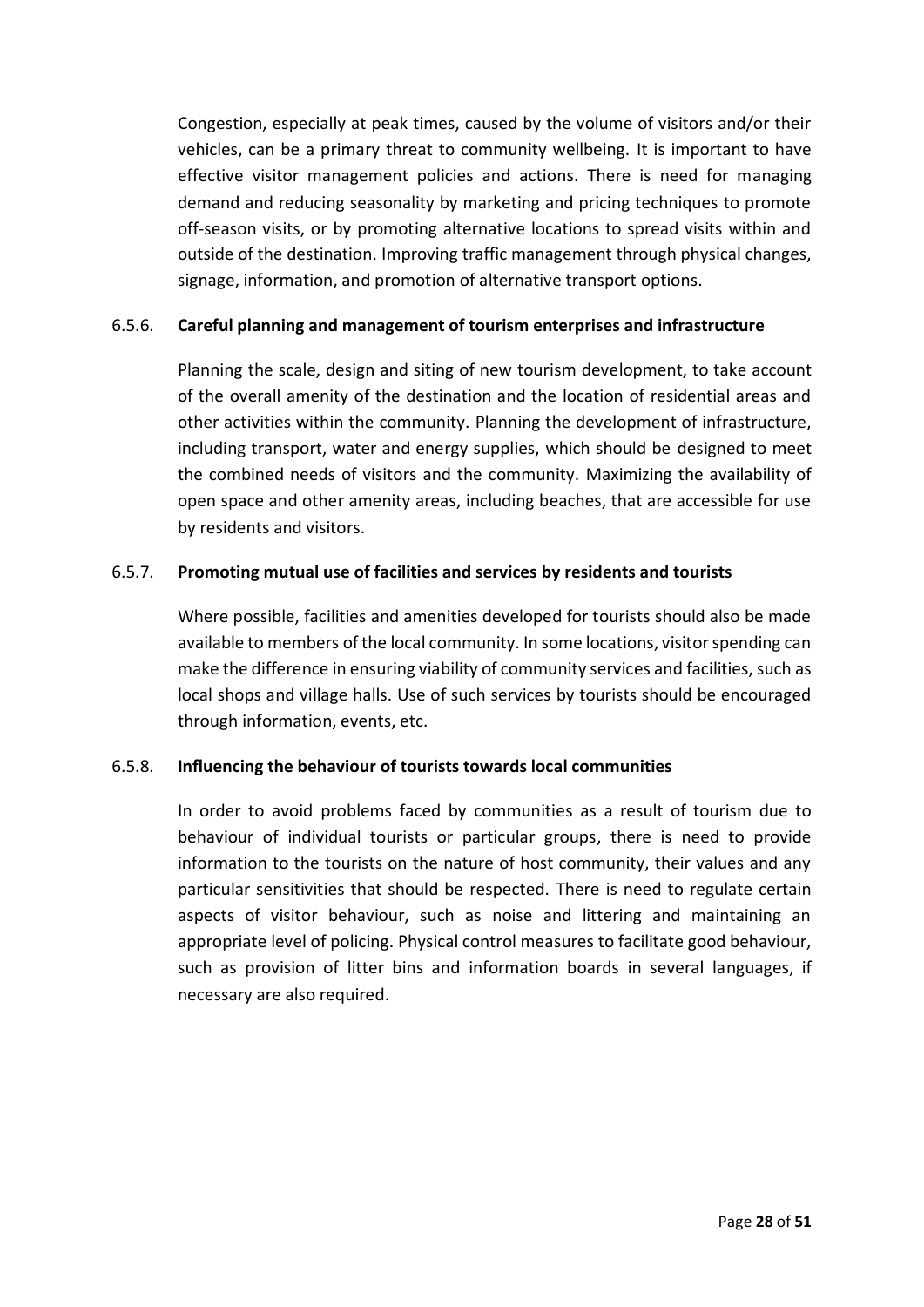Congestion, especially at peak times, caused by the volume of visitors and/or their vehicles, can be a primary threat to community wellbeing. It is important to have effective visitor management policies and actions. There is need for managing demand and reducing seasonality by marketing and pricing techniques to promote off-season visits, or by promoting alternative locations to spread visits within and outside of the destination. Improving traffic management through physical changes, signage, information, and promotion of alternative transport options.

### 6.5.6. Careful planning and management of tourism enterprises and infrastructure

Planning the scale, design and siting of new tourism development, to take account of the overall amenity of the destination and the location of residential areas and other activities within the community. Planning the development of infrastructure, including transport, water and energy supplies, which should be designed to meet the combined needs of visitors and the community. Maximizing the availability of open space and other amenity areas, including beaches, that are accessible for use by residents and visitors.

### 6.5.7. Promoting mutual use of facilities and services by residents and tourists

Where possible, facilities and amenities developed for tourists should also be made available to members of the local community. In some locations, visitor spending can make the difference in ensuring viability of community services and facilities, such as local shops and village halls. Use of such services by tourists should be encouraged through information, events, etc.

### 6.5.8. Influencing the behaviour of tourists towards local communities

In order to avoid problems faced by communities as a result of tourism due to behaviour of individual tourists or particular groups, there is need to provide information to the tourists on the nature of host community, their values and any particular sensitivities that should be respected. There is need to regulate certain aspects of visitor behaviour, such as noise and littering and maintaining an appropriate level of policing. Physical control measures to facilitate good behaviour, such as provision of litter bins and information boards in several languages, if necessary are also required.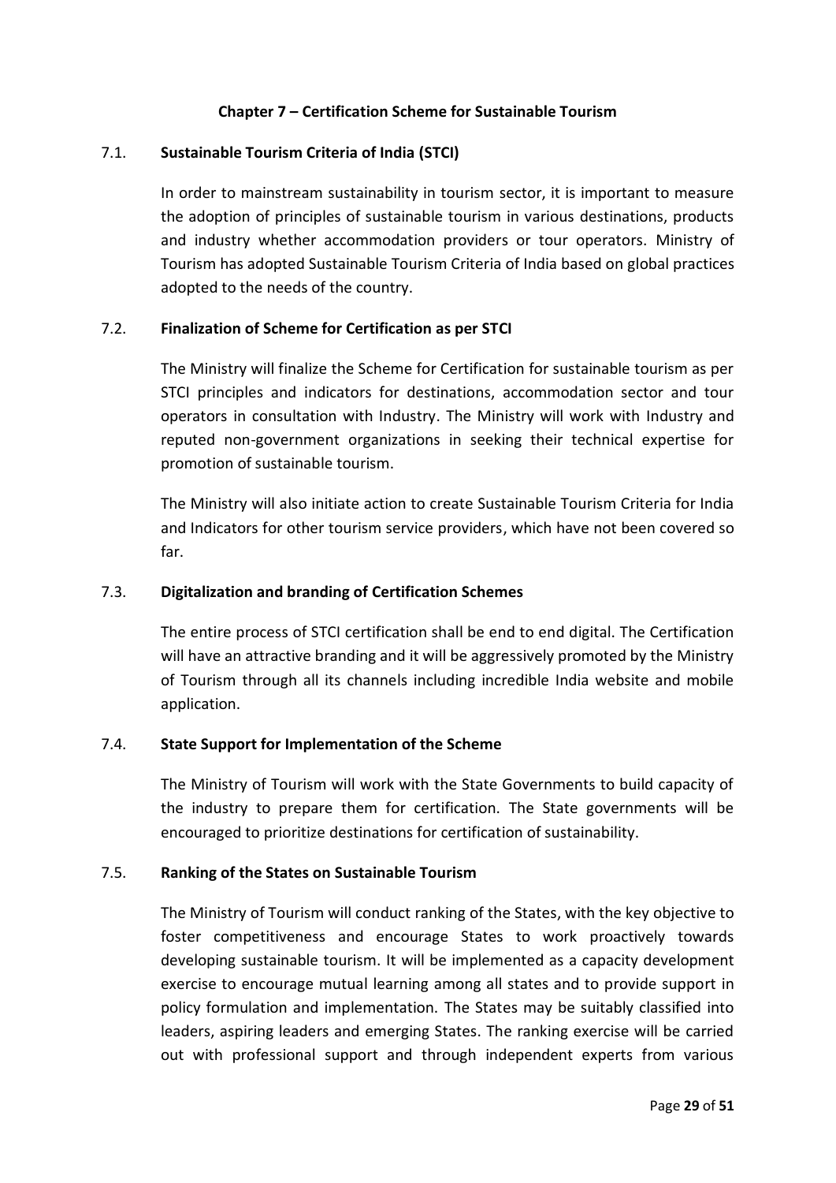## Chapter 7 – Certification Scheme for Sustainable Tourism

### 7.1. Sustainable Tourism Criteria of India (STCI)

In order to mainstream sustainability in tourism sector, it is important to measure the adoption of principles of sustainable tourism in various destinations, products and industry whether accommodation providers or tour operators. Ministry of Tourism has adopted Sustainable Tourism Criteria of India based on global practices adopted to the needs of the country.

### 7.2. Finalization of Scheme for Certification as per STCI

The Ministry will finalize the Scheme for Certification for sustainable tourism as per STCI principles and indicators for destinations, accommodation sector and tour operators in consultation with Industry. The Ministry will work with Industry and reputed non-government organizations in seeking their technical expertise for promotion of sustainable tourism.

The Ministry will also initiate action to create Sustainable Tourism Criteria for India and Indicators for other tourism service providers, which have not been covered so far.

### 7.3. Digitalization and branding of Certification Schemes

The entire process of STCI certification shall be end to end digital. The Certification will have an attractive branding and it will be aggressively promoted by the Ministry of Tourism through all its channels including incredible India website and mobile application.

### 7.4. State Support for Implementation of the Scheme

The Ministry of Tourism will work with the State Governments to build capacity of the industry to prepare them for certification. The State governments will be encouraged to prioritize destinations for certification of sustainability.

### 7.5. Ranking of the States on Sustainable Tourism

The Ministry of Tourism will conduct ranking of the States, with the key objective to foster competitiveness and encourage States to work proactively towards developing sustainable tourism. It will be implemented as a capacity development exercise to encourage mutual learning among all states and to provide support in policy formulation and implementation. The States may be suitably classified into leaders, aspiring leaders and emerging States. The ranking exercise will be carried out with professional support and through independent experts from various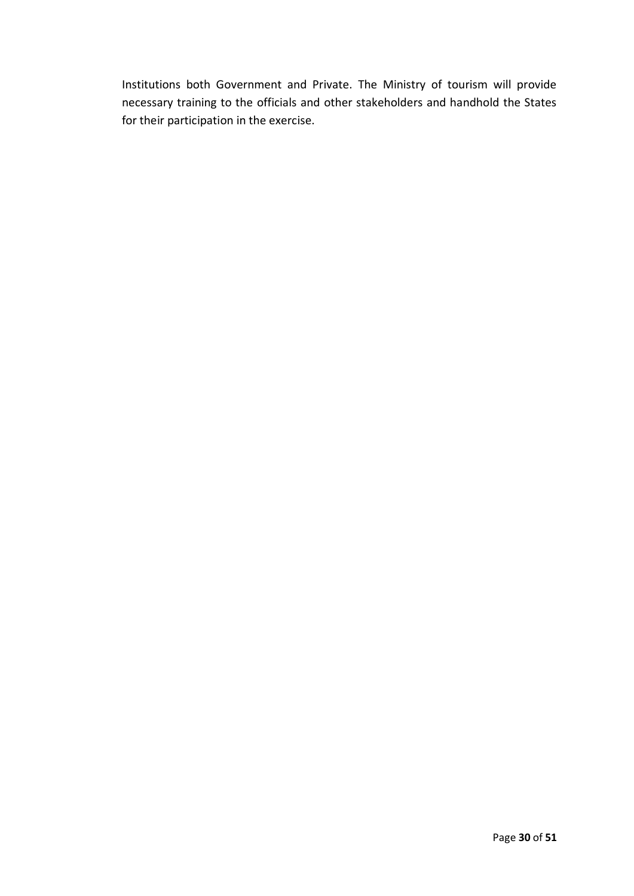Institutions both Government and Private. The Ministry of tourism will provide necessary training to the officials and other stakeholders and handhold the States for their participation in the exercise.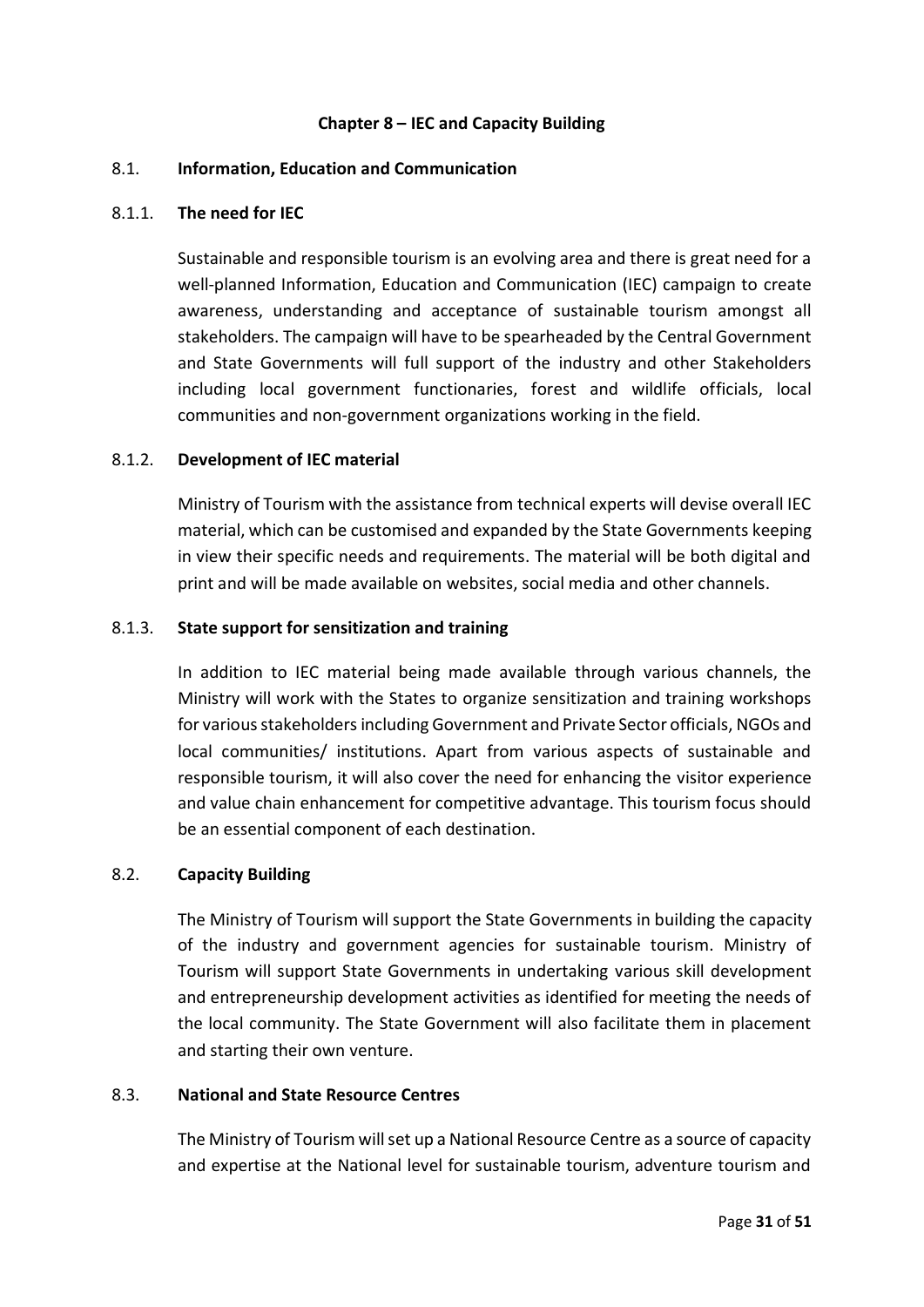## Chapter 8 – IEC and Capacity Building

### 8.1. Information, Education and Communication

#### 8.1.1. The need for IEC

Sustainable and responsible tourism is an evolving area and there is great need for a well-planned Information, Education and Communication (IEC) campaign to create awareness, understanding and acceptance of sustainable tourism amongst all stakeholders. The campaign will have to be spearheaded by the Central Government and State Governments will full support of the industry and other Stakeholders including local government functionaries, forest and wildlife officials, local communities and non-government organizations working in the field.

#### 8.1.2. Development of IEC material

Ministry of Tourism with the assistance from technical experts will devise overall IEC material, which can be customised and expanded by the State Governments keeping in view their specific needs and requirements. The material will be both digital and print and will be made available on websites, social media and other channels.

#### 8.1.3. State support for sensitization and training

In addition to IEC material being made available through various channels, the Ministry will work with the States to organize sensitization and training workshops for various stakeholders including Government and Private Sector officials, NGOs and local communities/ institutions. Apart from various aspects of sustainable and responsible tourism, it will also cover the need for enhancing the visitor experience and value chain enhancement for competitive advantage. This tourism focus should be an essential component of each destination.

### 8.2. Capacity Building

The Ministry of Tourism will support the State Governments in building the capacity of the industry and government agencies for sustainable tourism. Ministry of Tourism will support State Governments in undertaking various skill development and entrepreneurship development activities as identified for meeting the needs of the local community. The State Government will also facilitate them in placement and starting their own venture.

### 8.3. National and State Resource Centres

The Ministry of Tourism will set up a National Resource Centre as a source of capacity and expertise at the National level for sustainable tourism, adventure tourism and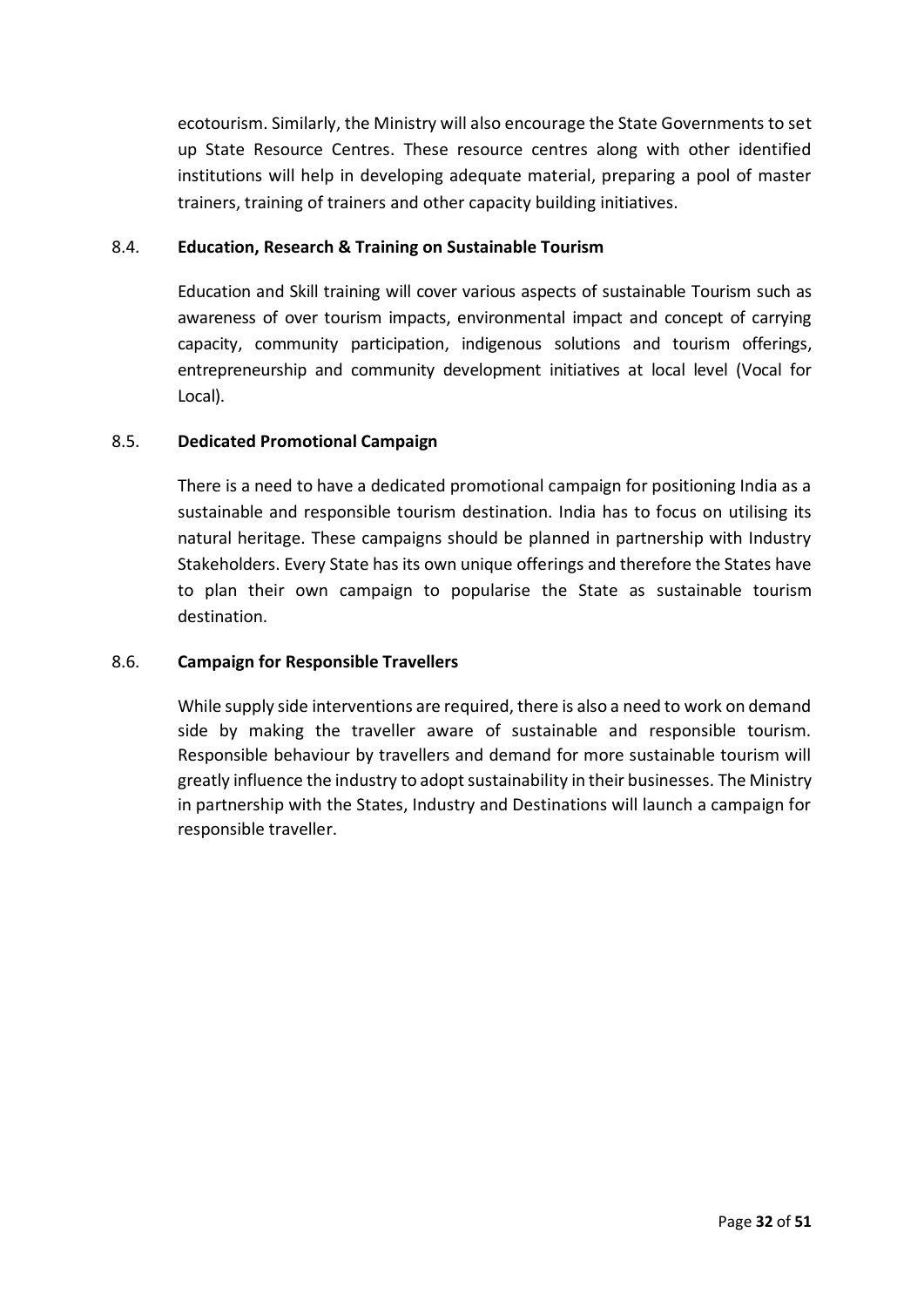ecotourism. Similarly, the Ministry will also encourage the State Governments to set up State Resource Centres. These resource centres along with other identified institutions will help in developing adequate material, preparing a pool of master trainers, training of trainers and other capacity building initiatives.

### 8.4. Education, Research & Training on Sustainable Tourism

Education and Skill training will cover various aspects of sustainable Tourism such as awareness of over tourism impacts, environmental impact and concept of carrying capacity, community participation, indigenous solutions and tourism offerings, entrepreneurship and community development initiatives at local level (Vocal for Local).

### 8.5. Dedicated Promotional Campaign

There is a need to have a dedicated promotional campaign for positioning India as a sustainable and responsible tourism destination. India has to focus on utilising its natural heritage. These campaigns should be planned in partnership with Industry Stakeholders. Every State has its own unique offerings and therefore the States have to plan their own campaign to popularise the State as sustainable tourism destination.

### 8.6. Campaign for Responsible Travellers

While supply side interventions are required, there is also a need to work on demand side by making the traveller aware of sustainable and responsible tourism. Responsible behaviour by travellers and demand for more sustainable tourism will greatly influence the industry to adopt sustainability in their businesses. The Ministry in partnership with the States, Industry and Destinations will launch a campaign for responsible traveller.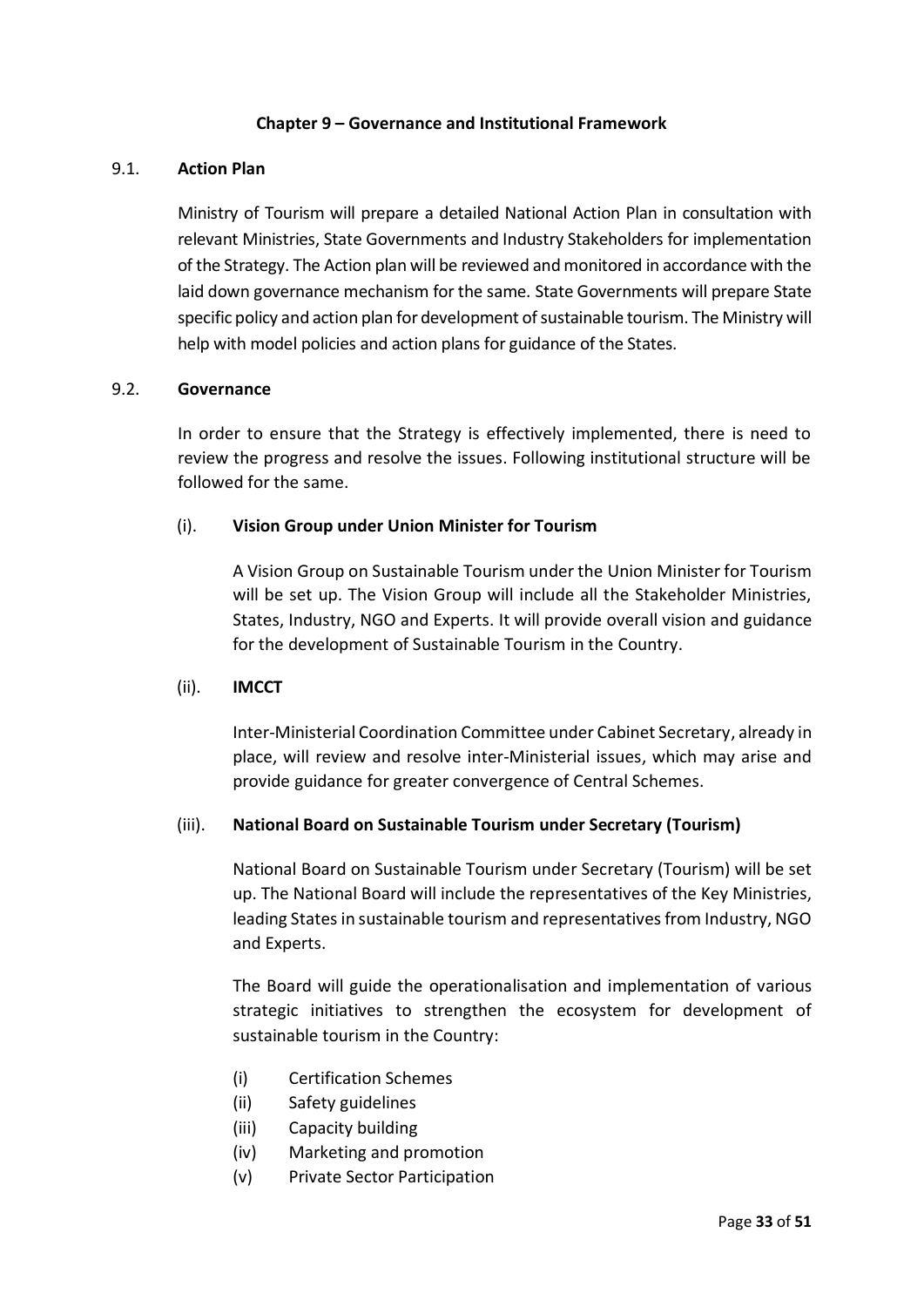# Chapter 9 – Governance and Institutional Framework

## 9.1. Action Plan

Ministry of Tourism will prepare a detailed National Action Plan in consultation with relevant Ministries, State Governments and Industry Stakeholders for implementation of the Strategy. The Action plan will be reviewed and monitored in accordance with the laid down governance mechanism for the same. State Governments will prepare State specific policy and action plan for development of sustainable tourism. The Ministry will help with model policies and action plans for guidance of the States.

## 9.2. Governance

In order to ensure that the Strategy is effectively implemented, there is need to review the progress and resolve the issues. Following institutional structure will be followed for the same.

### (i). Vision Group under Union Minister for Tourism

A Vision Group on Sustainable Tourism under the Union Minister for Tourism will be set up. The Vision Group will include all the Stakeholder Ministries, States, Industry, NGO and Experts. It will provide overall vision and guidance for the development of Sustainable Tourism in the Country.

### (ii). IMCCT

Inter-Ministerial Coordination Committee under Cabinet Secretary, already in place, will review and resolve inter-Ministerial issues, which may arise and provide guidance for greater convergence of Central Schemes.

### (iii). National Board on Sustainable Tourism under Secretary (Tourism)

National Board on Sustainable Tourism under Secretary (Tourism) will be set up. The National Board will include the representatives of the Key Ministries, leading States in sustainable tourism and representatives from Industry, NGO and Experts.

The Board will guide the operationalisation and implementation of various strategic initiatives to strengthen the ecosystem for development of sustainable tourism in the Country:

- (i) Certification Schemes
- (ii) Safety guidelines
- (iii) Capacity building
- (iv) Marketing and promotion
- (v) Private Sector Participation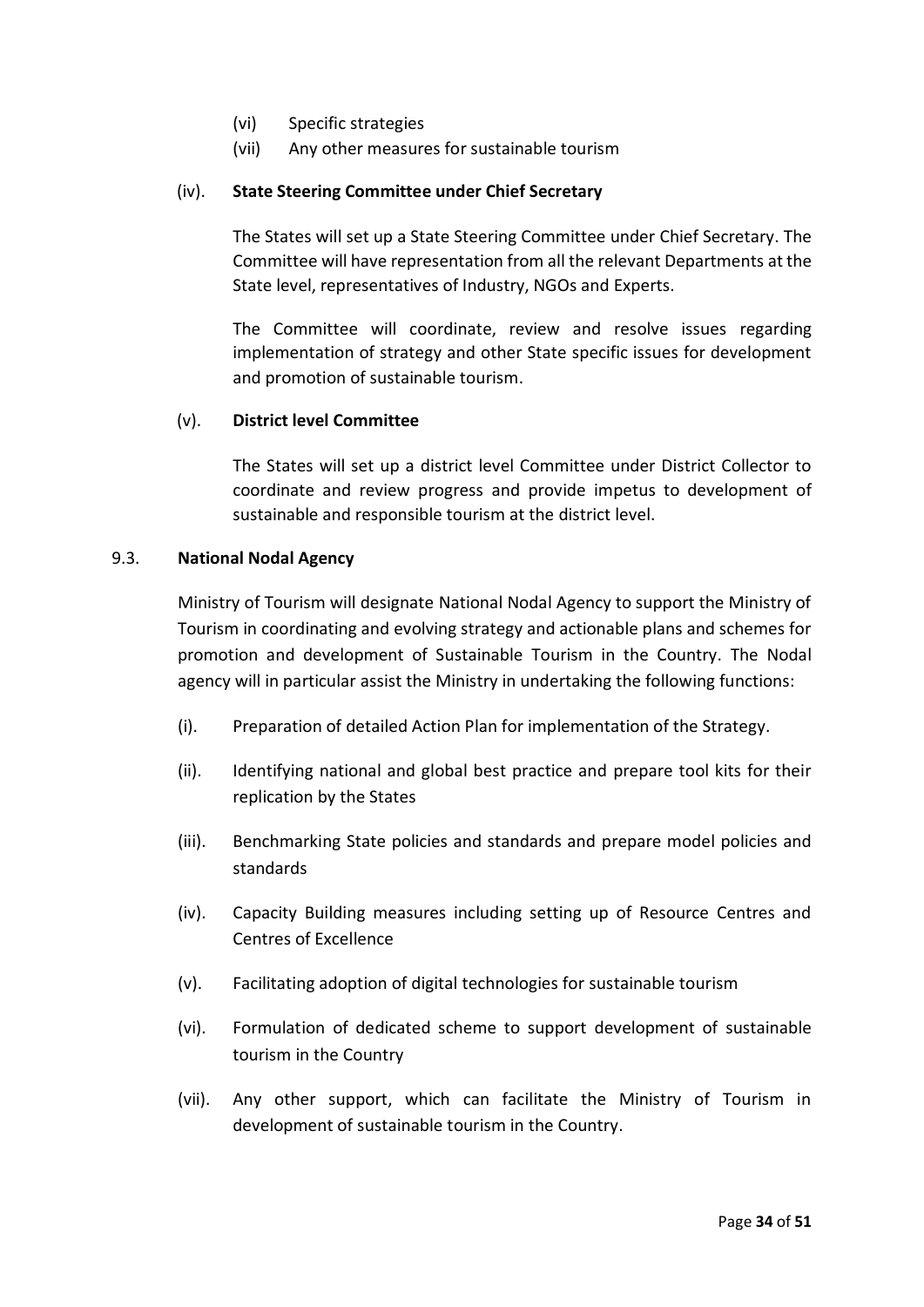(vi) Specific strategies

(vii) Any other measures for sustainable tourism

(iv). **State Steering Committee under Chief Secretary**

The States will set up a State Steering Committee under Chief Secretary. The Committee will have representation from all the relevant Departments at the State level, representatives of Industry, NGOs and Experts.

The Committee will coordinate, review and resolve issues regarding implementation of strategy and other State specific issues for development and promotion of sustainable tourism.

(v). **District level Committee**

The States will set up a district level Committee under District Collector to coordinate and review progress and provide impetus to development of sustainable and responsible tourism at the district level.

### 9.3. National Nodal Agency

Ministry of Tourism will designate National Nodal Agency to support the Ministry of Tourism in coordinating and evolving strategy and actionable plans and schemes for promotion and development of Sustainable Tourism in the Country. The Nodal agency will in particular assist the Ministry in undertaking the following functions:

(i). Preparation of detailed Action Plan for implementation of the Strategy.

(ii). Identifying national and global best practice and prepare tool kits for their replication by the States

(iii). Benchmarking State policies and standards and prepare model policies and standards

(iv). Capacity Building measures including setting up of Resource Centres and Centres of Excellence

(v). Facilitating adoption of digital technologies for sustainable tourism

(vi). Formulation of dedicated scheme to support development of sustainable tourism in the Country

(vii). Any other support, which can facilitate the Ministry of Tourism in development of sustainable tourism in the Country.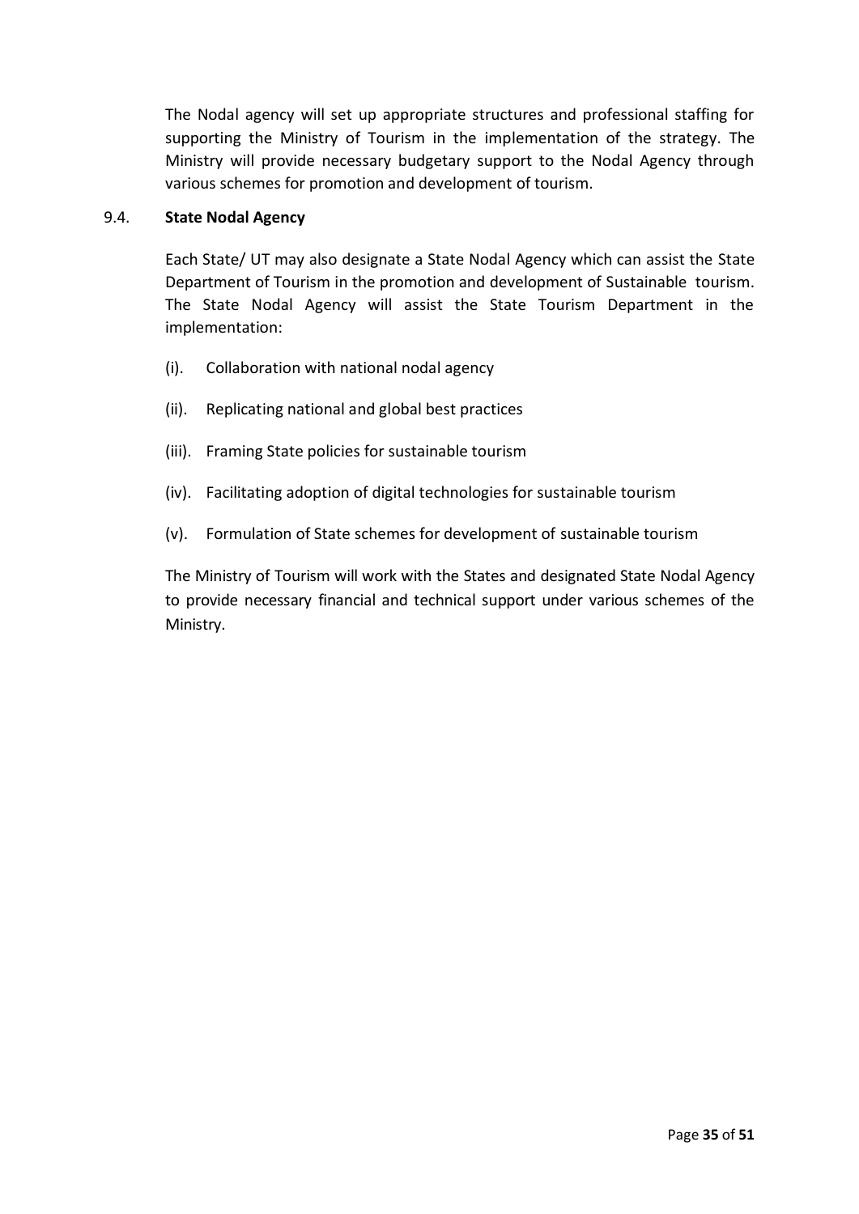The Nodal agency will set up appropriate structures and professional staffing for supporting the Ministry of Tourism in the implementation of the strategy. The Ministry will provide necessary budgetary support to the Nodal Agency through various schemes for promotion and development of tourism.

### 9.4. State Nodal Agency

Each State/ UT may also designate a State Nodal Agency which can assist the State Department of Tourism in the promotion and development of Sustainable tourism. The State Nodal Agency will assist the State Tourism Department in the implementation:

(i). Collaboration with national nodal agency

(ii). Replicating national and global best practices

(iii). Framing State policies for sustainable tourism

(iv). Facilitating adoption of digital technologies for sustainable tourism

(v). Formulation of State schemes for development of sustainable tourism

The Ministry of Tourism will work with the States and designated State Nodal Agency to provide necessary financial and technical support under various schemes of the Ministry.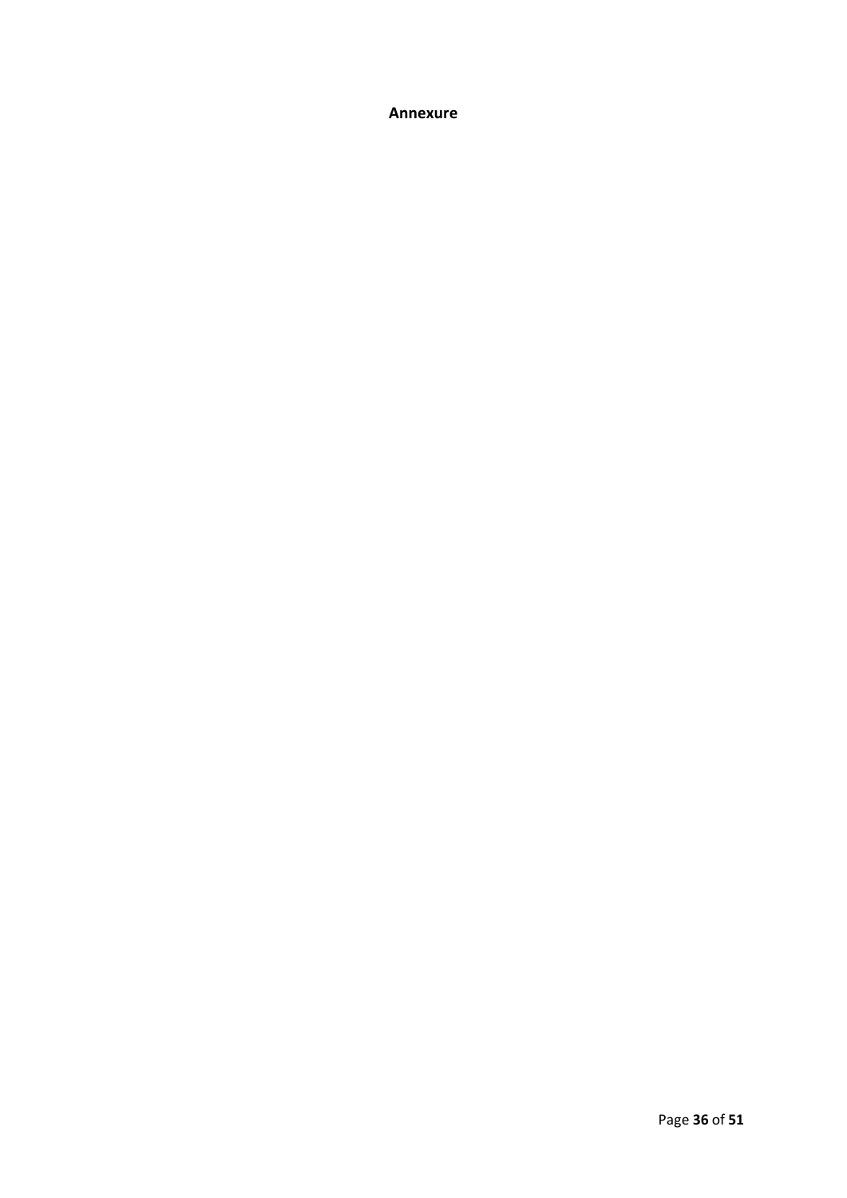**Annexure**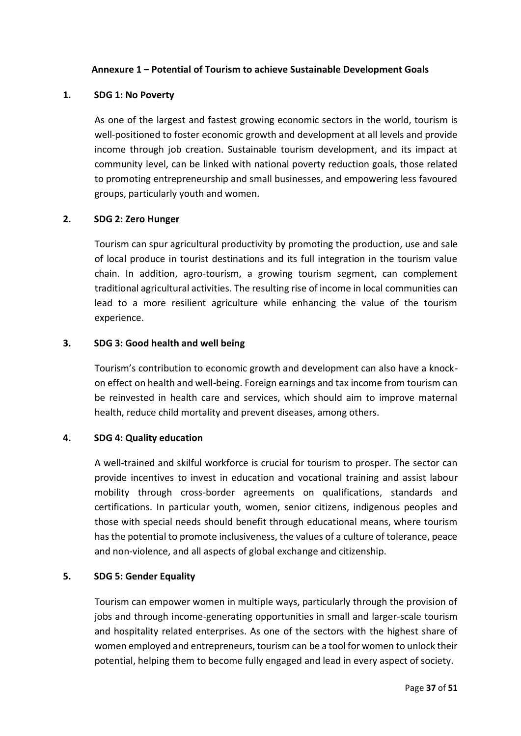## Annexure 1 – Potential of Tourism to achieve Sustainable Development Goals

### 1. SDG 1: No Poverty

As one of the largest and fastest growing economic sectors in the world, tourism is well-positioned to foster economic growth and development at all levels and provide income through job creation. Sustainable tourism development, and its impact at community level, can be linked with national poverty reduction goals, those related to promoting entrepreneurship and small businesses, and empowering less favoured groups, particularly youth and women.

### 2. SDG 2: Zero Hunger

Tourism can spur agricultural productivity by promoting the production, use and sale of local produce in tourist destinations and its full integration in the tourism value chain. In addition, agro-tourism, a growing tourism segment, can complement traditional agricultural activities. The resulting rise of income in local communities can lead to a more resilient agriculture while enhancing the value of the tourism experience.

### 3. SDG 3: Good health and well being

Tourism's contribution to economic growth and development can also have a knock-on effect on health and well-being. Foreign earnings and tax income from tourism can be reinvested in health care and services, which should aim to improve maternal health, reduce child mortality and prevent diseases, among others.

### 4. SDG 4: Quality education

A well-trained and skilful workforce is crucial for tourism to prosper. The sector can provide incentives to invest in education and vocational training and assist labour mobility through cross-border agreements on qualifications, standards and certifications. In particular youth, women, senior citizens, indigenous peoples and those with special needs should benefit through educational means, where tourism has the potential to promote inclusiveness, the values of a culture of tolerance, peace and non-violence, and all aspects of global exchange and citizenship.

### 5. SDG 5: Gender Equality

Tourism can empower women in multiple ways, particularly through the provision of jobs and through income-generating opportunities in small and larger-scale tourism and hospitality related enterprises. As one of the sectors with the highest share of women employed and entrepreneurs, tourism can be a tool for women to unlock their potential, helping them to become fully engaged and lead in every aspect of society.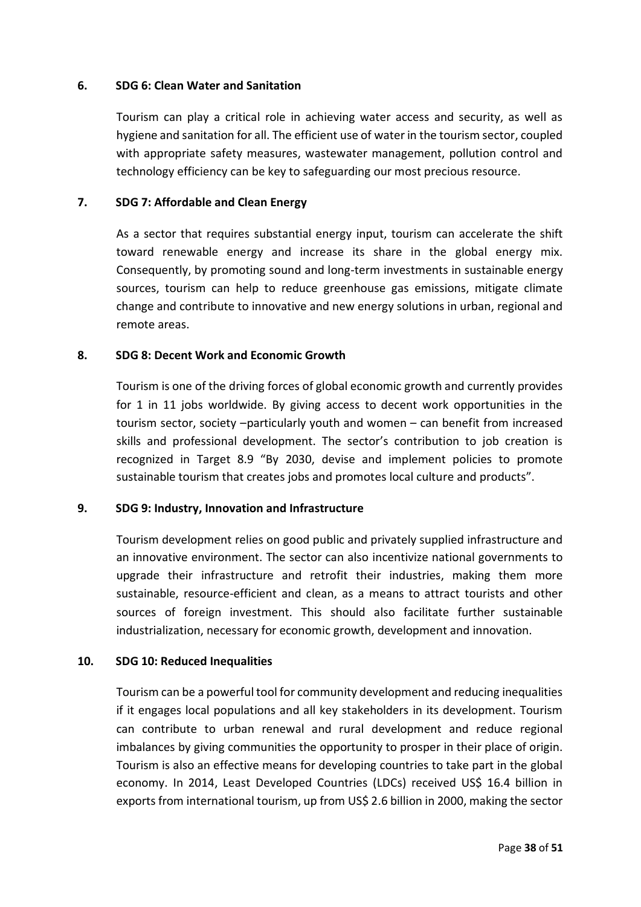### 6. SDG 6: Clean Water and Sanitation

Tourism can play a critical role in achieving water access and security, as well as hygiene and sanitation for all. The efficient use of water in the tourism sector, coupled with appropriate safety measures, wastewater management, pollution control and technology efficiency can be key to safeguarding our most precious resource.

### 7. SDG 7: Affordable and Clean Energy

As a sector that requires substantial energy input, tourism can accelerate the shift toward renewable energy and increase its share in the global energy mix. Consequently, by promoting sound and long-term investments in sustainable energy sources, tourism can help to reduce greenhouse gas emissions, mitigate climate change and contribute to innovative and new energy solutions in urban, regional and remote areas.

### 8. SDG 8: Decent Work and Economic Growth

Tourism is one of the driving forces of global economic growth and currently provides for 1 in 11 jobs worldwide. By giving access to decent work opportunities in the tourism sector, society –particularly youth and women – can benefit from increased skills and professional development. The sector's contribution to job creation is recognized in Target 8.9 "By 2030, devise and implement policies to promote sustainable tourism that creates jobs and promotes local culture and products".

### 9. SDG 9: Industry, Innovation and Infrastructure

Tourism development relies on good public and privately supplied infrastructure and an innovative environment. The sector can also incentivize national governments to upgrade their infrastructure and retrofit their industries, making them more sustainable, resource-efficient and clean, as a means to attract tourists and other sources of foreign investment. This should also facilitate further sustainable industrialization, necessary for economic growth, development and innovation.

### 10. SDG 10: Reduced Inequalities

Tourism can be a powerful tool for community development and reducing inequalities if it engages local populations and all key stakeholders in its development. Tourism can contribute to urban renewal and rural development and reduce regional imbalances by giving communities the opportunity to prosper in their place of origin. Tourism is also an effective means for developing countries to take part in the global economy. In 2014, Least Developed Countries (LDCs) received US$ 16.4 billion in exports from international tourism, up from US$ 2.6 billion in 2000, making the sector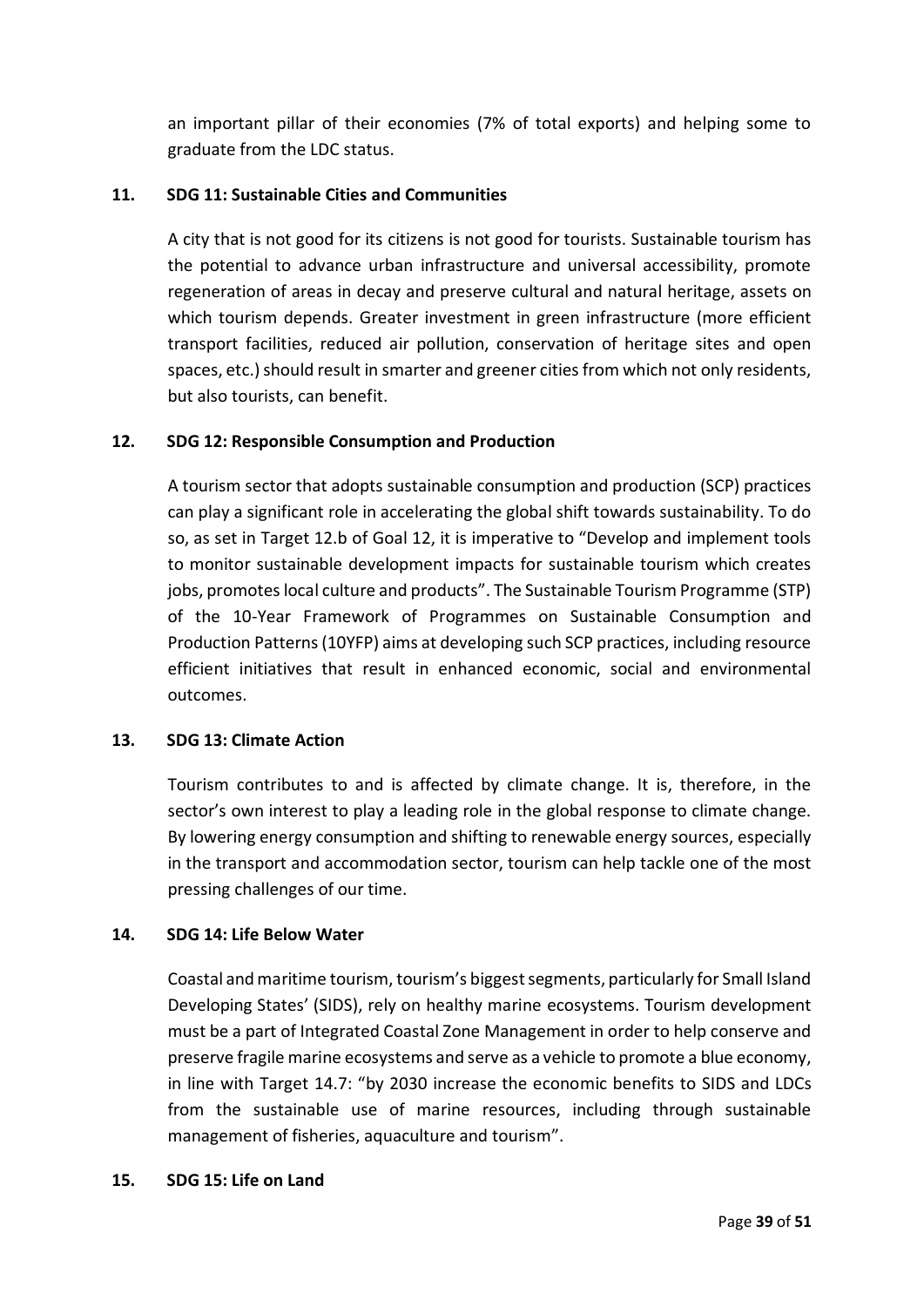an important pillar of their economies (7% of total exports) and helping some to graduate from the LDC status.

### 11. SDG 11: Sustainable Cities and Communities

A city that is not good for its citizens is not good for tourists. Sustainable tourism has the potential to advance urban infrastructure and universal accessibility, promote regeneration of areas in decay and preserve cultural and natural heritage, assets on which tourism depends. Greater investment in green infrastructure (more efficient transport facilities, reduced air pollution, conservation of heritage sites and open spaces, etc.) should result in smarter and greener cities from which not only residents, but also tourists, can benefit.

### 12. SDG 12: Responsible Consumption and Production

A tourism sector that adopts sustainable consumption and production (SCP) practices can play a significant role in accelerating the global shift towards sustainability. To do so, as set in Target 12.b of Goal 12, it is imperative to "Develop and implement tools to monitor sustainable development impacts for sustainable tourism which creates jobs, promotes local culture and products". The Sustainable Tourism Programme (STP) of the 10-Year Framework of Programmes on Sustainable Consumption and Production Patterns (10YFP) aims at developing such SCP practices, including resource efficient initiatives that result in enhanced economic, social and environmental outcomes.

### 13. SDG 13: Climate Action

Tourism contributes to and is affected by climate change. It is, therefore, in the sector's own interest to play a leading role in the global response to climate change. By lowering energy consumption and shifting to renewable energy sources, especially in the transport and accommodation sector, tourism can help tackle one of the most pressing challenges of our time.

### 14. SDG 14: Life Below Water

Coastal and maritime tourism, tourism's biggest segments, particularly for Small Island Developing States' (SIDS), rely on healthy marine ecosystems. Tourism development must be a part of Integrated Coastal Zone Management in order to help conserve and preserve fragile marine ecosystems and serve as a vehicle to promote a blue economy, in line with Target 14.7: "by 2030 increase the economic benefits to SIDS and LDCs from the sustainable use of marine resources, including through sustainable management of fisheries, aquaculture and tourism".

### 15. SDG 15: Life on Land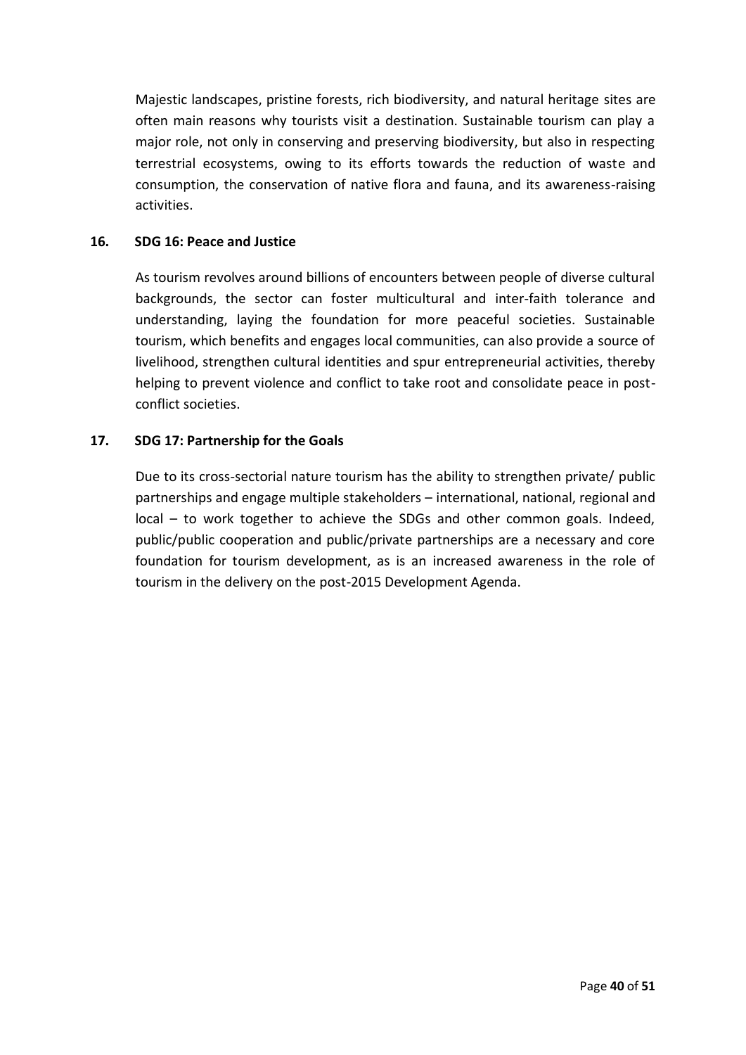Majestic landscapes, pristine forests, rich biodiversity, and natural heritage sites are often main reasons why tourists visit a destination. Sustainable tourism can play a major role, not only in conserving and preserving biodiversity, but also in respecting terrestrial ecosystems, owing to its efforts towards the reduction of waste and consumption, the conservation of native flora and fauna, and its awareness-raising activities.

### 16. SDG 16: Peace and Justice

As tourism revolves around billions of encounters between people of diverse cultural backgrounds, the sector can foster multicultural and inter-faith tolerance and understanding, laying the foundation for more peaceful societies. Sustainable tourism, which benefits and engages local communities, can also provide a source of livelihood, strengthen cultural identities and spur entrepreneurial activities, thereby helping to prevent violence and conflict to take root and consolidate peace in post-conflict societies.

### 17. SDG 17: Partnership for the Goals

Due to its cross-sectorial nature tourism has the ability to strengthen private/ public partnerships and engage multiple stakeholders – international, national, regional and local – to work together to achieve the SDGs and other common goals. Indeed, public/public cooperation and public/private partnerships are a necessary and core foundation for tourism development, as is an increased awareness in the role of tourism in the delivery on the post-2015 Development Agenda.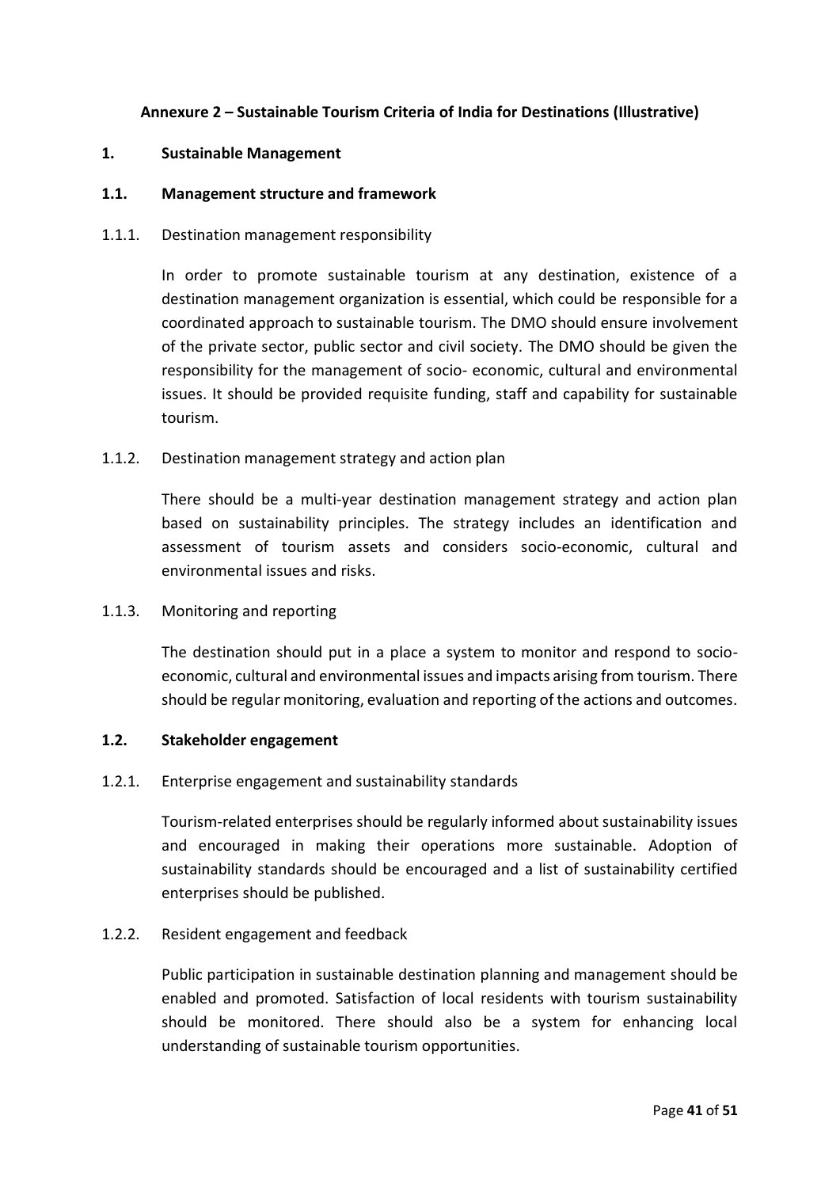**Annexure 2 – Sustainable Tourism Criteria of India for Destinations (Illustrative)**

## 1. Sustainable Management

### 1.1. Management structure and framework

1.1.1. Destination management responsibility

In order to promote sustainable tourism at any destination, existence of a destination management organization is essential, which could be responsible for a coordinated approach to sustainable tourism. The DMO should ensure involvement of the private sector, public sector and civil society. The DMO should be given the responsibility for the management of socio- economic, cultural and environmental issues. It should be provided requisite funding, staff and capability for sustainable tourism.

1.1.2. Destination management strategy and action plan

There should be a multi-year destination management strategy and action plan based on sustainability principles. The strategy includes an identification and assessment of tourism assets and considers socio-economic, cultural and environmental issues and risks.

1.1.3. Monitoring and reporting

The destination should put in a place a system to monitor and respond to socio-economic, cultural and environmental issues and impacts arising from tourism. There should be regular monitoring, evaluation and reporting of the actions and outcomes.

### 1.2. Stakeholder engagement

1.2.1. Enterprise engagement and sustainability standards

Tourism-related enterprises should be regularly informed about sustainability issues and encouraged in making their operations more sustainable. Adoption of sustainability standards should be encouraged and a list of sustainability certified enterprises should be published.

1.2.2. Resident engagement and feedback

Public participation in sustainable destination planning and management should be enabled and promoted. Satisfaction of local residents with tourism sustainability should be monitored. There should also be a system for enhancing local understanding of sustainable tourism opportunities.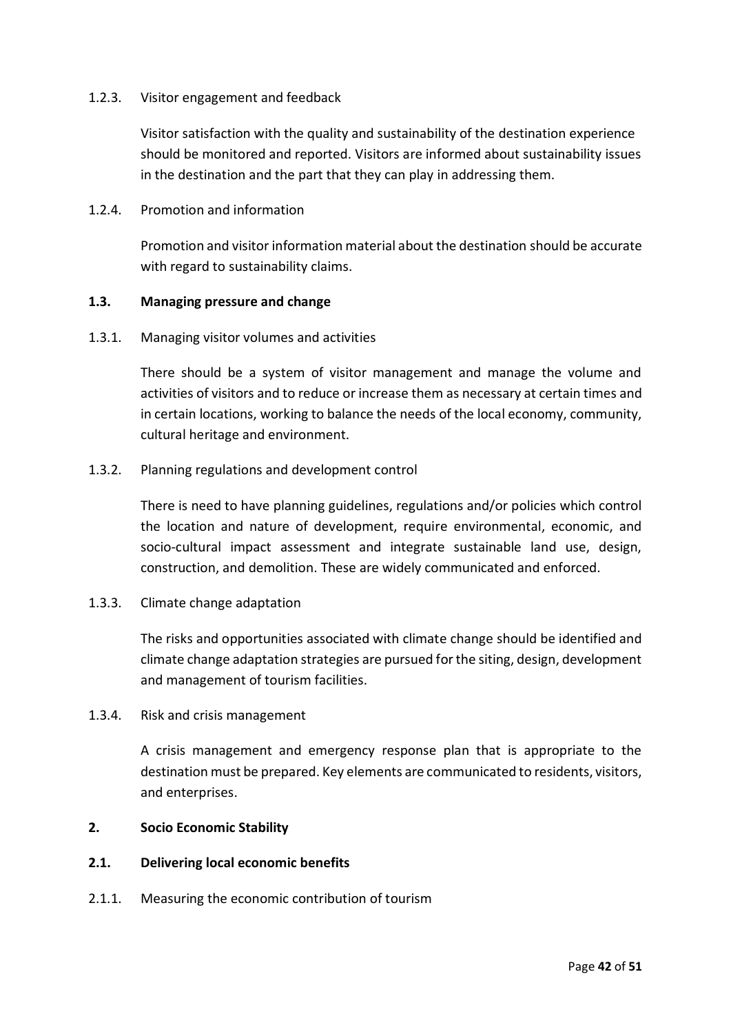1.2.3. Visitor engagement and feedback

Visitor satisfaction with the quality and sustainability of the destination experience should be monitored and reported. Visitors are informed about sustainability issues in the destination and the part that they can play in addressing them.

1.2.4. Promotion and information

Promotion and visitor information material about the destination should be accurate with regard to sustainability claims.

**1.3. Managing pressure and change**

1.3.1. Managing visitor volumes and activities

There should be a system of visitor management and manage the volume and activities of visitors and to reduce or increase them as necessary at certain times and in certain locations, working to balance the needs of the local economy, community, cultural heritage and environment.

1.3.2. Planning regulations and development control

There is need to have planning guidelines, regulations and/or policies which control the location and nature of development, require environmental, economic, and socio-cultural impact assessment and integrate sustainable land use, design, construction, and demolition. These are widely communicated and enforced.

1.3.3. Climate change adaptation

The risks and opportunities associated with climate change should be identified and climate change adaptation strategies are pursued for the siting, design, development and management of tourism facilities.

1.3.4. Risk and crisis management

A crisis management and emergency response plan that is appropriate to the destination must be prepared. Key elements are communicated to residents, visitors, and enterprises.

**2. Socio Economic Stability**

**2.1. Delivering local economic benefits**

2.1.1. Measuring the economic contribution of tourism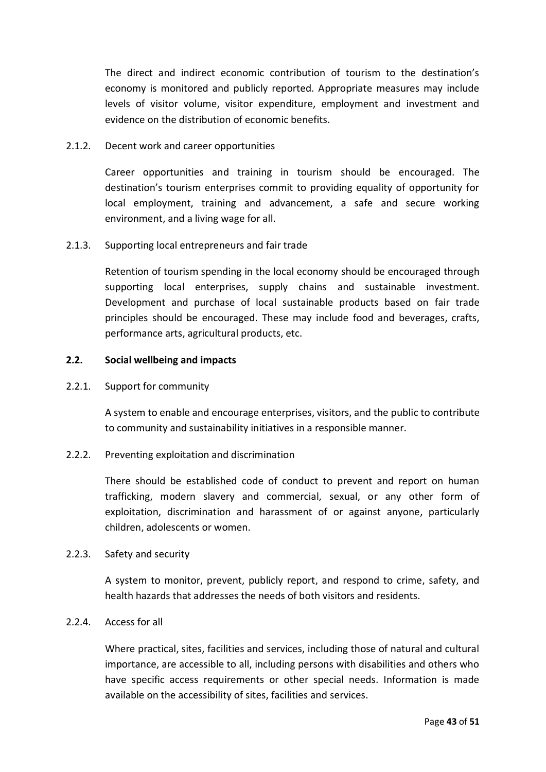The direct and indirect economic contribution of tourism to the destination's economy is monitored and publicly reported. Appropriate measures may include levels of visitor volume, visitor expenditure, employment and investment and evidence on the distribution of economic benefits.

2.1.2. Decent work and career opportunities

Career opportunities and training in tourism should be encouraged. The destination's tourism enterprises commit to providing equality of opportunity for local employment, training and advancement, a safe and secure working environment, and a living wage for all.

2.1.3. Supporting local entrepreneurs and fair trade

Retention of tourism spending in the local economy should be encouraged through supporting local enterprises, supply chains and sustainable investment. Development and purchase of local sustainable products based on fair trade principles should be encouraged. These may include food and beverages, crafts, performance arts, agricultural products, etc.

### 2.2. Social wellbeing and impacts

2.2.1. Support for community

A system to enable and encourage enterprises, visitors, and the public to contribute to community and sustainability initiatives in a responsible manner.

2.2.2. Preventing exploitation and discrimination

There should be established code of conduct to prevent and report on human trafficking, modern slavery and commercial, sexual, or any other form of exploitation, discrimination and harassment of or against anyone, particularly children, adolescents or women.

2.2.3. Safety and security

A system to monitor, prevent, publicly report, and respond to crime, safety, and health hazards that addresses the needs of both visitors and residents.

2.2.4. Access for all

Where practical, sites, facilities and services, including those of natural and cultural importance, are accessible to all, including persons with disabilities and others who have specific access requirements or other special needs. Information is made available on the accessibility of sites, facilities and services.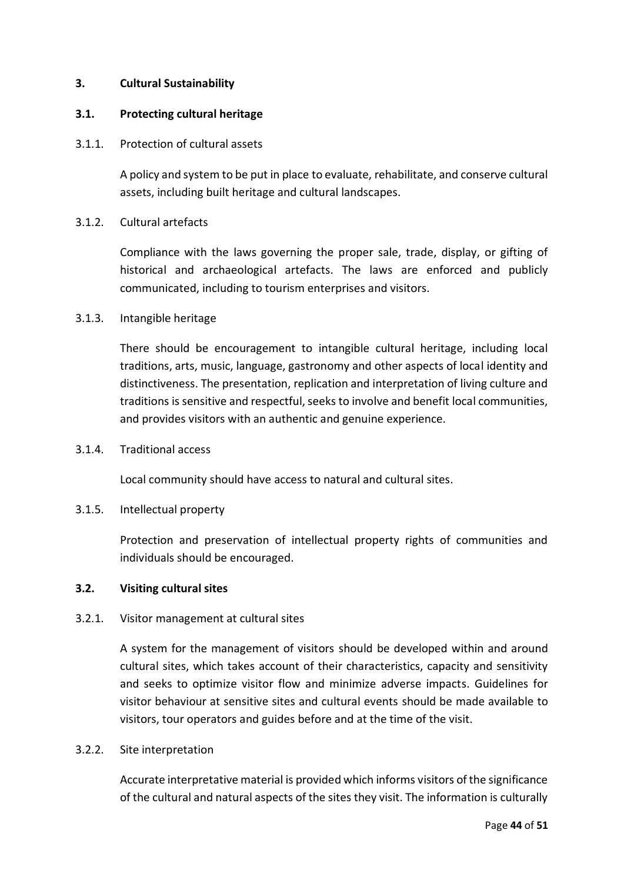## 3. Cultural Sustainability

### 3.1. Protecting cultural heritage

#### 3.1.1. Protection of cultural assets

A policy and system to be put in place to evaluate, rehabilitate, and conserve cultural assets, including built heritage and cultural landscapes.

#### 3.1.2. Cultural artefacts

Compliance with the laws governing the proper sale, trade, display, or gifting of historical and archaeological artefacts. The laws are enforced and publicly communicated, including to tourism enterprises and visitors.

#### 3.1.3. Intangible heritage

There should be encouragement to intangible cultural heritage, including local traditions, arts, music, language, gastronomy and other aspects of local identity and distinctiveness. The presentation, replication and interpretation of living culture and traditions is sensitive and respectful, seeks to involve and benefit local communities, and provides visitors with an authentic and genuine experience.

#### 3.1.4. Traditional access

Local community should have access to natural and cultural sites.

#### 3.1.5. Intellectual property

Protection and preservation of intellectual property rights of communities and individuals should be encouraged.

### 3.2. Visiting cultural sites

#### 3.2.1. Visitor management at cultural sites

A system for the management of visitors should be developed within and around cultural sites, which takes account of their characteristics, capacity and sensitivity and seeks to optimize visitor flow and minimize adverse impacts. Guidelines for visitor behaviour at sensitive sites and cultural events should be made available to visitors, tour operators and guides before and at the time of the visit.

#### 3.2.2. Site interpretation

Accurate interpretative material is provided which informs visitors of the significance of the cultural and natural aspects of the sites they visit. The information is culturally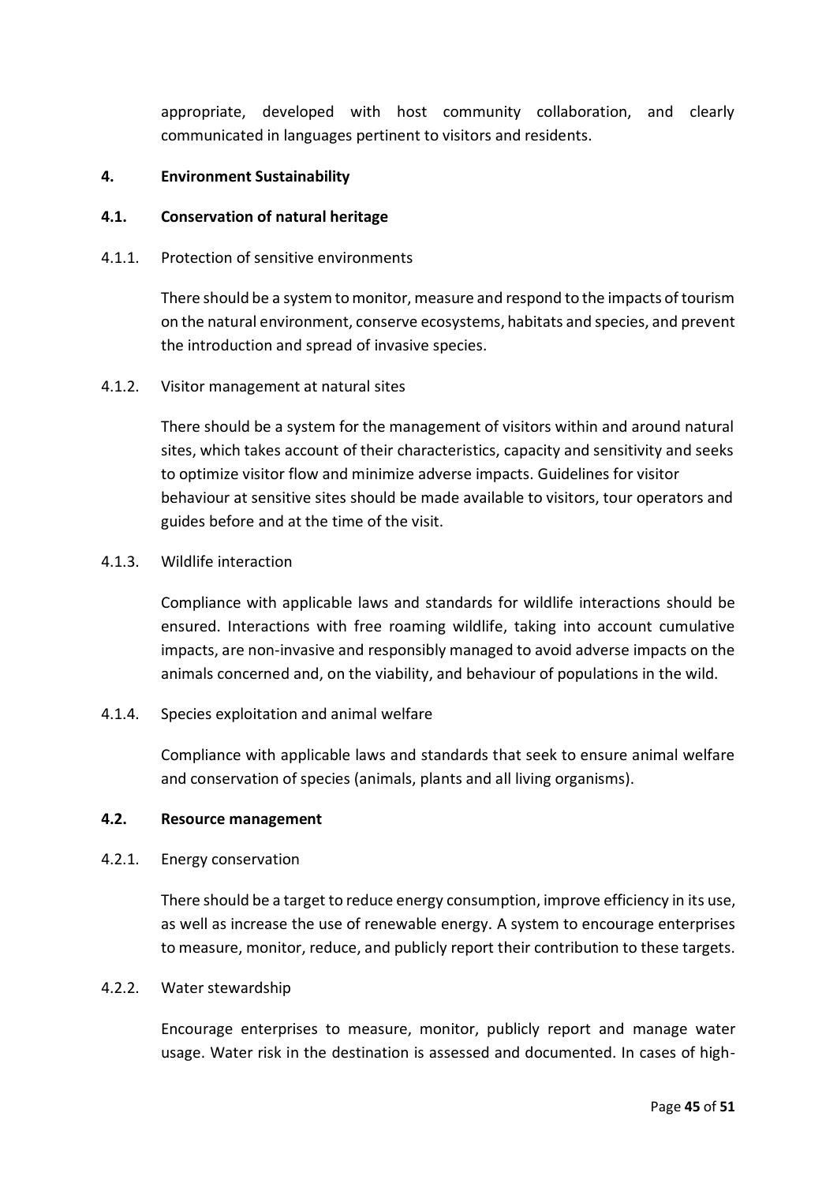appropriate, developed with host community collaboration, and clearly communicated in languages pertinent to visitors and residents.

## 4. Environment Sustainability

### 4.1. Conservation of natural heritage

4.1.1. Protection of sensitive environments

There should be a system to monitor, measure and respond to the impacts of tourism on the natural environment, conserve ecosystems, habitats and species, and prevent the introduction and spread of invasive species.

4.1.2. Visitor management at natural sites

There should be a system for the management of visitors within and around natural sites, which takes account of their characteristics, capacity and sensitivity and seeks to optimize visitor flow and minimize adverse impacts. Guidelines for visitor behaviour at sensitive sites should be made available to visitors, tour operators and guides before and at the time of the visit.

4.1.3. Wildlife interaction

Compliance with applicable laws and standards for wildlife interactions should be ensured. Interactions with free roaming wildlife, taking into account cumulative impacts, are non-invasive and responsibly managed to avoid adverse impacts on the animals concerned and, on the viability, and behaviour of populations in the wild.

4.1.4. Species exploitation and animal welfare

Compliance with applicable laws and standards that seek to ensure animal welfare and conservation of species (animals, plants and all living organisms).

### 4.2. Resource management

4.2.1. Energy conservation

There should be a target to reduce energy consumption, improve efficiency in its use, as well as increase the use of renewable energy. A system to encourage enterprises to measure, monitor, reduce, and publicly report their contribution to these targets.

4.2.2. Water stewardship

Encourage enterprises to measure, monitor, publicly report and manage water usage. Water risk in the destination is assessed and documented. In cases of high-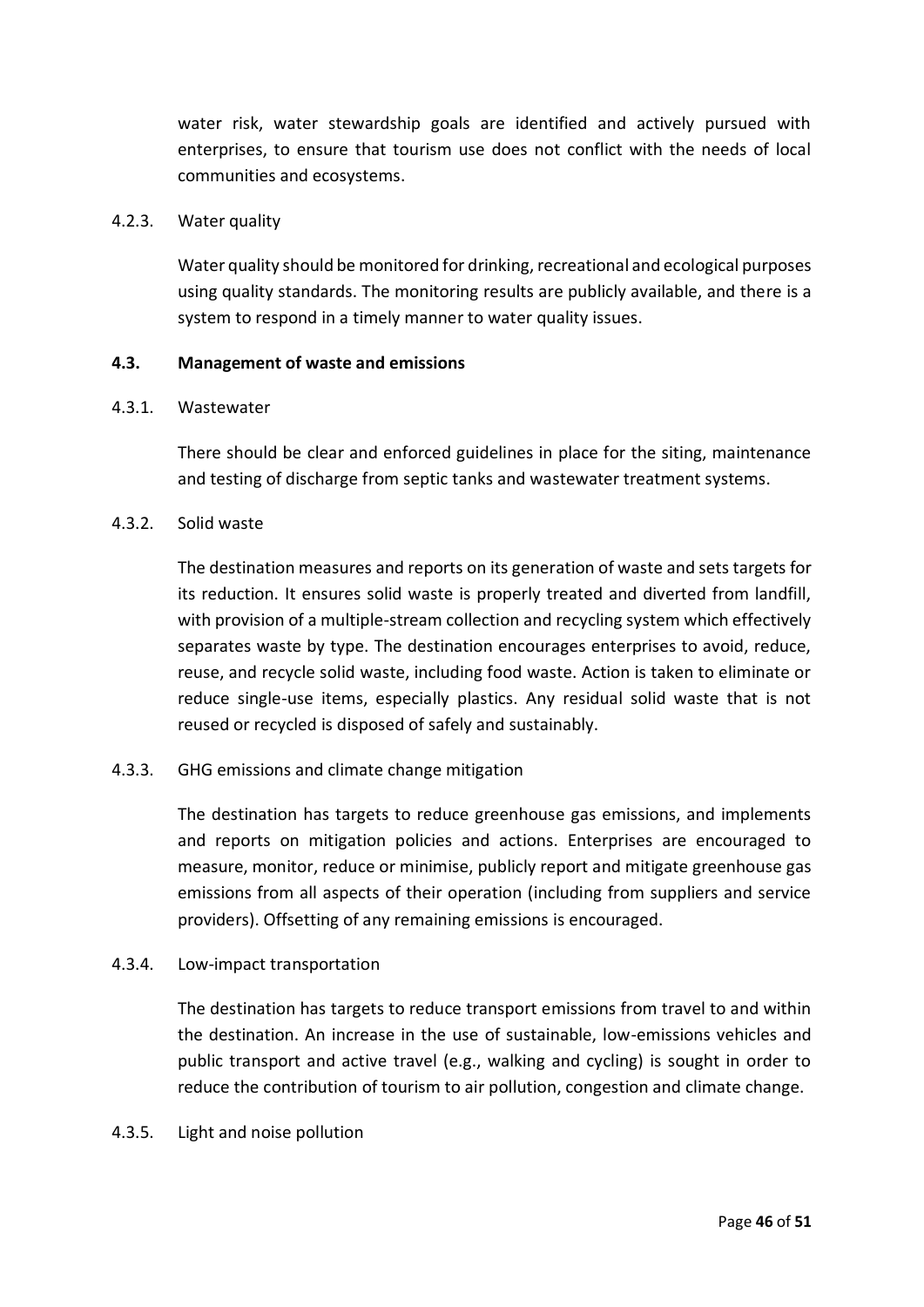water risk, water stewardship goals are identified and actively pursued with enterprises, to ensure that tourism use does not conflict with the needs of local communities and ecosystems.

4.2.3. Water quality

Water quality should be monitored for drinking, recreational and ecological purposes using quality standards. The monitoring results are publicly available, and there is a system to respond in a timely manner to water quality issues.

### 4.3. Management of waste and emissions

4.3.1. Wastewater

There should be clear and enforced guidelines in place for the siting, maintenance and testing of discharge from septic tanks and wastewater treatment systems.

4.3.2. Solid waste

The destination measures and reports on its generation of waste and sets targets for its reduction. It ensures solid waste is properly treated and diverted from landfill, with provision of a multiple-stream collection and recycling system which effectively separates waste by type. The destination encourages enterprises to avoid, reduce, reuse, and recycle solid waste, including food waste. Action is taken to eliminate or reduce single-use items, especially plastics. Any residual solid waste that is not reused or recycled is disposed of safely and sustainably.

4.3.3. GHG emissions and climate change mitigation

The destination has targets to reduce greenhouse gas emissions, and implements and reports on mitigation policies and actions. Enterprises are encouraged to measure, monitor, reduce or minimise, publicly report and mitigate greenhouse gas emissions from all aspects of their operation (including from suppliers and service providers). Offsetting of any remaining emissions is encouraged.

4.3.4. Low-impact transportation

The destination has targets to reduce transport emissions from travel to and within the destination. An increase in the use of sustainable, low-emissions vehicles and public transport and active travel (e.g., walking and cycling) is sought in order to reduce the contribution of tourism to air pollution, congestion and climate change.

4.3.5. Light and noise pollution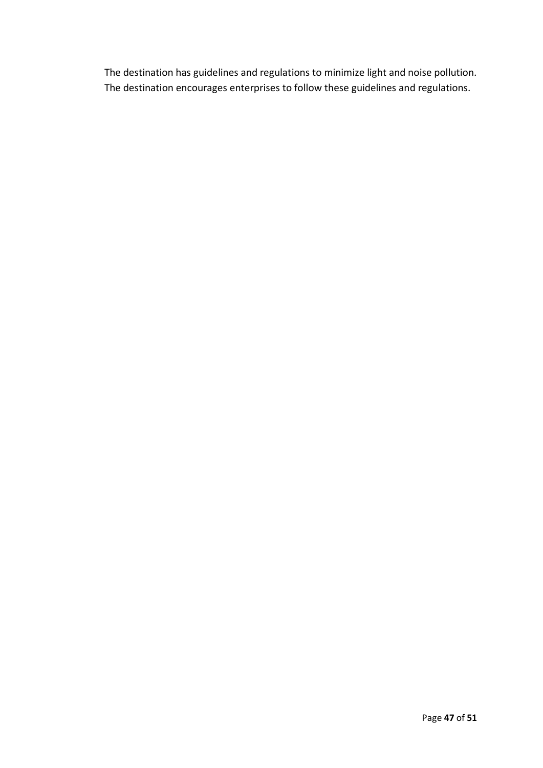The destination has guidelines and regulations to minimize light and noise pollution. The destination encourages enterprises to follow these guidelines and regulations.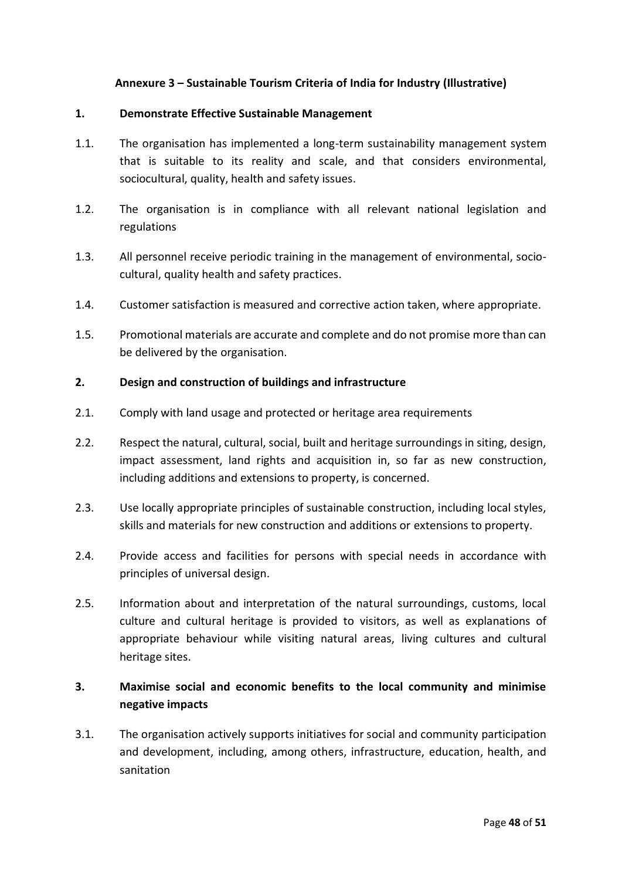**Annexure 3 – Sustainable Tourism Criteria of India for Industry (Illustrative)**

**1. Demonstrate Effective Sustainable Management**

1.1. The organisation has implemented a long-term sustainability management system that is suitable to its reality and scale, and that considers environmental, sociocultural, quality, health and safety issues.

1.2. The organisation is in compliance with all relevant national legislation and regulations

1.3. All personnel receive periodic training in the management of environmental, socio-cultural, quality health and safety practices.

1.4. Customer satisfaction is measured and corrective action taken, where appropriate.

1.5. Promotional materials are accurate and complete and do not promise more than can be delivered by the organisation.

**2. Design and construction of buildings and infrastructure**

2.1. Comply with land usage and protected or heritage area requirements

2.2. Respect the natural, cultural, social, built and heritage surroundings in siting, design, impact assessment, land rights and acquisition in, so far as new construction, including additions and extensions to property, is concerned.

2.3. Use locally appropriate principles of sustainable construction, including local styles, skills and materials for new construction and additions or extensions to property.

2.4. Provide access and facilities for persons with special needs in accordance with principles of universal design.

2.5. Information about and interpretation of the natural surroundings, customs, local culture and cultural heritage is provided to visitors, as well as explanations of appropriate behaviour while visiting natural areas, living cultures and cultural heritage sites.

**3. Maximise social and economic benefits to the local community and minimise negative impacts**

3.1. The organisation actively supports initiatives for social and community participation and development, including, among others, infrastructure, education, health, and sanitation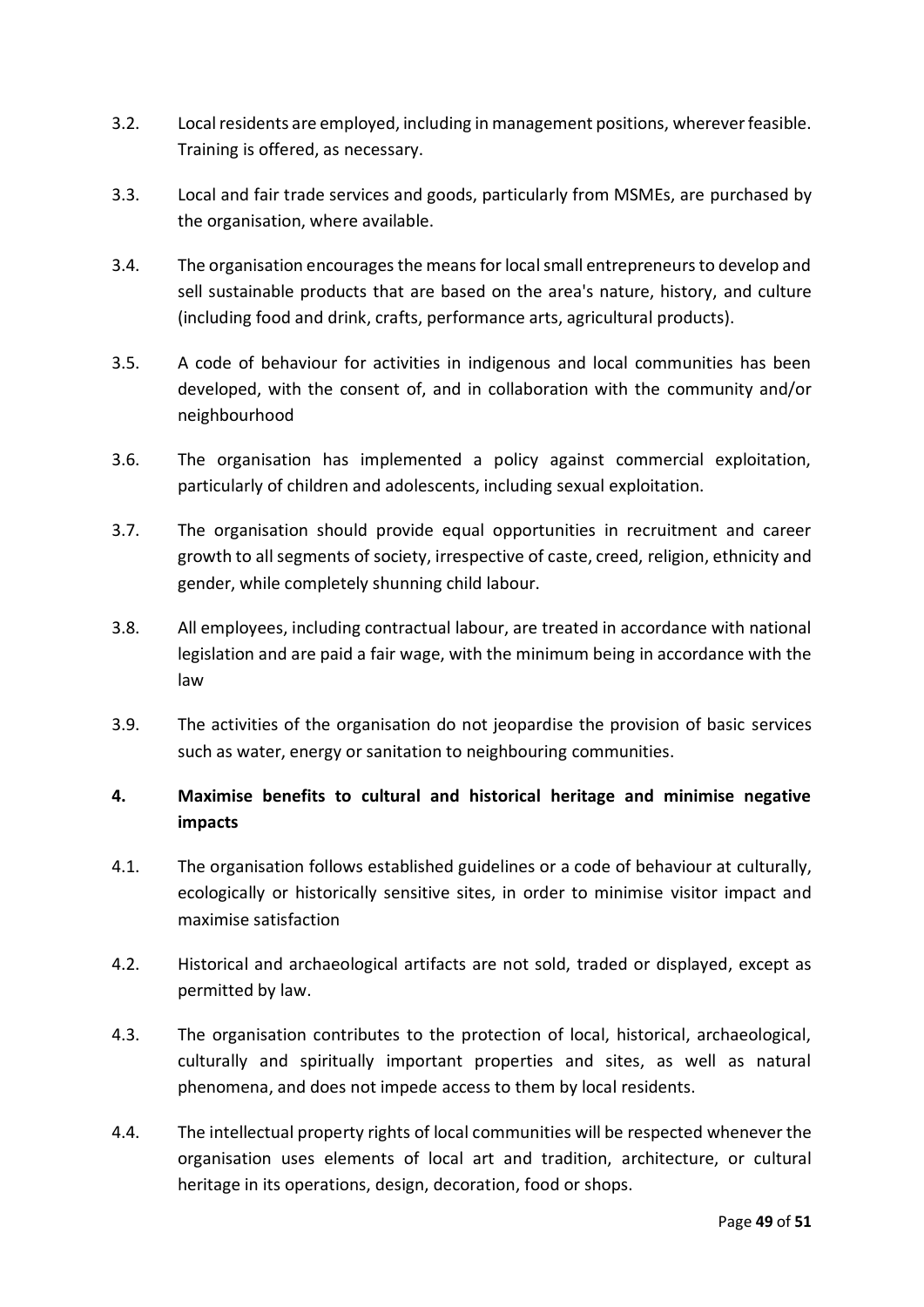3.2. Local residents are employed, including in management positions, wherever feasible. Training is offered, as necessary.

3.3. Local and fair trade services and goods, particularly from MSMEs, are purchased by the organisation, where available.

3.4. The organisation encourages the means for local small entrepreneurs to develop and sell sustainable products that are based on the area's nature, history, and culture (including food and drink, crafts, performance arts, agricultural products).

3.5. A code of behaviour for activities in indigenous and local communities has been developed, with the consent of, and in collaboration with the community and/or neighbourhood

3.6. The organisation has implemented a policy against commercial exploitation, particularly of children and adolescents, including sexual exploitation.

3.7. The organisation should provide equal opportunities in recruitment and career growth to all segments of society, irrespective of caste, creed, religion, ethnicity and gender, while completely shunning child labour.

3.8. All employees, including contractual labour, are treated in accordance with national legislation and are paid a fair wage, with the minimum being in accordance with the law

3.9. The activities of the organisation do not jeopardise the provision of basic services such as water, energy or sanitation to neighbouring communities.

## 4. Maximise benefits to cultural and historical heritage and minimise negative impacts

4.1. The organisation follows established guidelines or a code of behaviour at culturally, ecologically or historically sensitive sites, in order to minimise visitor impact and maximise satisfaction

4.2. Historical and archaeological artifacts are not sold, traded or displayed, except as permitted by law.

4.3. The organisation contributes to the protection of local, historical, archaeological, culturally and spiritually important properties and sites, as well as natural phenomena, and does not impede access to them by local residents.

4.4. The intellectual property rights of local communities will be respected whenever the organisation uses elements of local art and tradition, architecture, or cultural heritage in its operations, design, decoration, food or shops.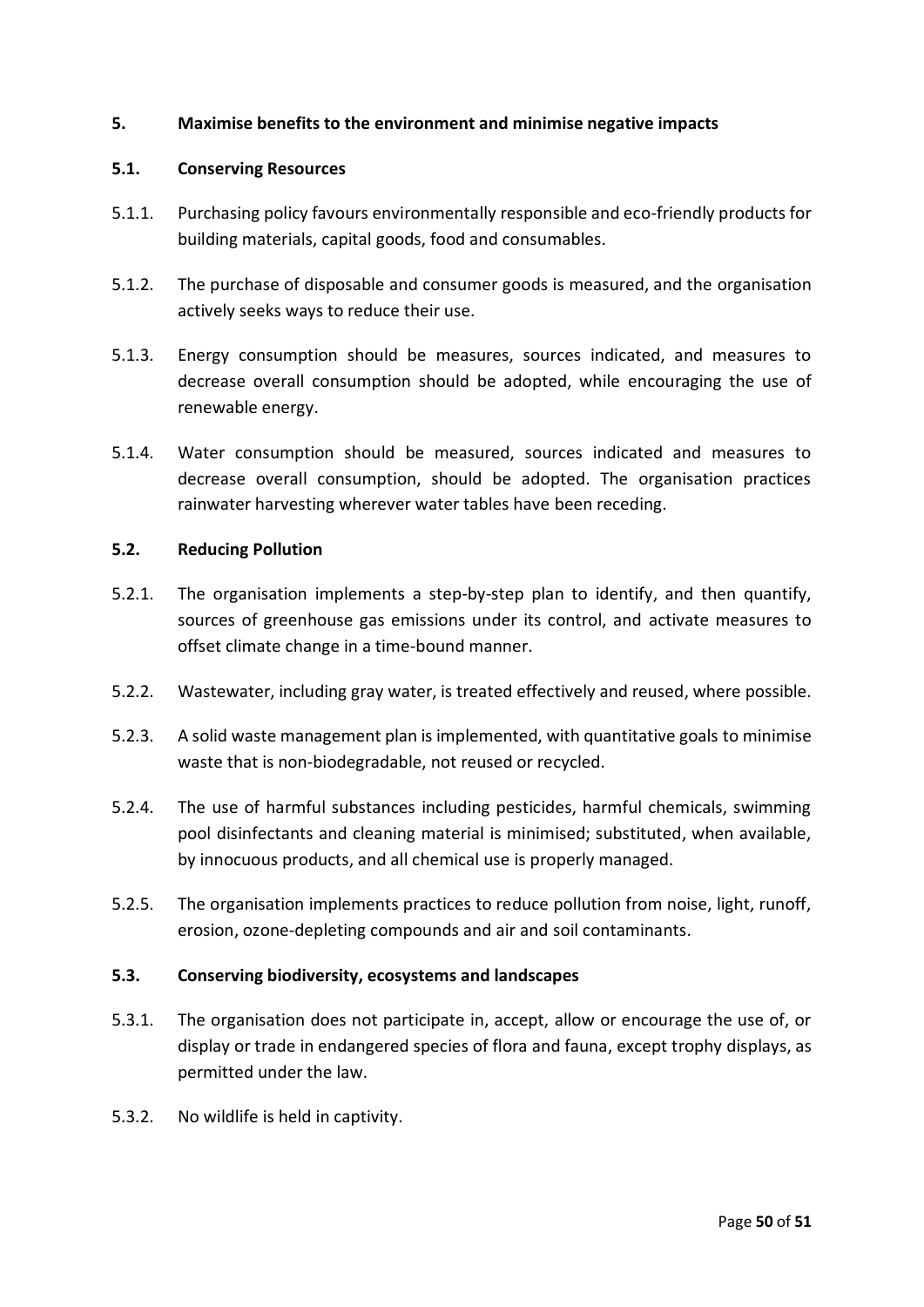## 5. Maximise benefits to the environment and minimise negative impacts

### 5.1. Conserving Resources

5.1.1. Purchasing policy favours environmentally responsible and eco-friendly products for building materials, capital goods, food and consumables.

5.1.2. The purchase of disposable and consumer goods is measured, and the organisation actively seeks ways to reduce their use.

5.1.3. Energy consumption should be measures, sources indicated, and measures to decrease overall consumption should be adopted, while encouraging the use of renewable energy.

5.1.4. Water consumption should be measured, sources indicated and measures to decrease overall consumption, should be adopted. The organisation practices rainwater harvesting wherever water tables have been receding.

### 5.2. Reducing Pollution

5.2.1. The organisation implements a step-by-step plan to identify, and then quantify, sources of greenhouse gas emissions under its control, and activate measures to offset climate change in a time-bound manner.

5.2.2. Wastewater, including gray water, is treated effectively and reused, where possible.

5.2.3. A solid waste management plan is implemented, with quantitative goals to minimise waste that is non-biodegradable, not reused or recycled.

5.2.4. The use of harmful substances including pesticides, harmful chemicals, swimming pool disinfectants and cleaning material is minimised; substituted, when available, by innocuous products, and all chemical use is properly managed.

5.2.5. The organisation implements practices to reduce pollution from noise, light, runoff, erosion, ozone-depleting compounds and air and soil contaminants.

### 5.3. Conserving biodiversity, ecosystems and landscapes

5.3.1. The organisation does not participate in, accept, allow or encourage the use of, or display or trade in endangered species of flora and fauna, except trophy displays, as permitted under the law.

5.3.2. No wildlife is held in captivity.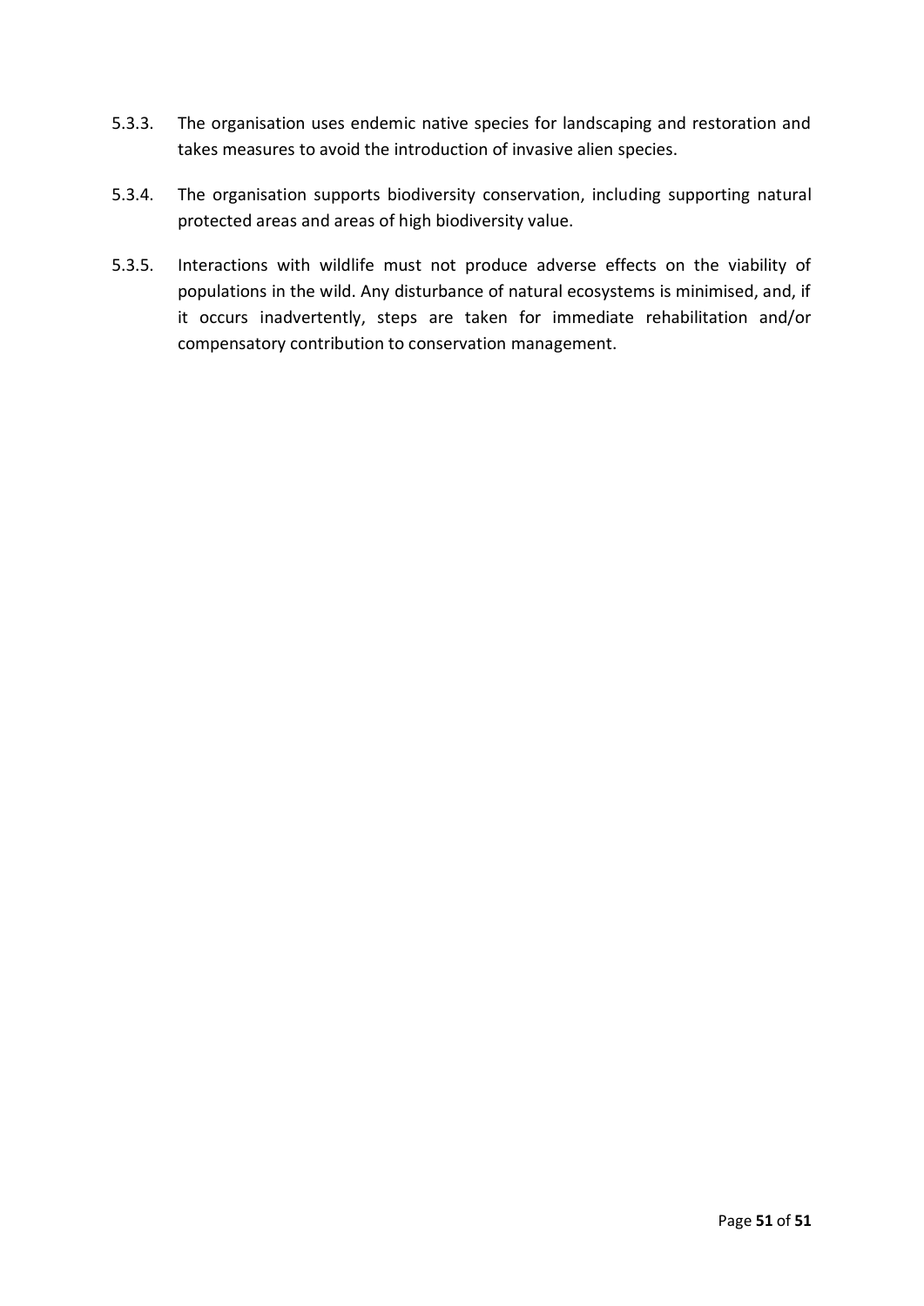5.3.3. The organisation uses endemic native species for landscaping and restoration and takes measures to avoid the introduction of invasive alien species.

5.3.4. The organisation supports biodiversity conservation, including supporting natural protected areas and areas of high biodiversity value.

5.3.5. Interactions with wildlife must not produce adverse effects on the viability of populations in the wild. Any disturbance of natural ecosystems is minimised, and, if it occurs inadvertently, steps are taken for immediate rehabilitation and/or compensatory contribution to conservation management.